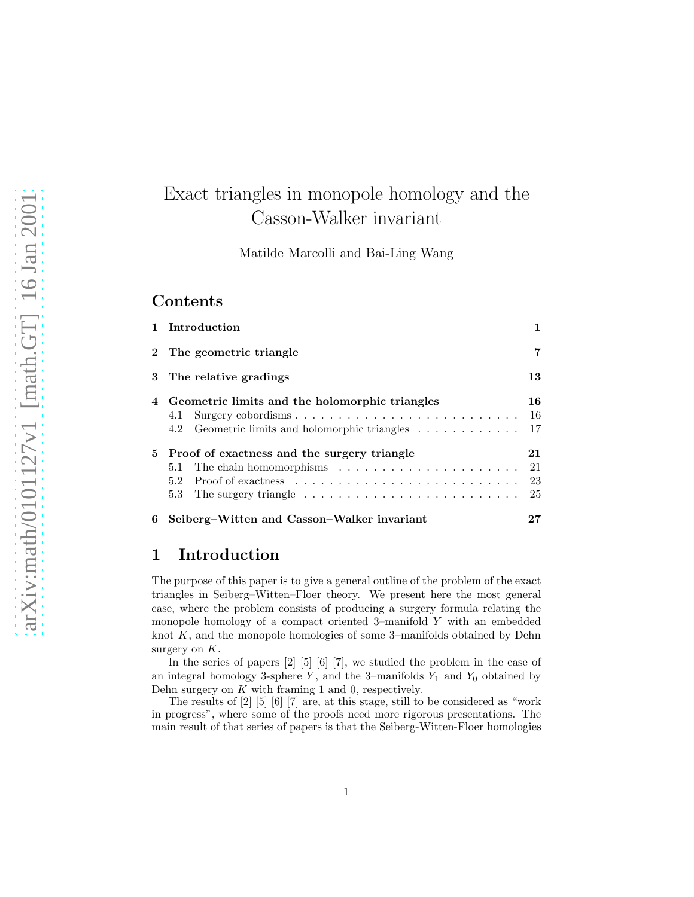# Exact triangles in monopole homology and the Casson-Walker invariant

Matilde Marcolli and Bai-Ling Wang

## Contents

| | | |
|---|---|---|
| **1** | **Introduction** | **1** |
| **2** | **The geometric triangle** | **7** |
| **3** | **The relative gradings** | **13** |
| **4** | **Geometric limits and the holomorphic triangles** | **16** |
| | 4.1 Surgery cobordisms | 16 |
| | 4.2 Geometric limits and holomorphic triangles | 17 |
| **5** | **Proof of exactness and the surgery triangle** | **21** |
| | 5.1 The chain homomorphisms | 21 |
| | 5.2 Proof of exactness | 23 |
| | 5.3 The surgery triangle | 25 |
| **6** | **Seiberg–Witten and Casson–Walker invariant** | **27** |

## 1 Introduction

The purpose of this paper is to give a general outline of the problem of the exact triangles in Seiberg–Witten–Floer theory. We present here the most general case, where the problem consists of producing a surgery formula relating the monopole homology of a compact oriented 3–manifold $Y$ with an embedded knot $K$, and the monopole homologies of some 3–manifolds obtained by Dehn surgery on $K$.

In the series of papers [2] [5] [6] [7], we studied the problem in the case of an integral homology 3-sphere $Y$, and the 3–manifolds $Y_1$ and $Y_0$ obtained by Dehn surgery on $K$ with framing 1 and 0, respectively.

The results of [2] [5] [6] [7] are, at this stage, still to be considered as "work in progress", where some of the proofs need more rigorous presentations. The main result of that series of papers is that the Seiberg-Witten-Floer homologies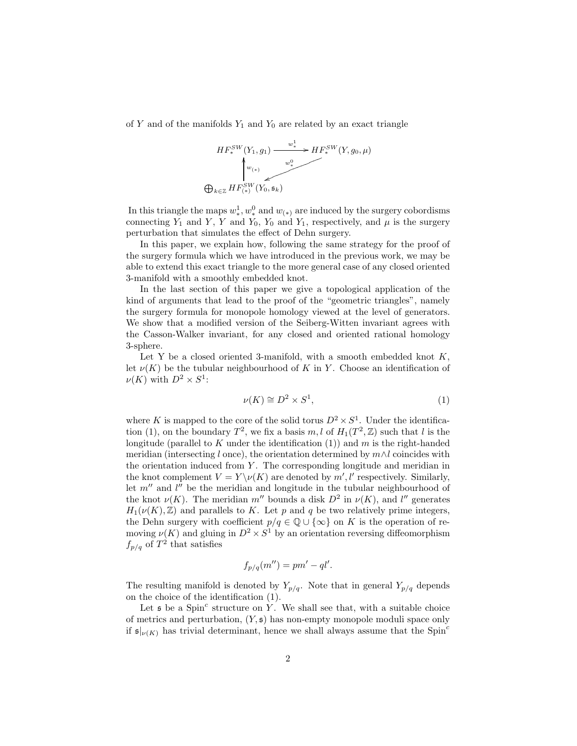of $Y$ and of the manifolds $Y_1$ and $Y_0$ are related by an exact triangle

$$\begin{array}{ccc} HF_*^{SW}(Y_1, g_1) & \xrightarrow{w_*^1} & HF_*^{SW}(Y, g_0, \mu) \\ \uparrow{\scriptstyle w_{(*)}} & \swarrow{\scriptstyle w_*^0} & \\ \bigoplus_{k\in\mathbb{Z}} HF_{(*)}^{SW}(Y_0, \mathfrak{s}_k) & & \end{array}$$

In this triangle the maps $w_*^1, w_*^0$ and $w_{(*)}$ are induced by the surgery cobordisms connecting $Y_1$ and $Y$, $Y$ and $Y_0$, $Y_0$ and $Y_1$, respectively, and $\mu$ is the surgery perturbation that simulates the effect of Dehn surgery.

In this paper, we explain how, following the same strategy for the proof of the surgery formula which we have introduced in the previous work, we may be able to extend this exact triangle to the more general case of any closed oriented 3-manifold with a smoothly embedded knot.

In the last section of this paper we give a topological application of the kind of arguments that lead to the proof of the "geometric triangles", namely the surgery formula for monopole homology viewed at the level of generators. We show that a modified version of the Seiberg-Witten invariant agrees with the Casson-Walker invariant, for any closed and oriented rational homology 3-sphere.

Let Y be a closed oriented 3-manifold, with a smooth embedded knot $K$, let $\nu(K)$ be the tubular neighbourhood of $K$ in $Y$. Choose an identification of $\nu(K)$ with $D^2 \times S^1$:

$$\nu(K) \cong D^2 \times S^1, \tag{1}$$

where $K$ is mapped to the core of the solid torus $D^2 \times S^1$. Under the identification (1), on the boundary $T^2$, we fix a basis $m, l$ of $H_1(T^2, \mathbb{Z})$ such that $l$ is the longitude (parallel to $K$ under the identification (1)) and $m$ is the right-handed meridian (intersecting $l$ once), the orientation determined by $m \wedge l$ coincides with the orientation induced from $Y$. The corresponding longitude and meridian in the knot complement $V = Y \backslash \nu(K)$ are denoted by $m', l'$ respectively. Similarly, let $m''$ and $l''$ be the meridian and longitude in the tubular neighbourhood of the knot $\nu(K)$. The meridian $m''$ bounds a disk $D^2$ in $\nu(K)$, and $l''$ generates $H_1(\nu(K), \mathbb{Z})$ and parallels to $K$. Let $p$ and $q$ be two relatively prime integers, the Dehn surgery with coefficient $p/q \in \mathbb{Q} \cup \{\infty\}$ on $K$ is the operation of removing $\nu(K)$ and gluing in $D^2 \times S^1$ by an orientation reversing diffeomorphism $f_{p/q}$ of $T^2$ that satisfies

$$f_{p/q}(m'') = pm' - ql'.$$

The resulting manifold is denoted by $Y_{p/q}$. Note that in general $Y_{p/q}$ depends on the choice of the identification (1).

Let $\mathfrak{s}$ be a Spin$^c$ structure on $Y$. We shall see that, with a suitable choice of metrics and perturbation, $(Y, \mathfrak{s})$ has non-empty monopole moduli space only if $\mathfrak{s}|_{\nu(K)}$ has trivial determinant, hence we shall always assume that the Spin$^c$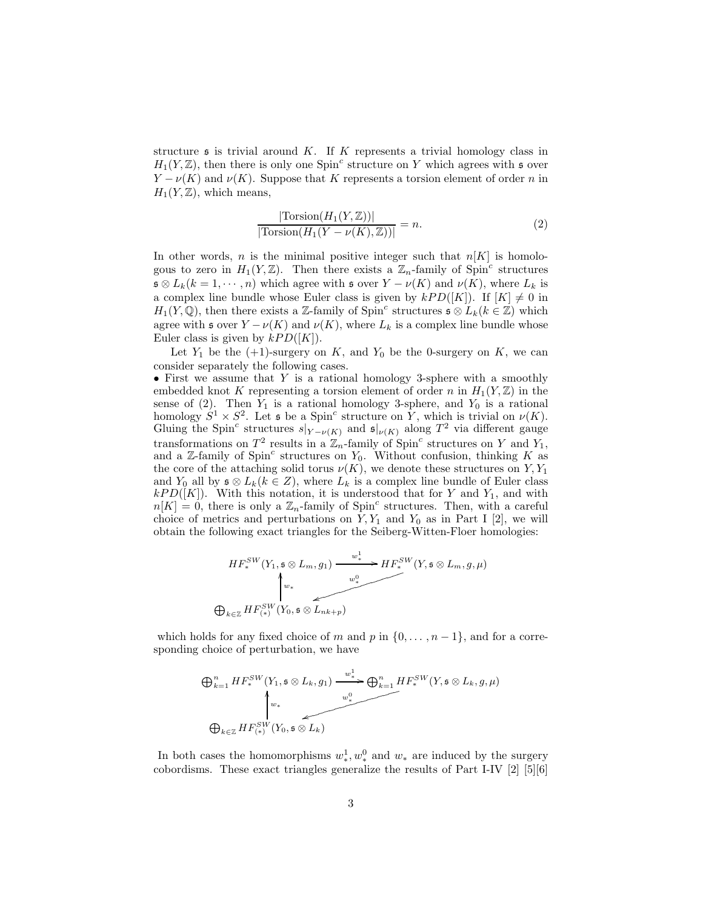structure $\mathfrak{s}$ is trivial around $K$. If $K$ represents a trivial homology class in $H_1(Y, \mathbb{Z})$, then there is only one Spin$^c$ structure on $Y$ which agrees with $\mathfrak{s}$ over $Y - \nu(K)$ and $\nu(K)$. Suppose that $K$ represents a torsion element of order $n$ in $H_1(Y, \mathbb{Z})$, which means,

$$\frac{|\mathrm{Torsion}(H_1(Y, \mathbb{Z}))|}{|\mathrm{Torsion}(H_1(Y - \nu(K), \mathbb{Z}))|} = n. \tag{2}$$

In other words, $n$ is the minimal positive integer such that $n[K]$ is homologous to zero in $H_1(Y, \mathbb{Z})$. Then there exists a $\mathbb{Z}_n$-family of Spin$^c$ structures $\mathfrak{s} \otimes L_k (k = 1, \cdots, n)$ which agree with $\mathfrak{s}$ over $Y - \nu(K)$ and $\nu(K)$, where $L_k$ is a complex line bundle whose Euler class is given by $kPD([K])$. If $[K] \neq 0$ in $H_1(Y, \mathbb{Q})$, then there exists a $\mathbb{Z}$-family of Spin$^c$ structures $\mathfrak{s} \otimes L_k (k \in \mathbb{Z})$ which agree with $\mathfrak{s}$ over $Y - \nu(K)$ and $\nu(K)$, where $L_k$ is a complex line bundle whose Euler class is given by $kPD([K])$.

Let $Y_1$ be the $(+1)$-surgery on $K$, and $Y_0$ be the 0-surgery on $K$, we can consider separately the following cases.

• First we assume that $Y$ is a rational homology 3-sphere with a smoothly embedded knot $K$ representing a torsion element of order $n$ in $H_1(Y, \mathbb{Z})$ in the sense of (2). Then $Y_1$ is a rational homology 3-sphere, and $Y_0$ is a rational homology $S^1 \times S^2$. Let $\mathfrak{s}$ be a Spin$^c$ structure on $Y$, which is trivial on $\nu(K)$. Gluing the Spin$^c$ structures $s|_{Y-\nu(K)}$ and $\mathfrak{s}|_{\nu(K)}$ along $T^2$ via different gauge transformations on $T^2$ results in a $\mathbb{Z}_n$-family of Spin$^c$ structures on $Y$ and $Y_1$, and a $\mathbb{Z}$-family of Spin$^c$ structures on $Y_0$. Without confusion, thinking $K$ as the core of the attaching solid torus $\nu(K)$, we denote these structures on $Y, Y_1$ and $Y_0$ all by $\mathfrak{s} \otimes L_k (k \in Z)$, where $L_k$ is a complex line bundle of Euler class $kPD([K])$. With this notation, it is understood that for $Y$ and $Y_1$, and with $n[K] = 0$, there is only a $\mathbb{Z}_n$-family of Spin$^c$ structures. Then, with a careful choice of metrics and perturbations on $Y, Y_1$ and $Y_0$ as in Part I [2], we will obtain the following exact triangles for the Seiberg-Witten-Floer homologies:

$$\begin{array}{ccc}
HF_*^{SW}(Y_1, \mathfrak{s} \otimes L_m, g_1) & \xrightarrow{w_*^1} & HF_*^{SW}(Y, \mathfrak{s} \otimes L_m, g, \mu) \\
\uparrow w_* & \swarrow w_*^0 & \\
\bigoplus_{k \in \mathbb{Z}} HF_{(*)}^{SW}(Y_0, \mathfrak{s} \otimes L_{nk+p}) & &
\end{array}$$

which holds for any fixed choice of $m$ and $p$ in $\{0, \ldots, n-1\}$, and for a corresponding choice of perturbation, we have

$$\begin{array}{ccc}
\bigoplus_{k=1}^n HF_*^{SW}(Y_1, \mathfrak{s} \otimes L_k, g_1) & \xrightarrow{w_*^1} & \bigoplus_{k=1}^n HF_*^{SW}(Y, \mathfrak{s} \otimes L_k, g, \mu) \\
\uparrow w_* & \swarrow w_*^0 & \\
\bigoplus_{k \in \mathbb{Z}} HF_{(*)}^{SW}(Y_0, \mathfrak{s} \otimes L_k) & &
\end{array}$$

In both cases the homomorphisms $w_*^1, w_*^0$ and $w_*$ are induced by the surgery cobordisms. These exact triangles generalize the results of Part I-IV [2] [5][6]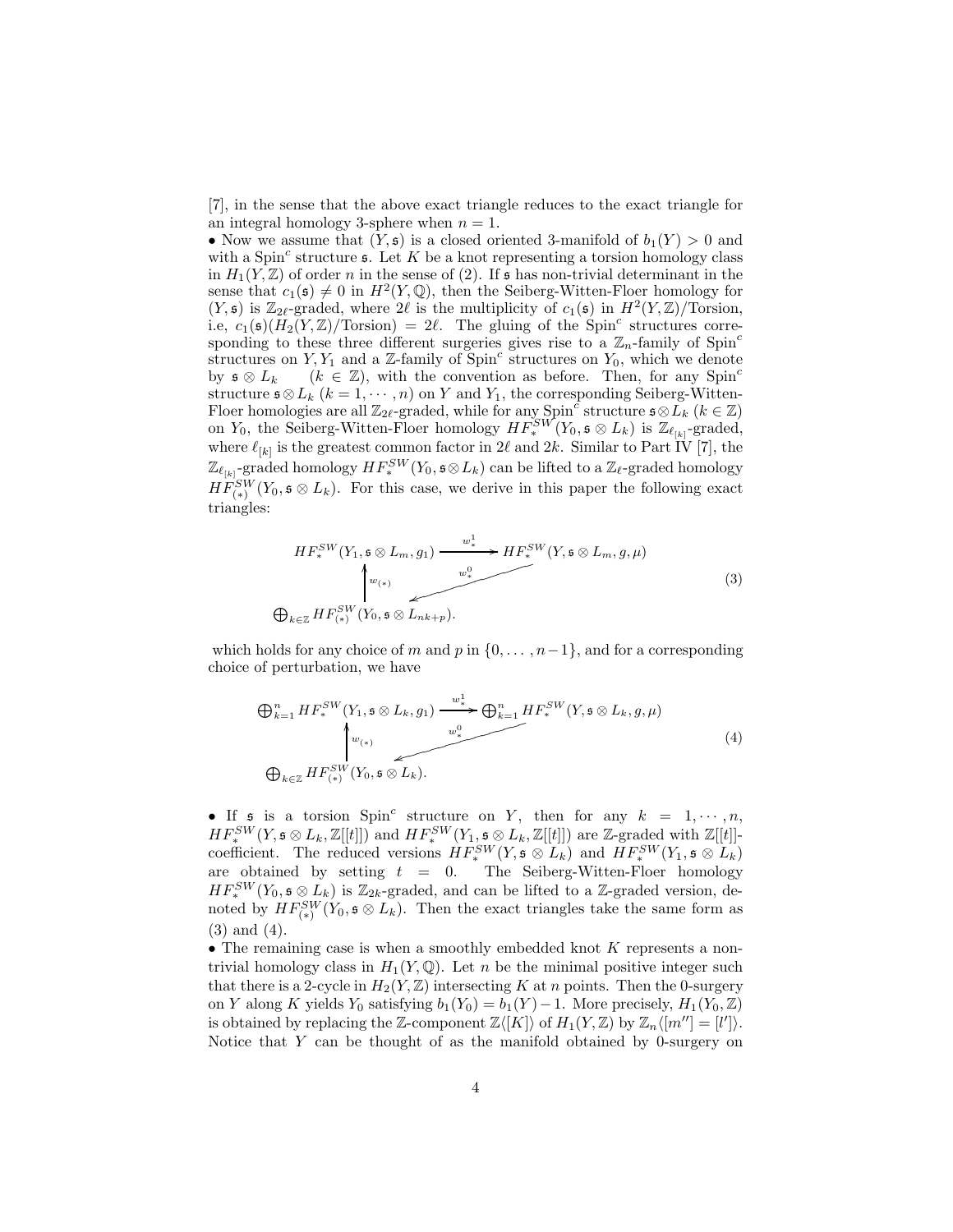[7], in the sense that the above exact triangle reduces to the exact triangle for an integral homology 3-sphere when $n = 1$.

• Now we assume that $(Y, \mathfrak{s})$ is a closed oriented 3-manifold of $b_1(Y) > 0$ and with a Spin$^c$ structure $\mathfrak{s}$. Let $K$ be a knot representing a torsion homology class in $H_1(Y, \mathbb{Z})$ of order $n$ in the sense of (2). If $\mathfrak{s}$ has non-trivial determinant in the sense that $c_1(\mathfrak{s}) \neq 0$ in $H^2(Y, \mathbb{Q})$, then the Seiberg-Witten-Floer homology for $(Y, \mathfrak{s})$ is $\mathbb{Z}_{2\ell}$-graded, where $2\ell$ is the multiplicity of $c_1(\mathfrak{s})$ in $H^2(Y, \mathbb{Z})/\text{Torsion}$, i.e, $c_1(\mathfrak{s})(H_2(Y, \mathbb{Z})/\text{Torsion}) = 2\ell$. The gluing of the Spin$^c$ structures corresponding to these three different surgeries gives rise to a $\mathbb{Z}_n$-family of Spin$^c$ structures on $Y, Y_1$ and a $\mathbb{Z}$-family of Spin$^c$ structures on $Y_0$, which we denote by $\mathfrak{s} \otimes L_k \quad (k \in \mathbb{Z})$, with the convention as before. Then, for any Spin$^c$ structure $\mathfrak{s} \otimes L_k$ $(k = 1, \cdots, n)$ on $Y$ and $Y_1$, the corresponding Seiberg-Witten-Floer homologies are all $\mathbb{Z}_{2\ell}$-graded, while for any Spin$^c$ structure $\mathfrak{s} \otimes L_k$ $(k \in \mathbb{Z})$ on $Y_0$, the Seiberg-Witten-Floer homology $HF_*^{SW}(Y_0, \mathfrak{s} \otimes L_k)$ is $\mathbb{Z}_{\ell_{[k]}}$-graded, where $\ell_{[k]}$ is the greatest common factor in $2\ell$ and $2k$. Similar to Part IV [7], the $\mathbb{Z}_{\ell_{[k]}}$-graded homology $HF_*^{SW}(Y_0, \mathfrak{s} \otimes L_k)$ can be lifted to a $\mathbb{Z}_\ell$-graded homology $HF_{(*)}^{SW}(Y_0, \mathfrak{s} \otimes L_k)$. For this case, we derive in this paper the following exact triangles:

$$
\begin{array}{ccc}
HF_*^{SW}(Y_1, \mathfrak{s} \otimes L_m, g_1) & \xrightarrow{w_*^1} & HF_*^{SW}(Y, \mathfrak{s} \otimes L_m, g, \mu) \\
\uparrow w_{(*)} & \swarrow w_*^0 & \\
\bigoplus_{k \in \mathbb{Z}} HF_{(*)}^{SW}(Y_0, \mathfrak{s} \otimes L_{nk+p}). & &
\end{array}
\tag{3}
$$

which holds for any choice of $m$ and $p$ in $\{0, \ldots, n-1\}$, and for a corresponding choice of perturbation, we have

$$
\begin{array}{ccc}
\bigoplus_{k=1}^n HF_*^{SW}(Y_1, \mathfrak{s} \otimes L_k, g_1) & \xrightarrow{w_*^1} & \bigoplus_{k=1}^n HF_*^{SW}(Y, \mathfrak{s} \otimes L_k, g, \mu) \\
\uparrow w_{(*)} & \swarrow w_*^0 & \\
\bigoplus_{k \in \mathbb{Z}} HF_{(*)}^{SW}(Y_0, \mathfrak{s} \otimes L_k). & &
\end{array}
\tag{4}
$$

• If $\mathfrak{s}$ is a torsion Spin$^c$ structure on $Y$, then for any $k = 1, \cdots, n$, $HF_*^{SW}(Y, \mathfrak{s} \otimes L_k, \mathbb{Z}[[t]])$ and $HF_*^{SW}(Y_1, \mathfrak{s} \otimes L_k, \mathbb{Z}[[t]])$ are $\mathbb{Z}$-graded with $\mathbb{Z}[[t]]$-coefficient. The reduced versions $HF_*^{SW}(Y, \mathfrak{s} \otimes L_k)$ and $HF_*^{SW}(Y_1, \mathfrak{s} \otimes L_k)$ are obtained by setting $t = 0$. The Seiberg-Witten-Floer homology $HF_*^{SW}(Y_0, \mathfrak{s} \otimes L_k)$ is $\mathbb{Z}_{2k}$-graded, and can be lifted to a $\mathbb{Z}$-graded version, denoted by $HF_{(*)}^{SW}(Y_0, \mathfrak{s} \otimes L_k)$. Then the exact triangles take the same form as (3) and (4).

• The remaining case is when a smoothly embedded knot $K$ represents a nontrivial homology class in $H_1(Y, \mathbb{Q})$. Let $n$ be the minimal positive integer such that there is a 2-cycle in $H_2(Y, \mathbb{Z})$ intersecting $K$ at $n$ points. Then the 0-surgery on $Y$ along $K$ yields $Y_0$ satisfying $b_1(Y_0) = b_1(Y) - 1$. More precisely, $H_1(Y_0, \mathbb{Z})$ is obtained by replacing the $\mathbb{Z}$-component $\mathbb{Z}\langle [K] \rangle$ of $H_1(Y, \mathbb{Z})$ by $\mathbb{Z}_n\langle [m''] = [l'] \rangle$. Notice that $Y$ can be thought of as the manifold obtained by 0-surgery on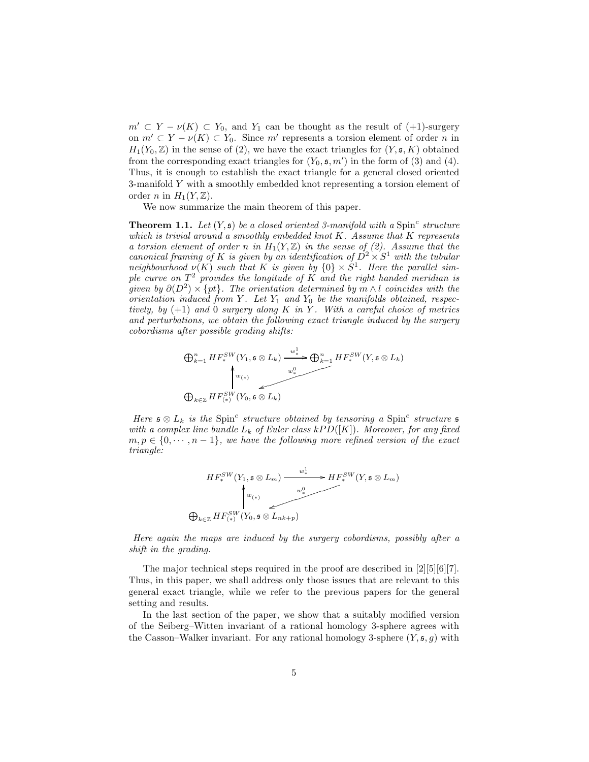$m' \subset Y - \nu(K) \subset Y_0$, and $Y_1$ can be thought as the result of $(+1)$-surgery on $m' \subset Y - \nu(K) \subset Y_0$. Since $m'$ represents a torsion element of order $n$ in $H_1(Y_0, \mathbb{Z})$ in the sense of (2), we have the exact triangles for $(Y, \mathfrak{s}, K)$ obtained from the corresponding exact triangles for $(Y_0, \mathfrak{s}, m')$ in the form of (3) and (4). Thus, it is enough to establish the exact triangle for a general closed oriented 3-manifold $Y$ with a smoothly embedded knot representing a torsion element of order $n$ in $H_1(Y, \mathbb{Z})$.

We now summarize the main theorem of this paper.

**Theorem 1.1.** *Let $(Y, \mathfrak{s})$ be a closed oriented 3-manifold with a $\mathrm{Spin}^c$ structure which is trivial around a smoothly embedded knot $K$. Assume that $K$ represents a torsion element of order $n$ in $H_1(Y, \mathbb{Z})$ in the sense of (2). Assume that the canonical framing of $K$ is given by an identification of $D^2 \times S^1$ with the tubular neighbourhood $\nu(K)$ such that $K$ is given by $\{0\} \times S^1$. Here the parallel simple curve on $T^2$ provides the longitude of $K$ and the right handed meridian is given by $\partial(D^2) \times \{pt\}$. The orientation determined by $m \wedge l$ coincides with the orientation induced from $Y$. Let $Y_1$ and $Y_0$ be the manifolds obtained, respectively, by $(+1)$ and $0$ surgery along $K$ in $Y$. With a careful choice of metrics and perturbations, we obtain the following exact triangle induced by the surgery cobordisms after possible grading shifts:*

$$\begin{array}{ccc} \bigoplus_{k=1}^{n} HF_*^{SW}(Y_1, \mathfrak{s} \otimes L_k) & \xrightarrow{w_*^1} & \bigoplus_{k=1}^{n} HF_*^{SW}(Y, \mathfrak{s} \otimes L_k) \\ \uparrow w_{(*)} & \swarrow w_*^0 & \\ \bigoplus_{k \in \mathbb{Z}} HF_{(*)}^{SW}(Y_0, \mathfrak{s} \otimes L_k) & & \end{array}$$

*Here $\mathfrak{s} \otimes L_k$ is the $\mathrm{Spin}^c$ structure obtained by tensoring a $\mathrm{Spin}^c$ structure $\mathfrak{s}$ with a complex line bundle $L_k$ of Euler class $kPD([K])$. Moreover, for any fixed $m, p \in \{0, \cdots, n-1\}$, we have the following more refined version of the exact triangle:*

$$\begin{array}{ccc} HF_*^{SW}(Y_1, \mathfrak{s} \otimes L_m) & \xrightarrow{w_*^1} & HF_*^{SW}(Y, \mathfrak{s} \otimes L_m) \\ \uparrow w_{(*)} & \swarrow w_*^0 & \\ \bigoplus_{k \in \mathbb{Z}} HF_{(*)}^{SW}(Y_0, \mathfrak{s} \otimes L_{nk+p}) & & \end{array}$$

*Here again the maps are induced by the surgery cobordisms, possibly after a shift in the grading.*

The major technical steps required in the proof are described in [2][5][6][7]. Thus, in this paper, we shall address only those issues that are relevant to this general exact triangle, while we refer to the previous papers for the general setting and results.

In the last section of the paper, we show that a suitably modified version of the Seiberg–Witten invariant of a rational homology 3-sphere agrees with the Casson–Walker invariant. For any rational homology 3-sphere $(Y, \mathfrak{s}, g)$ with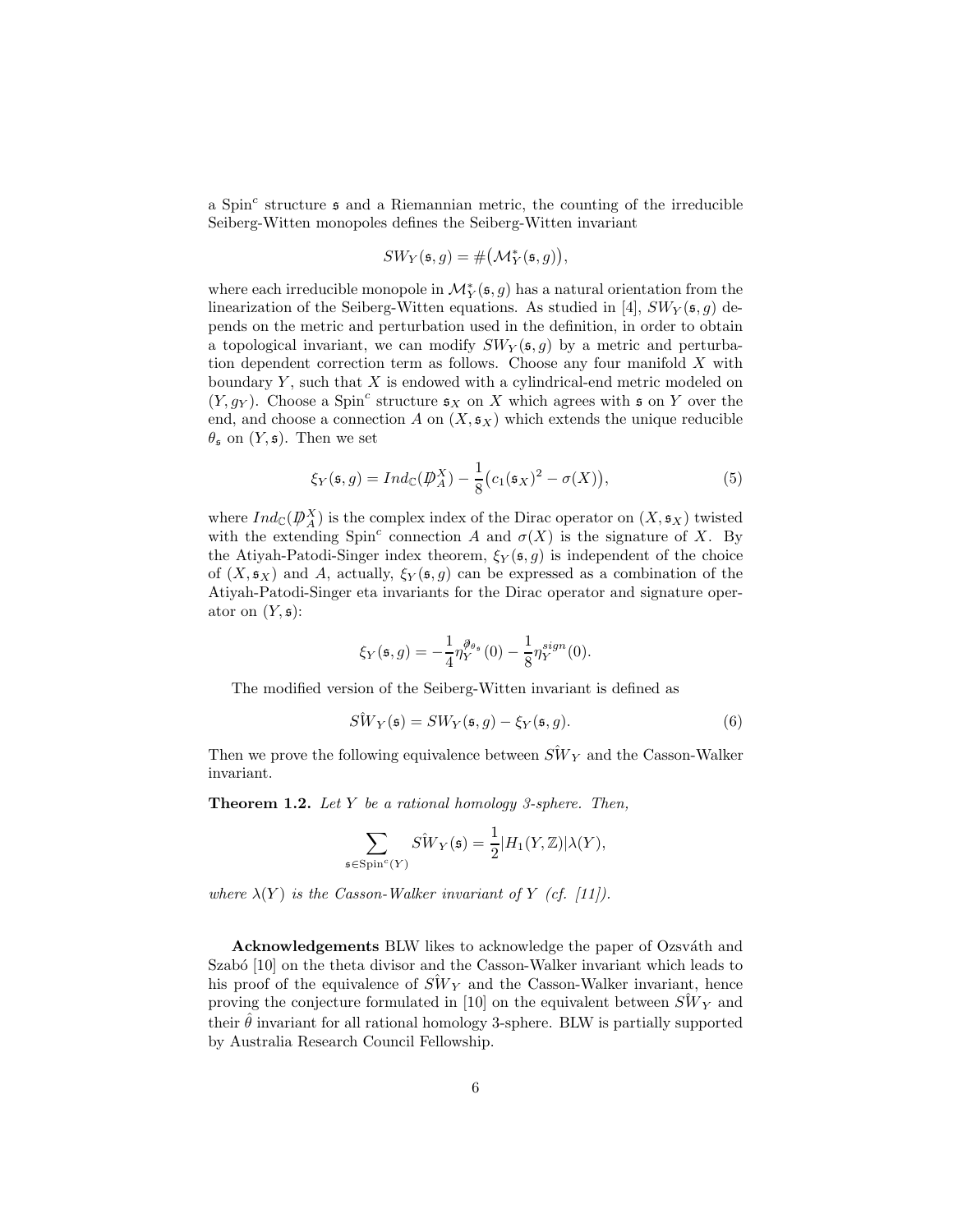a Spin$^c$ structure $\mathfrak{s}$ and a Riemannian metric, the counting of the irreducible Seiberg-Witten monopoles defines the Seiberg-Witten invariant

$$SW_Y(\mathfrak{s}, g) = \#\big(\mathcal{M}^*_Y(\mathfrak{s}, g)\big),$$

where each irreducible monopole in $\mathcal{M}^*_Y(\mathfrak{s}, g)$ has a natural orientation from the linearization of the Seiberg-Witten equations. As studied in [4], $SW_Y(\mathfrak{s}, g)$ depends on the metric and perturbation used in the definition, in order to obtain a topological invariant, we can modify $SW_Y(\mathfrak{s}, g)$ by a metric and perturbation dependent correction term as follows. Choose any four manifold $X$ with boundary $Y$, such that $X$ is endowed with a cylindrical-end metric modeled on $(Y, g_Y)$. Choose a Spin$^c$ structure $\mathfrak{s}_X$ on $X$ which agrees with $\mathfrak{s}$ on $Y$ over the end, and choose a connection $A$ on $(X, \mathfrak{s}_X)$ which extends the unique reducible $\theta_{\mathfrak{s}}$ on $(Y, \mathfrak{s})$. Then we set

$$\xi_Y(\mathfrak{s}, g) = Ind_{\mathbb{C}}(\not{D}^X_A) - \frac{1}{8}\big(c_1(\mathfrak{s}_X)^2 - \sigma(X)\big), \tag{5}$$

where $Ind_{\mathbb{C}}(\not{D}^X_A)$ is the complex index of the Dirac operator on $(X, \mathfrak{s}_X)$ twisted with the extending Spin$^c$ connection $A$ and $\sigma(X)$ is the signature of $X$. By the Atiyah-Patodi-Singer index theorem, $\xi_Y(\mathfrak{s}, g)$ is independent of the choice of $(X, \mathfrak{s}_X)$ and $A$, actually, $\xi_Y(\mathfrak{s}, g)$ can be expressed as a combination of the Atiyah-Patodi-Singer eta invariants for the Dirac operator and signature operator on $(Y, \mathfrak{s})$:

$$\xi_Y(\mathfrak{s}, g) = -\frac{1}{4}\eta_Y^{\partial_{\theta_{\mathfrak{s}}}}(0) - \frac{1}{8}\eta_Y^{sign}(0).$$

The modified version of the Seiberg-Witten invariant is defined as

$$S\hat{W}_Y(\mathfrak{s}) = SW_Y(\mathfrak{s}, g) - \xi_Y(\mathfrak{s}, g). \tag{6}$$

Then we prove the following equivalence between $S\hat{W}_Y$ and the Casson-Walker invariant.

**Theorem 1.2.** *Let $Y$ be a rational homology 3-sphere. Then,*

$$\sum_{\mathfrak{s} \in \mathrm{Spin}^c(Y)} S\hat{W}_Y(\mathfrak{s}) = \frac{1}{2}|H_1(Y, \mathbb{Z})|\lambda(Y),$$

*where $\lambda(Y)$ is the Casson-Walker invariant of $Y$ (cf. [11]).*

**Acknowledgements** BLW likes to acknowledge the paper of Ozsváth and Szabó [10] on the theta divisor and the Casson-Walker invariant which leads to his proof of the equivalence of $S\hat{W}_Y$ and the Casson-Walker invariant, hence proving the conjecture formulated in [10] on the equivalent between $S\hat{W}_Y$ and their $\hat{\theta}$ invariant for all rational homology 3-sphere. BLW is partially supported by Australia Research Council Fellowship.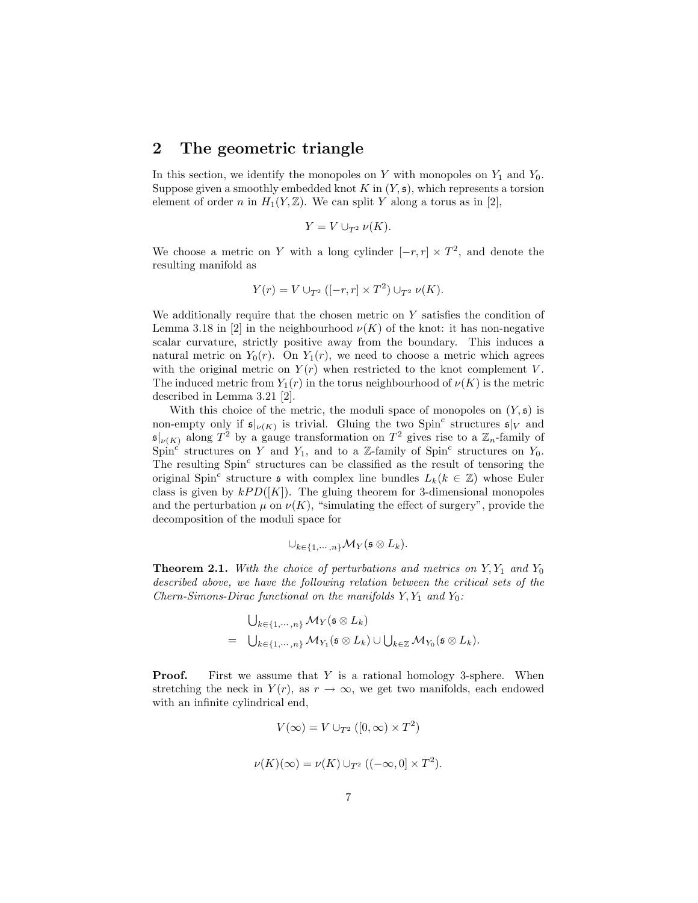## 2 The geometric triangle

In this section, we identify the monopoles on $Y$ with monopoles on $Y_1$ and $Y_0$. Suppose given a smoothly embedded knot $K$ in $(Y, \mathfrak{s})$, which represents a torsion element of order $n$ in $H_1(Y, \mathbb{Z})$. We can split $Y$ along a torus as in [2],

$$Y = V \cup_{T^2} \nu(K).$$

We choose a metric on $Y$ with a long cylinder $[-r, r] \times T^2$, and denote the resulting manifold as

$$Y(r) = V \cup_{T^2} ([-r, r] \times T^2) \cup_{T^2} \nu(K).$$

We additionally require that the chosen metric on $Y$ satisfies the condition of Lemma 3.18 in [2] in the neighbourhood $\nu(K)$ of the knot: it has non-negative scalar curvature, strictly positive away from the boundary. This induces a natural metric on $Y_0(r)$. On $Y_1(r)$, we need to choose a metric which agrees with the original metric on $Y(r)$ when restricted to the knot complement $V$. The induced metric from $Y_1(r)$ in the torus neighbourhood of $\nu(K)$ is the metric described in Lemma 3.21 [2].

With this choice of the metric, the moduli space of monopoles on $(Y, \mathfrak{s})$ is non-empty only if $\mathfrak{s}|_{\nu(K)}$ is trivial. Gluing the two Spin$^c$ structures $\mathfrak{s}|_V$ and $\mathfrak{s}|_{\nu(K)}$ along $T^2$ by a gauge transformation on $T^2$ gives rise to a $\mathbb{Z}_n$-family of Spin$^c$ structures on $Y$ and $Y_1$, and to a $\mathbb{Z}$-family of Spin$^c$ structures on $Y_0$. The resulting Spin$^c$ structures can be classified as the result of tensoring the original Spin$^c$ structure $\mathfrak{s}$ with complex line bundles $L_k (k \in \mathbb{Z})$ whose Euler class is given by $kPD([K])$. The gluing theorem for 3-dimensional monopoles and the perturbation $\mu$ on $\nu(K)$, "simulating the effect of surgery", provide the decomposition of the moduli space for

$$\cup_{k \in \{1, \cdots, n\}} \mathcal{M}_Y(\mathfrak{s} \otimes L_k).$$

**Theorem 2.1.** *With the choice of perturbations and metrics on $Y, Y_1$ and $Y_0$ described above, we have the following relation between the critical sets of the Chern-Simons-Dirac functional on the manifolds $Y, Y_1$ and $Y_0$:*

$$\begin{aligned} & \bigcup_{k \in \{1, \cdots, n\}} \mathcal{M}_Y(\mathfrak{s} \otimes L_k) \\ = \; & \bigcup_{k \in \{1, \cdots, n\}} \mathcal{M}_{Y_1}(\mathfrak{s} \otimes L_k) \cup \bigcup_{k \in \mathbb{Z}} \mathcal{M}_{Y_0}(\mathfrak{s} \otimes L_k). \end{aligned}$$

**Proof.** First we assume that $Y$ is a rational homology 3-sphere. When stretching the neck in $Y(r)$, as $r \to \infty$, we get two manifolds, each endowed with an infinite cylindrical end,

$$V(\infty) = V \cup_{T^2} ([0, \infty) \times T^2)$$

$$\nu(K)(\infty) = \nu(K) \cup_{T^2} ((-\infty, 0] \times T^2).$$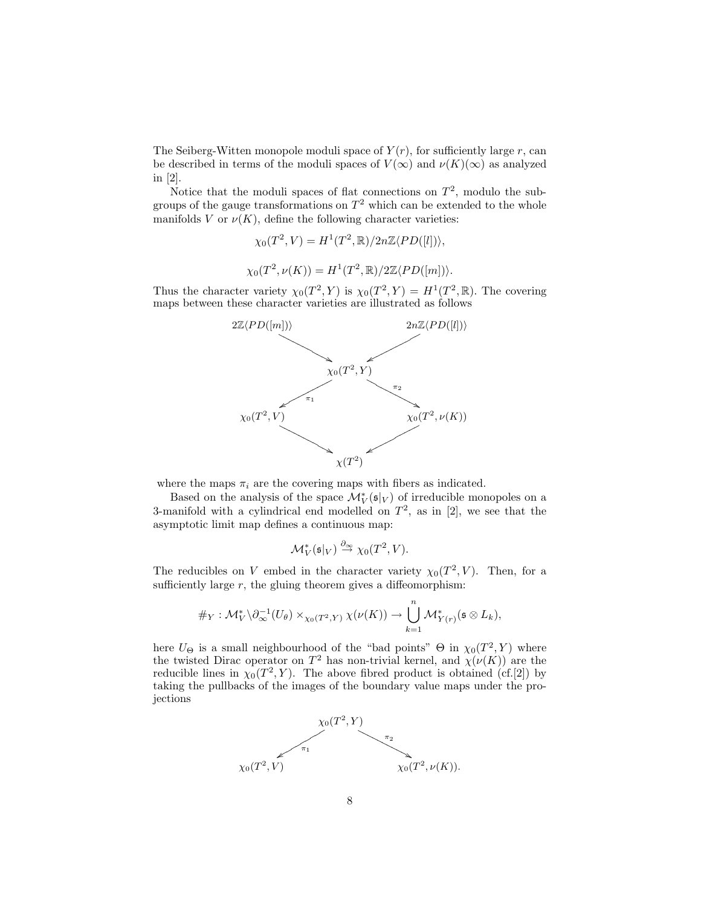The Seiberg-Witten monopole moduli space of $Y(r)$, for sufficiently large $r$, can be described in terms of the moduli spaces of $V(\infty)$ and $\nu(K)(\infty)$ as analyzed in [2].

Notice that the moduli spaces of flat connections on $T^2$, modulo the subgroups of the gauge transformations on $T^2$ which can be extended to the whole manifolds $V$ or $\nu(K)$, define the following character varieties:

$$\chi_0(T^2, V) = H^1(T^2, \mathbb{R})/2n\mathbb{Z}\langle PD([l])\rangle,$$

$$\chi_0(T^2, \nu(K)) = H^1(T^2, \mathbb{R})/2\mathbb{Z}\langle PD([m])\rangle.$$

Thus the character variety $\chi_0(T^2, Y)$ is $\chi_0(T^2, Y) = H^1(T^2, \mathbb{R})$. The covering maps between these character varieties are illustrated as follows

$$\begin{array}{ccccc}
2\mathbb{Z}\langle PD([m])\rangle & & & & 2n\mathbb{Z}\langle PD([l])\rangle \\
& \searrow & & \swarrow & \\
& & \chi_0(T^2, Y) & & \\
& {\scriptstyle \pi_1}\swarrow & & \searrow{\scriptstyle \pi_2} & \\
\chi_0(T^2, V) & & & & \chi_0(T^2, \nu(K)) \\
& \searrow & & \swarrow & \\
& & \chi(T^2) & &
\end{array}$$

where the maps $\pi_i$ are the covering maps with fibers as indicated.

Based on the analysis of the space $\mathcal{M}_V^*(\mathfrak{s}|_V)$ of irreducible monopoles on a 3-manifold with a cylindrical end modelled on $T^2$, as in [2], we see that the asymptotic limit map defines a continuous map:

$$\mathcal{M}_V^*(\mathfrak{s}|_V) \stackrel{\partial_\infty}{\to} \chi_0(T^2, V).$$

The reducibles on $V$ embed in the character variety $\chi_0(T^2, V)$. Then, for a sufficiently large $r$, the gluing theorem gives a diffeomorphism:

$$\#_Y : \mathcal{M}_V^* \backslash \partial_\infty^{-1}(U_\theta) \times_{\chi_0(T^2,Y)} \chi(\nu(K)) \to \bigcup_{k=1}^{n} \mathcal{M}_{Y(r)}^*(\mathfrak{s} \otimes L_k),$$

here $U_\Theta$ is a small neighbourhood of the "bad points" $\Theta$ in $\chi_0(T^2, Y)$ where the twisted Dirac operator on $T^2$ has non-trivial kernel, and $\chi(\nu(K))$ are the reducible lines in $\chi_0(T^2, Y)$. The above fibred product is obtained (cf.[2]) by taking the pullbacks of the images of the boundary value maps under the projections

$$\begin{array}{ccccc}
& & \chi_0(T^2, Y) & & \\
& {\scriptstyle \pi_1}\swarrow & & \searrow{\scriptstyle \pi_2} & \\
\chi_0(T^2, V) & & & & \chi_0(T^2, \nu(K)).
\end{array}$$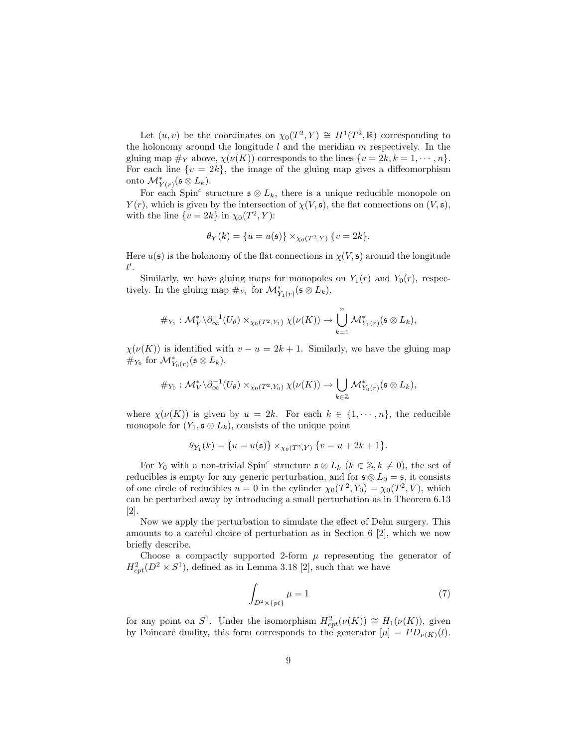Let $(u, v)$ be the coordinates on $\chi_0(T^2, Y) \cong H^1(T^2, \mathbb{R})$ corresponding to the holonomy around the longitude $l$ and the meridian $m$ respectively. In the gluing map $\#_Y$ above, $\chi(\nu(K))$ corresponds to the lines $\{v = 2k, k = 1, \cdots, n\}$. For each line $\{v = 2k\}$, the image of the gluing map gives a diffeomorphism onto $\mathcal{M}^*_{Y(r)}(\mathfrak{s} \otimes L_k)$.

For each Spin$^c$ structure $\mathfrak{s} \otimes L_k$, there is a unique reducible monopole on $Y(r)$, which is given by the intersection of $\chi(V, \mathfrak{s})$, the flat connections on $(V, \mathfrak{s})$, with the line $\{v = 2k\}$ in $\chi_0(T^2, Y)$:

$$\theta_Y(k) = \{u = u(\mathfrak{s})\} \times_{\chi_0(T^2,Y)} \{v = 2k\}.$$

Here $u(\mathfrak{s})$ is the holonomy of the flat connections in $\chi(V, \mathfrak{s})$ around the longitude $l'$.

Similarly, we have gluing maps for monopoles on $Y_1(r)$ and $Y_0(r)$, respectively. In the gluing map $\#_{Y_1}$ for $\mathcal{M}^*_{Y_1(r)}(\mathfrak{s} \otimes L_k)$,

$$\#_{Y_1} : \mathcal{M}^*_V \backslash \partial_\infty^{-1}(U_\theta) \times_{\chi_0(T^2,Y_1)} \chi(\nu(K)) \to \bigcup_{k=1}^{n} \mathcal{M}^*_{Y_1(r)}(\mathfrak{s} \otimes L_k),$$

$\chi(\nu(K))$ is identified with $v - u = 2k + 1$. Similarly, we have the gluing map $\#_{Y_0}$ for $\mathcal{M}^*_{Y_0(r)}(\mathfrak{s} \otimes L_k)$,

$$\#_{Y_0} : \mathcal{M}^*_V \backslash \partial_\infty^{-1}(U_\theta) \times_{\chi_0(T^2,Y_0)} \chi(\nu(K)) \to \bigcup_{k \in \mathbb{Z}} \mathcal{M}^*_{Y_0(r)}(\mathfrak{s} \otimes L_k),$$

where $\chi(\nu(K))$ is given by $u = 2k$. For each $k \in \{1, \cdots, n\}$, the reducible monopole for $(Y_1, \mathfrak{s} \otimes L_k)$, consists of the unique point

$$\theta_{Y_1}(k) = \{u = u(\mathfrak{s})\} \times_{\chi_0(T^2,Y)} \{v = u + 2k + 1\}.$$

For $Y_0$ with a non-trivial Spin$^c$ structure $\mathfrak{s} \otimes L_k$ ($k \in \mathbb{Z}, k \neq 0$), the set of reducibles is empty for any generic perturbation, and for $\mathfrak{s} \otimes L_0 = \mathfrak{s}$, it consists of one circle of reducibles $u = 0$ in the cylinder $\chi_0(T^2, Y_0) = \chi_0(T^2, V)$, which can be perturbed away by introducing a small perturbation as in Theorem 6.13 [2].

Now we apply the perturbation to simulate the effect of Dehn surgery. This amounts to a careful choice of perturbation as in Section 6 [2], which we now briefly describe.

Choose a compactly supported 2-form $\mu$ representing the generator of $H^2_{cpt}(D^2 \times S^1)$, defined as in Lemma 3.18 [2], such that we have

$$\int_{D^2 \times \{pt\}} \mu = 1 \tag{7}$$

for any point on $S^1$. Under the isomorphism $H^2_{cpt}(\nu(K)) \cong H_1(\nu(K))$, given by Poincaré duality, this form corresponds to the generator $[\mu] = PD_{\nu(K)}(l)$.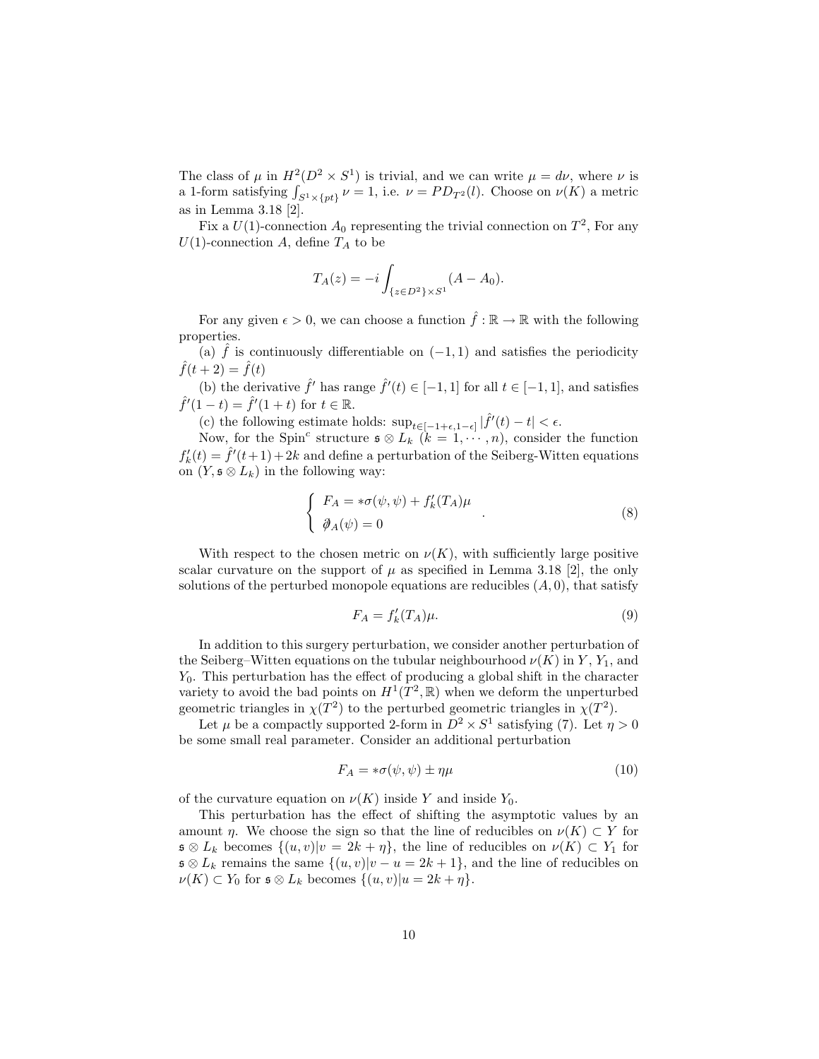The class of $\mu$ in $H^2(D^2 \times S^1)$ is trivial, and we can write $\mu = d\nu$, where $\nu$ is a 1-form satisfying $\int_{S^1 \times \{pt\}} \nu = 1$, i.e. $\nu = PD_{T^2}(l)$. Choose on $\nu(K)$ a metric as in Lemma 3.18 [2].

Fix a $U(1)$-connection $A_0$ representing the trivial connection on $T^2$, For any $U(1)$-connection $A$, define $T_A$ to be

$$T_A(z) = -i \int_{\{z \in D^2\} \times S^1} (A - A_0).$$

For any given $\epsilon > 0$, we can choose a function $\hat{f} : \mathbb{R} \to \mathbb{R}$ with the following properties.

(a) $\hat{f}$ is continuously differentiable on $(-1, 1)$ and satisfies the periodicity $\hat{f}(t + 2) = \hat{f}(t)$

(b) the derivative $\hat{f}'$ has range $\hat{f}'(t) \in [-1, 1]$ for all $t \in [-1, 1]$, and satisfies $\hat{f}'(1 - t) = \hat{f}'(1 + t)$ for $t \in \mathbb{R}$.

(c) the following estimate holds: $\sup_{t \in [-1+\epsilon, 1-\epsilon]} |\hat{f}'(t) - t| < \epsilon$.

Now, for the Spin$^c$ structure $\mathfrak{s} \otimes L_k$ ($k = 1, \cdots, n$), consider the function $f'_k(t) = \hat{f}'(t+1) + 2k$ and define a perturbation of the Seiberg-Witten equations on $(Y, \mathfrak{s} \otimes L_k)$ in the following way:

$$\begin{cases} F_A = *\sigma(\psi, \psi) + f'_k(T_A)\mu \\ \partial\!\!\!/_A(\psi) = 0 \end{cases} . \tag{8}$$

With respect to the chosen metric on $\nu(K)$, with sufficiently large positive scalar curvature on the support of $\mu$ as specified in Lemma 3.18 [2], the only solutions of the perturbed monopole equations are reducibles $(A, 0)$, that satisfy

$$F_A = f'_k(T_A)\mu. \tag{9}$$

In addition to this surgery perturbation, we consider another perturbation of the Seiberg–Witten equations on the tubular neighbourhood $\nu(K)$ in $Y$, $Y_1$, and $Y_0$. This perturbation has the effect of producing a global shift in the character variety to avoid the bad points on $H^1(T^2, \mathbb{R})$ when we deform the unperturbed geometric triangles in $\chi(T^2)$ to the perturbed geometric triangles in $\chi(T^2)$.

Let $\mu$ be a compactly supported 2-form in $D^2 \times S^1$ satisfying (7). Let $\eta > 0$ be some small real parameter. Consider an additional perturbation

$$F_A = *\sigma(\psi, \psi) \pm \eta\mu \tag{10}$$

of the curvature equation on $\nu(K)$ inside $Y$ and inside $Y_0$.

This perturbation has the effect of shifting the asymptotic values by an amount $\eta$. We choose the sign so that the line of reducibles on $\nu(K) \subset Y$ for $\mathfrak{s} \otimes L_k$ becomes $\{(u, v) | v = 2k + \eta\}$, the line of reducibles on $\nu(K) \subset Y_1$ for $\mathfrak{s} \otimes L_k$ remains the same $\{(u, v) | v - u = 2k + 1\}$, and the line of reducibles on $\nu(K) \subset Y_0$ for $\mathfrak{s} \otimes L_k$ becomes $\{(u, v) | u = 2k + \eta\}$.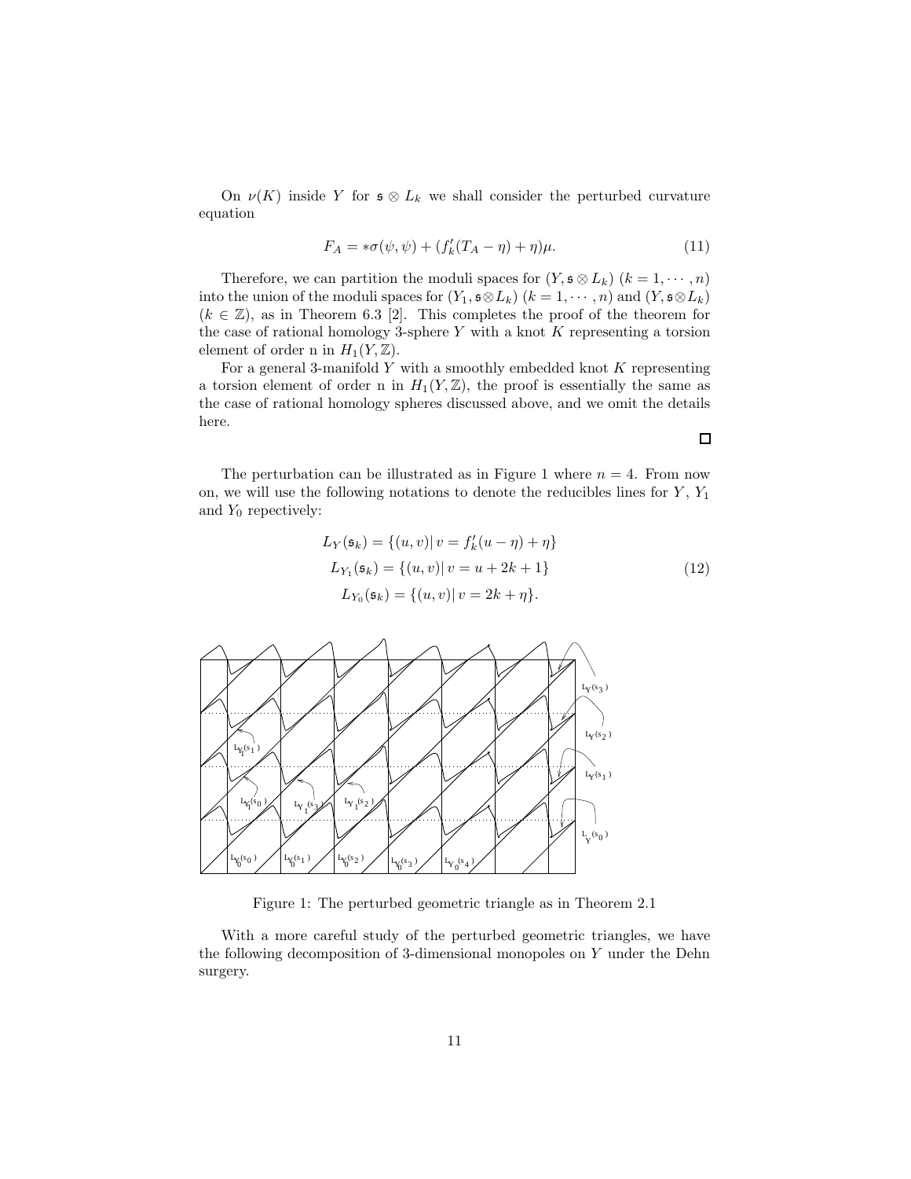On $\nu(K)$ inside $Y$ for $\mathfrak{s} \otimes L_k$ we shall consider the perturbed curvature equation

$$F_A = *\sigma(\psi, \psi) + (f_k'(T_A - \eta) + \eta)\mu. \tag{11}$$

Therefore, we can partition the moduli spaces for $(Y, \mathfrak{s} \otimes L_k)$ $(k = 1, \cdots, n)$ into the union of the moduli spaces for $(Y_1, \mathfrak{s} \otimes L_k)$ $(k = 1, \cdots, n)$ and $(Y, \mathfrak{s} \otimes L_k)$ $(k \in \mathbb{Z})$, as in Theorem 6.3 [2]. This completes the proof of the theorem for the case of rational homology 3-sphere $Y$ with a knot $K$ representing a torsion element of order n in $H_1(Y, \mathbb{Z})$.

For a general 3-manifold $Y$ with a smoothly embedded knot $K$ representing a torsion element of order n in $H_1(Y, \mathbb{Z})$, the proof is essentially the same as the case of rational homology spheres discussed above, and we omit the details here.

□

The perturbation can be illustrated as in Figure 1 where $n = 4$. From now on, we will use the following notations to denote the reducibles lines for $Y$, $Y_1$ and $Y_0$ repectively:

$$\begin{aligned} L_Y(\mathfrak{s}_k) &= \{(u, v) |\, v = f_k'(u - \eta) + \eta\} \\ L_{Y_1}(\mathfrak{s}_k) &= \{(u, v) |\, v = u + 2k + 1\} \\ L_{Y_0}(\mathfrak{s}_k) &= \{(u, v) |\, v = 2k + \eta\}. \end{aligned} \tag{12}$$

Figure 1: The perturbed geometric triangle as in Theorem 2.1

With a more careful study of the perturbed geometric triangles, we have the following decomposition of 3-dimensional monopoles on $Y$ under the Dehn surgery.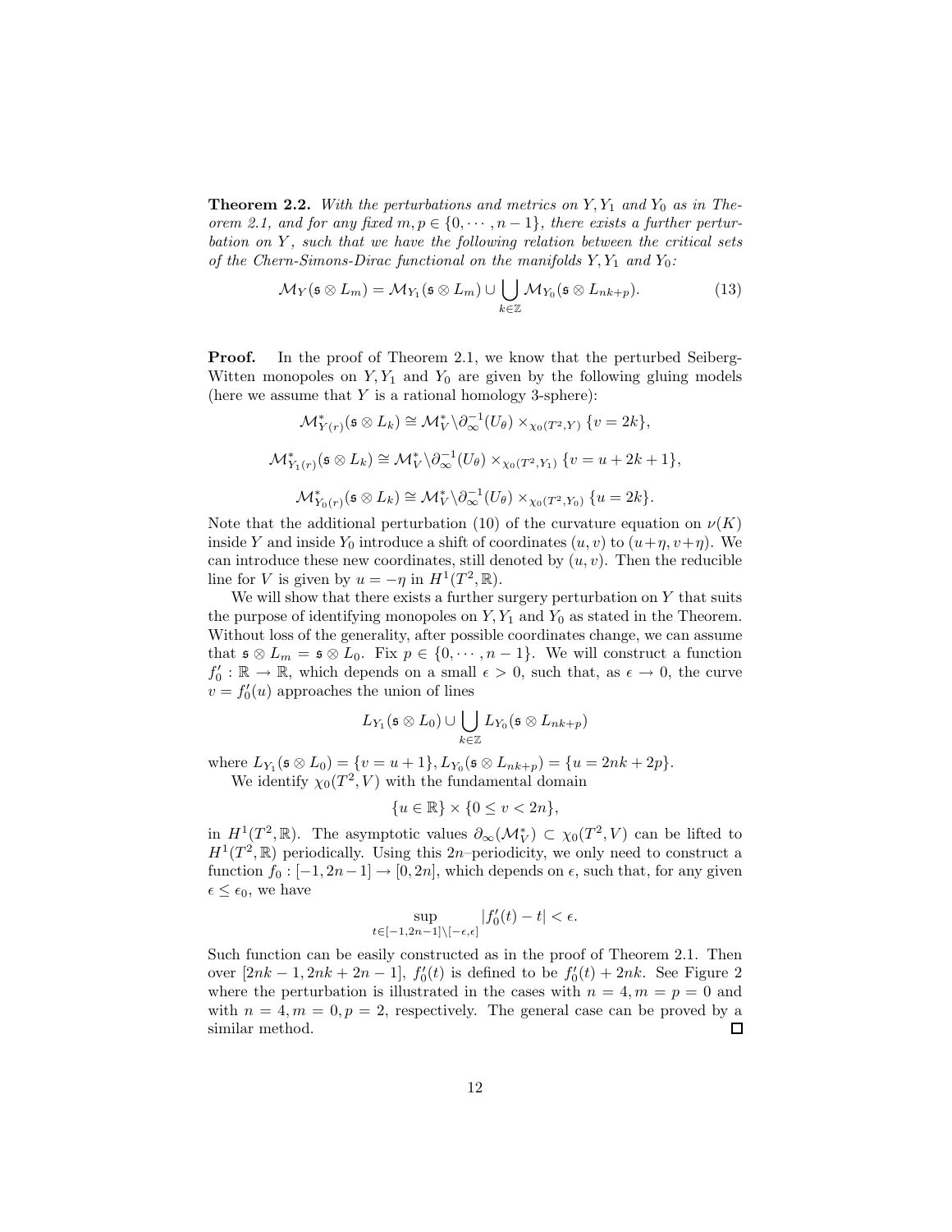**Theorem 2.2.** *With the perturbations and metrics on $Y, Y_1$ and $Y_0$ as in Theorem 2.1, and for any fixed $m, p \in \{0, \cdots, n-1\}$, there exists a further perturbation on $Y$, such that we have the following relation between the critical sets of the Chern-Simons-Dirac functional on the manifolds $Y, Y_1$ and $Y_0$:*

$$\mathcal{M}_Y(\mathfrak{s} \otimes L_m) = \mathcal{M}_{Y_1}(\mathfrak{s} \otimes L_m) \cup \bigcup_{k \in \mathbb{Z}} \mathcal{M}_{Y_0}(\mathfrak{s} \otimes L_{nk+p}). \tag{13}$$

**Proof.** In the proof of Theorem 2.1, we know that the perturbed Seiberg-Witten monopoles on $Y, Y_1$ and $Y_0$ are given by the following gluing models (here we assume that $Y$ is a rational homology 3-sphere):

$$\mathcal{M}^*_{Y(r)}(\mathfrak{s} \otimes L_k) \cong \mathcal{M}^*_V \backslash \partial_\infty^{-1}(U_\theta) \times_{\chi_0(T^2, Y)} \{v = 2k\},$$

$$\mathcal{M}^*_{Y_1(r)}(\mathfrak{s} \otimes L_k) \cong \mathcal{M}^*_V \backslash \partial_\infty^{-1}(U_\theta) \times_{\chi_0(T^2, Y_1)} \{v = u + 2k + 1\},$$

$$\mathcal{M}^*_{Y_0(r)}(\mathfrak{s} \otimes L_k) \cong \mathcal{M}^*_V \backslash \partial_\infty^{-1}(U_\theta) \times_{\chi_0(T^2, Y_0)} \{u = 2k\}.$$

Note that the additional perturbation (10) of the curvature equation on $\nu(K)$ inside $Y$ and inside $Y_0$ introduce a shift of coordinates $(u, v)$ to $(u+\eta, v+\eta)$. We can introduce these new coordinates, still denoted by $(u, v)$. Then the reducible line for $V$ is given by $u = -\eta$ in $H^1(T^2, \mathbb{R})$.

We will show that there exists a further surgery perturbation on $Y$ that suits the purpose of identifying monopoles on $Y, Y_1$ and $Y_0$ as stated in the Theorem. Without loss of the generality, after possible coordinates change, we can assume that $\mathfrak{s} \otimes L_m = \mathfrak{s} \otimes L_0$. Fix $p \in \{0, \cdots, n-1\}$. We will construct a function $f_0' : \mathbb{R} \to \mathbb{R}$, which depends on a small $\epsilon > 0$, such that, as $\epsilon \to 0$, the curve $v = f_0'(u)$ approaches the union of lines

$$L_{Y_1}(\mathfrak{s} \otimes L_0) \cup \bigcup_{k \in \mathbb{Z}} L_{Y_0}(\mathfrak{s} \otimes L_{nk+p})$$

where $L_{Y_1}(\mathfrak{s} \otimes L_0) = \{v = u + 1\}, L_{Y_0}(\mathfrak{s} \otimes L_{nk+p}) = \{u = 2nk + 2p\}$.

We identify $\chi_0(T^2, V)$ with the fundamental domain

$$\{u \in \mathbb{R}\} \times \{0 \le v < 2n\},$$

in $H^1(T^2, \mathbb{R})$. The asymptotic values $\partial_\infty(\mathcal{M}^*_V) \subset \chi_0(T^2, V)$ can be lifted to $H^1(T^2, \mathbb{R})$ periodically. Using this $2n$–periodicity, we only need to construct a function $f_0 : [-1, 2n-1] \to [0, 2n]$, which depends on $\epsilon$, such that, for any given $\epsilon \le \epsilon_0$, we have

$$\sup_{t \in [-1, 2n-1] \backslash [-\epsilon, \epsilon]} |f_0'(t) - t| < \epsilon.$$

Such function can be easily constructed as in the proof of Theorem 2.1. Then over $[2nk - 1, 2nk + 2n - 1]$, $f_0'(t)$ is defined to be $f_0'(t) + 2nk$. See Figure 2 where the perturbation is illustrated in the cases with $n = 4, m = p = 0$ and with $n = 4, m = 0, p = 2$, respectively. The general case can be proved by a similar method. □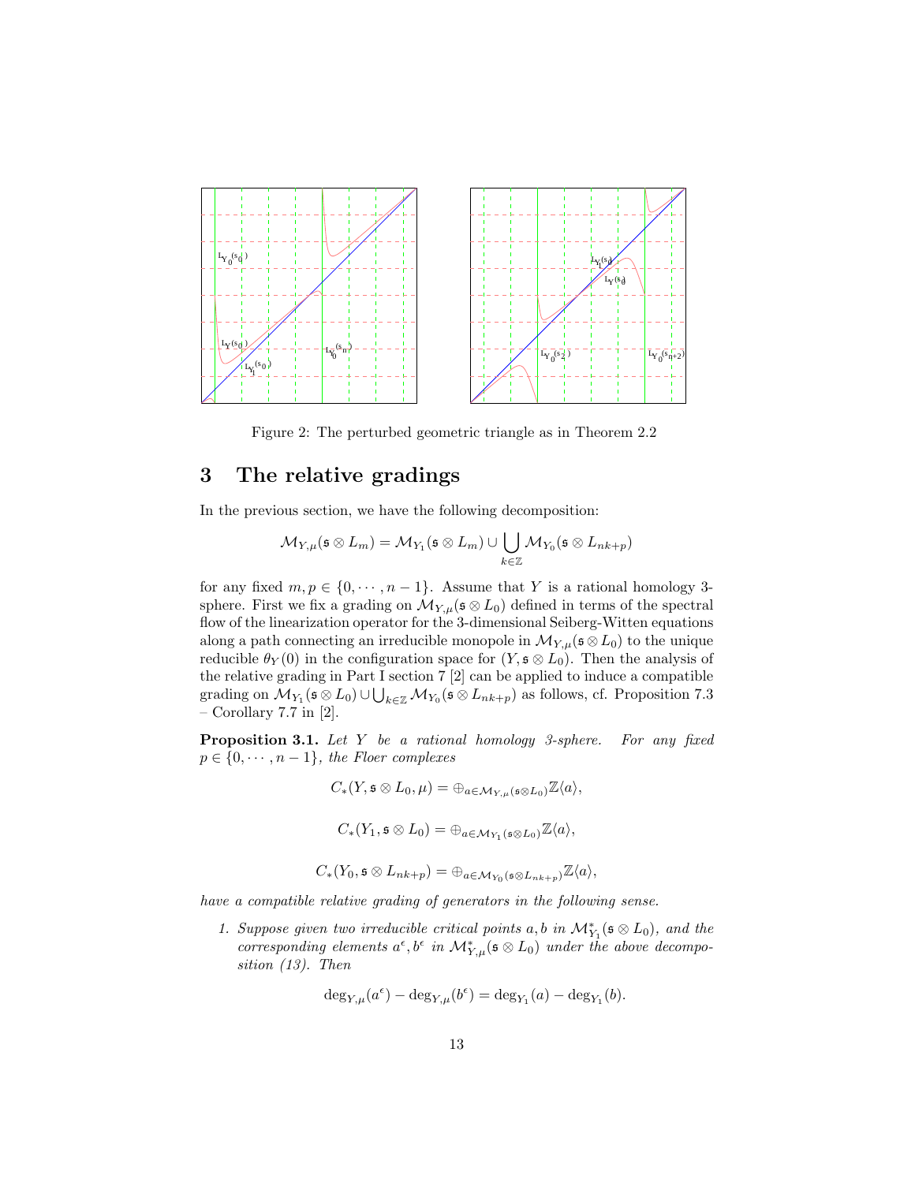Figure 2: The perturbed geometric triangle as in Theorem 2.2

## 3 The relative gradings

In the previous section, we have the following decomposition:

$$\mathcal{M}_{Y,\mu}(\mathfrak{s}\otimes L_m) = \mathcal{M}_{Y_1}(\mathfrak{s}\otimes L_m) \cup \bigcup_{k\in\mathbb{Z}} \mathcal{M}_{Y_0}(\mathfrak{s}\otimes L_{nk+p})$$

for any fixed $m, p \in \{0, \cdots, n-1\}$. Assume that $Y$ is a rational homology 3-sphere. First we fix a grading on $\mathcal{M}_{Y,\mu}(\mathfrak{s}\otimes L_0)$ defined in terms of the spectral flow of the linearization operator for the 3-dimensional Seiberg-Witten equations along a path connecting an irreducible monopole in $\mathcal{M}_{Y,\mu}(\mathfrak{s}\otimes L_0)$ to the unique reducible $\theta_Y(0)$ in the configuration space for $(Y, \mathfrak{s}\otimes L_0)$. Then the analysis of the relative grading in Part I section 7 [2] can be applied to induce a compatible grading on $\mathcal{M}_{Y_1}(\mathfrak{s}\otimes L_0) \cup \bigcup_{k\in\mathbb{Z}} \mathcal{M}_{Y_0}(\mathfrak{s}\otimes L_{nk+p})$ as follows, cf. Proposition 7.3 – Corollary 7.7 in [2].

**Proposition 3.1.** *Let $Y$ be a rational homology 3-sphere. For any fixed $p \in \{0, \cdots, n-1\}$, the Floer complexes*

$$C_*(Y, \mathfrak{s}\otimes L_0, \mu) = \oplus_{a\in\mathcal{M}_{Y,\mu}(\mathfrak{s}\otimes L_0)}\mathbb{Z}\langle a\rangle,$$

$$C_*(Y_1, \mathfrak{s}\otimes L_0) = \oplus_{a\in\mathcal{M}_{Y_1}(\mathfrak{s}\otimes L_0)}\mathbb{Z}\langle a\rangle,$$

$$C_*(Y_0, \mathfrak{s}\otimes L_{nk+p}) = \oplus_{a\in\mathcal{M}_{Y_0}(\mathfrak{s}\otimes L_{nk+p})}\mathbb{Z}\langle a\rangle,$$

*have a compatible relative grading of generators in the following sense.*

1. *Suppose given two irreducible critical points $a, b$ in $\mathcal{M}^*_{Y_1}(\mathfrak{s}\otimes L_0)$, and the corresponding elements $a^\epsilon, b^\epsilon$ in $\mathcal{M}^*_{Y,\mu}(\mathfrak{s}\otimes L_0)$ under the above decomposition (13). Then*

$$\deg_{Y,\mu}(a^\epsilon) - \deg_{Y,\mu}(b^\epsilon) = \deg_{Y_1}(a) - \deg_{Y_1}(b).$$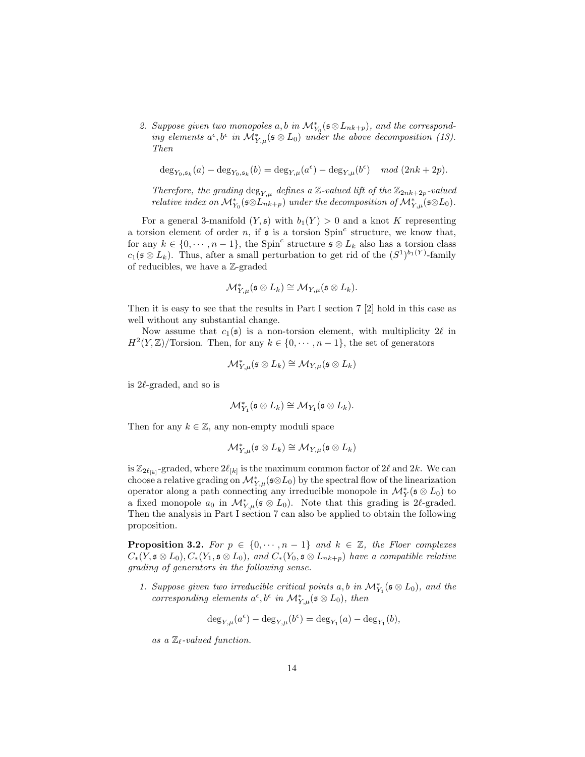2. *Suppose given two monopoles $a, b$ in $\mathcal{M}^*_{Y_0}(\mathfrak{s}\otimes L_{nk+p})$, and the corresponding elements $a^\epsilon, b^\epsilon$ in $\mathcal{M}^*_{Y,\mu}(\mathfrak{s}\otimes L_0)$ under the above decomposition (13). Then*

$$\deg_{Y_0,\mathfrak{s}_k}(a) - \deg_{Y_0,\mathfrak{s}_k}(b) = \deg_{Y,\mu}(a^\epsilon) - \deg_{Y,\mu}(b^\epsilon) \quad mod\ (2nk+2p).$$

*Therefore, the grading $\deg_{Y,\mu}$ defines a $\mathbb{Z}$-valued lift of the $\mathbb{Z}_{2nk+2p}$-valued relative index on $\mathcal{M}^*_{Y_0}(\mathfrak{s}\otimes L_{nk+p})$ under the decomposition of $\mathcal{M}^*_{Y,\mu}(\mathfrak{s}\otimes L_0)$.*

For a general 3-manifold $(Y, \mathfrak{s})$ with $b_1(Y) > 0$ and a knot $K$ representing a torsion element of order $n$, if $\mathfrak{s}$ is a torsion Spin$^c$ structure, we know that, for any $k \in \{0, \cdots, n-1\}$, the Spin$^c$ structure $\mathfrak{s}\otimes L_k$ also has a torsion class $c_1(\mathfrak{s}\otimes L_k)$. Thus, after a small perturbation to get rid of the $(S^1)^{b_1(Y)}$-family of reducibles, we have a $\mathbb{Z}$-graded

$$\mathcal{M}^*_{Y,\mu}(\mathfrak{s}\otimes L_k) \cong \mathcal{M}_{Y,\mu}(\mathfrak{s}\otimes L_k).$$

Then it is easy to see that the results in Part I section 7 [2] hold in this case as well without any substantial change.

Now assume that $c_1(\mathfrak{s})$ is a non-torsion element, with multiplicity $2\ell$ in $H^2(Y,\mathbb{Z})/\text{Torsion}$. Then, for any $k \in \{0, \cdots, n-1\}$, the set of generators

$$\mathcal{M}^*_{Y,\mu}(\mathfrak{s}\otimes L_k) \cong \mathcal{M}_{Y,\mu}(\mathfrak{s}\otimes L_k)$$

is $2\ell$-graded, and so is

$$\mathcal{M}^*_{Y_1}(\mathfrak{s}\otimes L_k) \cong \mathcal{M}_{Y_1}(\mathfrak{s}\otimes L_k).$$

Then for any $k \in \mathbb{Z}$, any non-empty moduli space

$$\mathcal{M}^*_{Y,\mu}(\mathfrak{s}\otimes L_k) \cong \mathcal{M}_{Y,\mu}(\mathfrak{s}\otimes L_k)$$

is $\mathbb{Z}_{2\ell_{[k]}}$-graded, where $2\ell_{[k]}$ is the maximum common factor of $2\ell$ and $2k$. We can choose a relative grading on $\mathcal{M}^*_{Y,\mu}(\mathfrak{s}\otimes L_0)$ by the spectral flow of the linearization operator along a path connecting any irreducible monopole in $\mathcal{M}^*_{Y}(\mathfrak{s}\otimes L_0)$ to a fixed monopole $a_0$ in $\mathcal{M}^*_{Y,\mu}(\mathfrak{s}\otimes L_0)$. Note that this grading is $2\ell$-graded. Then the analysis in Part I section 7 can also be applied to obtain the following proposition.

**Proposition 3.2.** *For $p \in \{0, \cdots, n-1\}$ and $k \in \mathbb{Z}$, the Floer complexes $C_*(Y, \mathfrak{s}\otimes L_0), C_*(Y_1, \mathfrak{s}\otimes L_0)$, and $C_*(Y_0, \mathfrak{s}\otimes L_{nk+p})$ have a compatible relative grading of generators in the following sense.*

1. *Suppose given two irreducible critical points $a, b$ in $\mathcal{M}^*_{Y_1}(\mathfrak{s}\otimes L_0)$, and the corresponding elements $a^\epsilon, b^\epsilon$ in $\mathcal{M}^*_{Y,\mu}(\mathfrak{s}\otimes L_0)$, then*

$$\deg_{Y,\mu}(a^\epsilon) - \deg_{Y,\mu}(b^\epsilon) = \deg_{Y_1}(a) - \deg_{Y_1}(b),$$

*as a $\mathbb{Z}_\ell$-valued function.*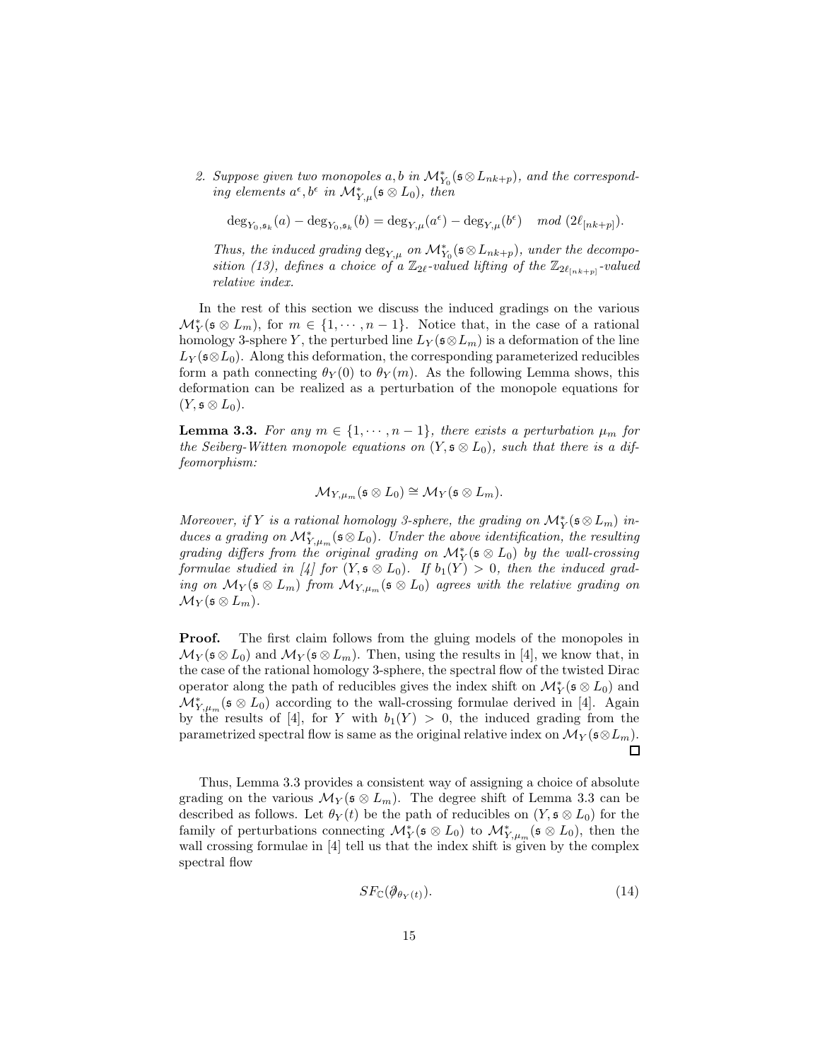2. *Suppose given two monopoles $a, b$ in $\mathcal{M}^*_{Y_0}(\mathfrak{s}\otimes L_{nk+p})$, and the corresponding elements $a^\epsilon, b^\epsilon$ in $\mathcal{M}^*_{Y,\mu}(\mathfrak{s}\otimes L_0)$, then*

$$\deg_{Y_0,\mathfrak{s}_k}(a) - \deg_{Y_0,\mathfrak{s}_k}(b) = \deg_{Y,\mu}(a^\epsilon) - \deg_{Y,\mu}(b^\epsilon) \quad mod\ (2\ell_{[nk+p]}).$$

*Thus, the induced grading $\deg_{Y,\mu}$ on $\mathcal{M}^*_{Y_0}(\mathfrak{s}\otimes L_{nk+p})$, under the decomposition (13), defines a choice of a $\mathbb{Z}_{2\ell}$-valued lifting of the $\mathbb{Z}_{2\ell_{[nk+p]}}$-valued relative index.*

In the rest of this section we discuss the induced gradings on the various $\mathcal{M}^*_Y(\mathfrak{s}\otimes L_m)$, for $m \in \{1, \cdots, n-1\}$. Notice that, in the case of a rational homology 3-sphere $Y$, the perturbed line $L_Y(\mathfrak{s}\otimes L_m)$ is a deformation of the line $L_Y(\mathfrak{s}\otimes L_0)$. Along this deformation, the corresponding parameterized reducibles form a path connecting $\theta_Y(0)$ to $\theta_Y(m)$. As the following Lemma shows, this deformation can be realized as a perturbation of the monopole equations for $(Y, \mathfrak{s}\otimes L_0)$.

**Lemma 3.3.** *For any $m \in \{1, \cdots, n-1\}$, there exists a perturbation $\mu_m$ for the Seiberg-Witten monopole equations on $(Y, \mathfrak{s}\otimes L_0)$, such that there is a diffeomorphism:*

$$\mathcal{M}_{Y,\mu_m}(\mathfrak{s}\otimes L_0) \cong \mathcal{M}_Y(\mathfrak{s}\otimes L_m).$$

*Moreover, if $Y$ is a rational homology 3-sphere, the grading on $\mathcal{M}^*_Y(\mathfrak{s}\otimes L_m)$ induces a grading on $\mathcal{M}^*_{Y,\mu_m}(\mathfrak{s}\otimes L_0)$. Under the above identification, the resulting grading differs from the original grading on $\mathcal{M}^*_Y(\mathfrak{s}\otimes L_0)$ by the wall-crossing formulae studied in [4] for $(Y, \mathfrak{s}\otimes L_0)$. If $b_1(Y) > 0$, then the induced grading on $\mathcal{M}_Y(\mathfrak{s}\otimes L_m)$ from $\mathcal{M}_{Y,\mu_m}(\mathfrak{s}\otimes L_0)$ agrees with the relative grading on $\mathcal{M}_Y(\mathfrak{s}\otimes L_m)$.*

**Proof.** The first claim follows from the gluing models of the monopoles in $\mathcal{M}_Y(\mathfrak{s}\otimes L_0)$ and $\mathcal{M}_Y(\mathfrak{s}\otimes L_m)$. Then, using the results in [4], we know that, in the case of the rational homology 3-sphere, the spectral flow of the twisted Dirac operator along the path of reducibles gives the index shift on $\mathcal{M}^*_Y(\mathfrak{s}\otimes L_0)$ and $\mathcal{M}^*_{Y,\mu_m}(\mathfrak{s}\otimes L_0)$ according to the wall-crossing formulae derived in [4]. Again by the results of [4], for $Y$ with $b_1(Y) > 0$, the induced grading from the parametrized spectral flow is same as the original relative index on $\mathcal{M}_Y(\mathfrak{s}\otimes L_m)$. □

Thus, Lemma 3.3 provides a consistent way of assigning a choice of absolute grading on the various $\mathcal{M}_Y(\mathfrak{s}\otimes L_m)$. The degree shift of Lemma 3.3 can be described as follows. Let $\theta_Y(t)$ be the path of reducibles on $(Y, \mathfrak{s}\otimes L_0)$ for the family of perturbations connecting $\mathcal{M}^*_Y(\mathfrak{s}\otimes L_0)$ to $\mathcal{M}^*_{Y,\mu_m}(\mathfrak{s}\otimes L_0)$, then the wall crossing formulae in [4] tell us that the index shift is given by the complex spectral flow

$$SF_{\mathbb{C}}(\partial\!\!\!/_{\theta_Y(t)}). \tag{14}$$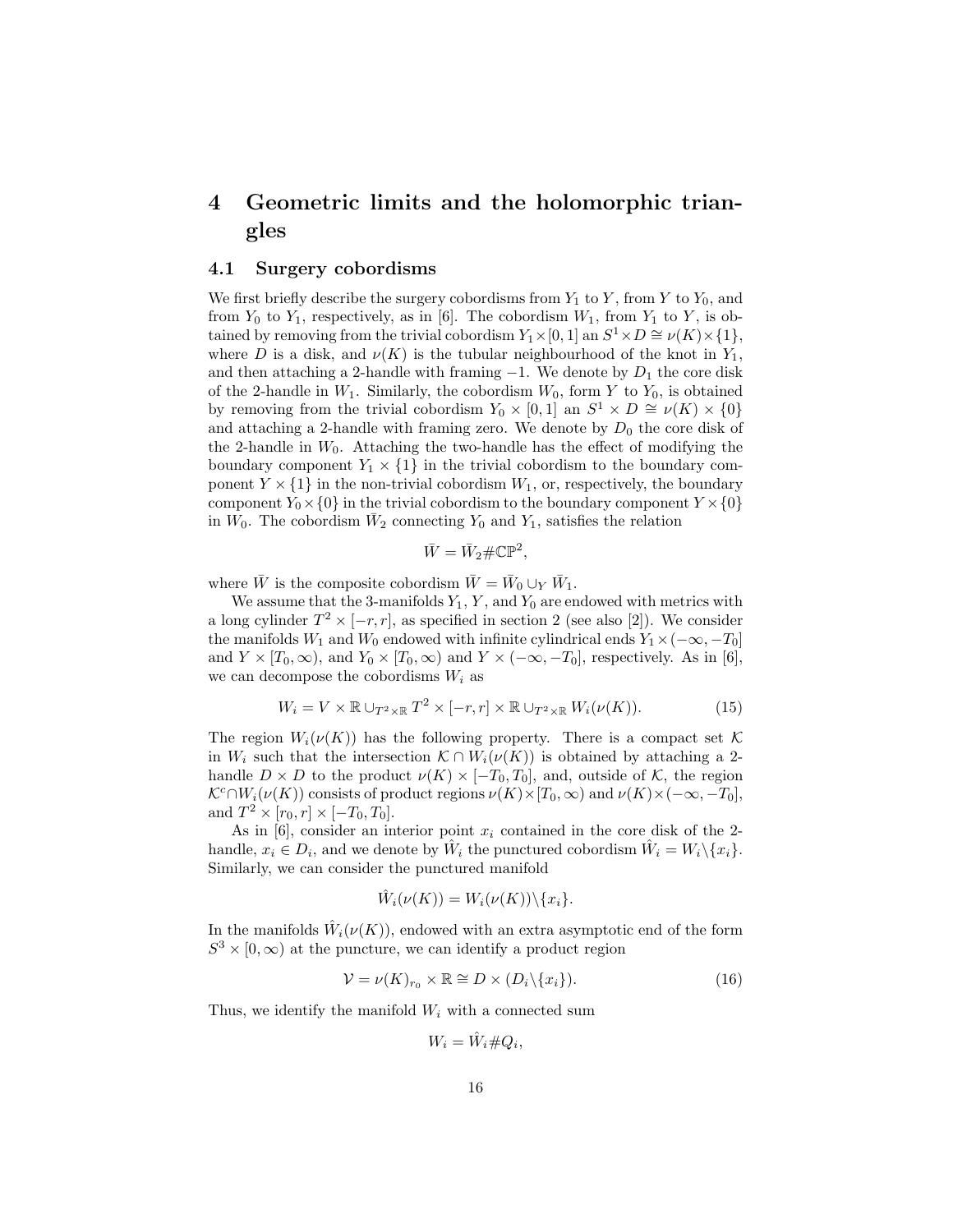# 4 Geometric limits and the holomorphic triangles

## 4.1 Surgery cobordisms

We first briefly describe the surgery cobordisms from $Y_1$ to $Y$, from $Y$ to $Y_0$, and from $Y_0$ to $Y_1$, respectively, as in [6]. The cobordism $W_1$, from $Y_1$ to $Y$, is obtained by removing from the trivial cobordism $Y_1 \times [0,1]$ an $S^1 \times D \cong \nu(K) \times \{1\}$, where $D$ is a disk, and $\nu(K)$ is the tubular neighbourhood of the knot in $Y_1$, and then attaching a 2-handle with framing $-1$. We denote by $D_1$ the core disk of the 2-handle in $W_1$. Similarly, the cobordism $W_0$, form $Y$ to $Y_0$, is obtained by removing from the trivial cobordism $Y_0 \times [0,1]$ an $S^1 \times D \cong \nu(K) \times \{0\}$ and attaching a 2-handle with framing zero. We denote by $D_0$ the core disk of the 2-handle in $W_0$. Attaching the two-handle has the effect of modifying the boundary component $Y_1 \times \{1\}$ in the trivial cobordism to the boundary component $Y \times \{1\}$ in the non-trivial cobordism $W_1$, or, respectively, the boundary component $Y_0 \times \{0\}$ in the trivial cobordism to the boundary component $Y \times \{0\}$ in $W_0$. The cobordism $\bar{W}_2$ connecting $Y_0$ and $Y_1$, satisfies the relation

$$\bar{W} = \bar{W}_2 \# \mathbb{CP}^2,$$

where $\bar{W}$ is the composite cobordism $\bar{W} = \bar{W}_0 \cup_Y \bar{W}_1$.

We assume that the 3-manifolds $Y_1$, $Y$, and $Y_0$ are endowed with metrics with a long cylinder $T^2 \times [-r,r]$, as specified in section 2 (see also [2]). We consider the manifolds $W_1$ and $W_0$ endowed with infinite cylindrical ends $Y_1 \times (-\infty, -T_0]$ and $Y \times [T_0, \infty)$, and $Y_0 \times [T_0, \infty)$ and $Y \times (-\infty, -T_0]$, respectively. As in [6], we can decompose the cobordisms $W_i$ as

$$W_i = V \times \mathbb{R} \cup_{T^2 \times \mathbb{R}} T^2 \times [-r,r] \times \mathbb{R} \cup_{T^2 \times \mathbb{R}} W_i(\nu(K)). \tag{15}$$

The region $W_i(\nu(K))$ has the following property. There is a compact set $\mathcal{K}$ in $W_i$ such that the intersection $\mathcal{K} \cap W_i(\nu(K))$ is obtained by attaching a 2-handle $D \times D$ to the product $\nu(K) \times [-T_0, T_0]$, and, outside of $\mathcal{K}$, the region $\mathcal{K}^c \cap W_i(\nu(K))$ consists of product regions $\nu(K) \times [T_0, \infty)$ and $\nu(K) \times (-\infty, -T_0]$, and $T^2 \times [r_0, r] \times [-T_0, T_0]$.

As in [6], consider an interior point $x_i$ contained in the core disk of the 2-handle, $x_i \in D_i$, and we denote by $\hat{W}_i$ the punctured cobordism $\hat{W}_i = W_i \backslash \{x_i\}$. Similarly, we can consider the punctured manifold

$$\hat{W}_i(\nu(K)) = W_i(\nu(K)) \backslash \{x_i\}.$$

In the manifolds $\hat{W}_i(\nu(K))$, endowed with an extra asymptotic end of the form $S^3 \times [0, \infty)$ at the puncture, we can identify a product region

$$\mathcal{V} = \nu(K)_{r_0} \times \mathbb{R} \cong D \times (D_i \backslash \{x_i\}). \tag{16}$$

Thus, we identify the manifold $W_i$ with a connected sum

$$W_i = \hat{W}_i \# Q_i,$$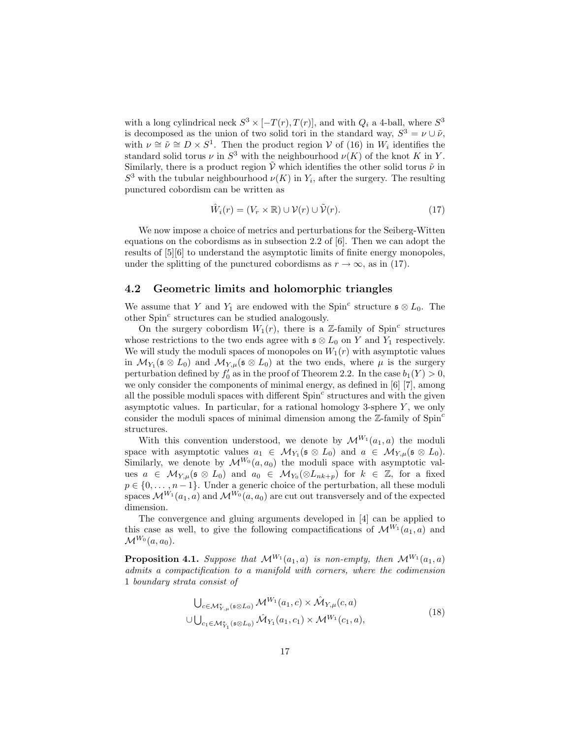with a long cylindrical neck $S^3 \times [-T(r), T(r)]$, and with $Q_i$ a 4-ball, where $S^3$ is decomposed as the union of two solid tori in the standard way, $S^3 = \nu \cup \tilde{\nu}$, with $\nu \cong \tilde{\nu} \cong D \times S^1$. Then the product region $\mathcal{V}$ of (16) in $W_i$ identifies the standard solid torus $\nu$ in $S^3$ with the neighbourhood $\nu(K)$ of the knot $K$ in $Y$. Similarly, there is a product region $\tilde{\mathcal{V}}$ which identifies the other solid torus $\tilde{\nu}$ in $S^3$ with the tubular neighbourhood $\nu(K)$ in $Y_i$, after the surgery. The resulting punctured cobordism can be written as

$$\hat{W}_i(r) = (V_r \times \mathbb{R}) \cup \mathcal{V}(r) \cup \tilde{\mathcal{V}}(r). \tag{17}$$

We now impose a choice of metrics and perturbations for the Seiberg-Witten equations on the cobordisms as in subsection 2.2 of [6]. Then we can adopt the results of [5][6] to understand the asymptotic limits of finite energy monopoles, under the splitting of the punctured cobordisms as $r \to \infty$, as in (17).

## 4.2 Geometric limits and holomorphic triangles

We assume that $Y$ and $Y_1$ are endowed with the Spin$^c$ structure $\mathfrak{s} \otimes L_0$. The other Spin$^c$ structures can be studied analogously.

On the surgery cobordism $W_1(r)$, there is a $\mathbb{Z}$-family of Spin$^c$ structures whose restrictions to the two ends agree with $\mathfrak{s} \otimes L_0$ on $Y$ and $Y_1$ respectively. We will study the moduli spaces of monopoles on $W_1(r)$ with asymptotic values in $\mathcal{M}_{Y_1}(\mathfrak{s} \otimes L_0)$ and $\mathcal{M}_{Y,\mu}(\mathfrak{s} \otimes L_0)$ at the two ends, where $\mu$ is the surgery perturbation defined by $f_0'$ as in the proof of Theorem 2.2. In the case $b_1(Y) > 0$, we only consider the components of minimal energy, as defined in [6] [7], among all the possible moduli spaces with different Spin$^c$ structures and with the given asymptotic values. In particular, for a rational homology 3-sphere $Y$, we only consider the moduli spaces of minimal dimension among the $\mathbb{Z}$-family of Spin$^c$ structures.

With this convention understood, we denote by $\mathcal{M}^{W_1}(a_1, a)$ the moduli space with asymptotic values $a_1 \in \mathcal{M}_{Y_1}(\mathfrak{s} \otimes L_0)$ and $a \in \mathcal{M}_{Y,\mu}(\mathfrak{s} \otimes L_0)$. Similarly, we denote by $\mathcal{M}^{W_0}(a, a_0)$ the moduli space with asymptotic values $a \in \mathcal{M}_{Y,\mu}(\mathfrak{s} \otimes L_0)$ and $a_0 \in \mathcal{M}_{Y_0}(\otimes L_{nk+p})$ for $k \in \mathbb{Z}$, for a fixed $p \in \{0, \dots, n-1\}$. Under a generic choice of the perturbation, all these moduli spaces $\mathcal{M}^{W_1}(a_1, a)$ and $\mathcal{M}^{W_0}(a, a_0)$ are cut out transversely and of the expected dimension.

The convergence and gluing arguments developed in [4] can be applied to this case as well, to give the following compactifications of $\mathcal{M}^{W_1}(a_1, a)$ and $\mathcal{M}^{W_0}(a, a_0)$.

**Proposition 4.1.** *Suppose that $\mathcal{M}^{W_1}(a_1, a)$ is non-empty, then $\mathcal{M}^{W_1}(a_1, a)$ admits a compactification to a manifold with corners, where the codimension 1 boundary strata consist of*

$$\begin{aligned} &\bigcup\nolimits_{c \in \mathcal{M}^*_{Y,\mu}(\mathfrak{s}\otimes L_0)} \mathcal{M}^{W_1}(a_1, c) \times \hat{\mathcal{M}}_{Y,\mu}(c, a) \\ \cup &\bigcup\nolimits_{c_1 \in \mathcal{M}^*_{Y_1}(\mathfrak{s}\otimes L_0)} \hat{\mathcal{M}}_{Y_1}(a_1, c_1) \times \mathcal{M}^{W_1}(c_1, a), \end{aligned} \tag{18}$$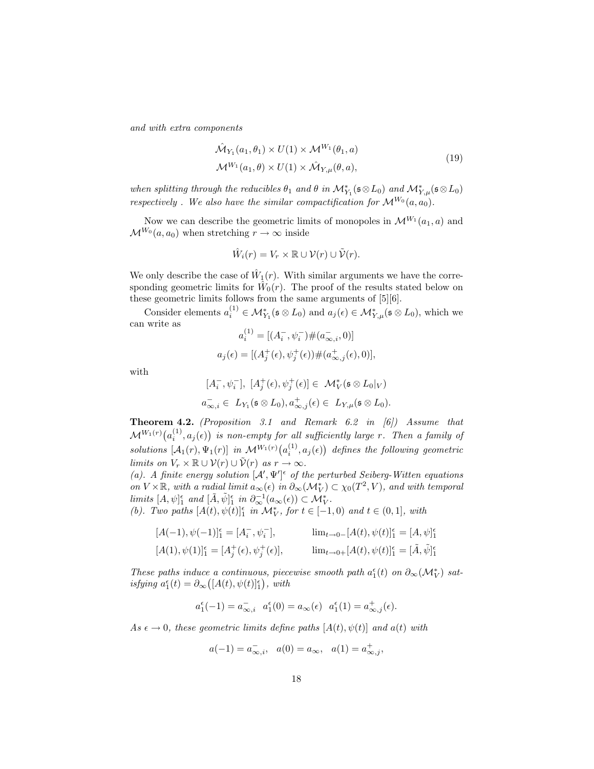*and with extra components*

$$
\begin{aligned}
&\hat{\mathcal{M}}_{Y_1}(a_1,\theta_1)\times U(1)\times \mathcal{M}^{W_1}(\theta_1,a)\\
&\mathcal{M}^{W_1}(a_1,\theta)\times U(1)\times \hat{\mathcal{M}}_{Y,\mu}(\theta,a),
\end{aligned}
\tag{19}
$$

*when splitting through the reducibles* $\theta_1$ *and* $\theta$ *in* $\mathcal{M}^*_{Y_1}(\mathfrak{s}\otimes L_0)$ *and* $\mathcal{M}^*_{Y,\mu}(\mathfrak{s}\otimes L_0)$ *respectively . We also have the similar compactification for* $\mathcal{M}^{W_0}(a,a_0)$.

Now we can describe the geometric limits of monopoles in $\mathcal{M}^{W_1}(a_1,a)$ and $\mathcal{M}^{W_0}(a,a_0)$ when stretching $r\to\infty$ inside

$$
\hat{W}_i(r)=V_r\times\mathbb{R}\cup\mathcal{V}(r)\cup\tilde{\mathcal{V}}(r).
$$

We only describe the case of $\hat{W}_1(r)$. With similar arguments we have the corresponding geometric limits for $\hat{W}_0(r)$. The proof of the results stated below on these geometric limits follows from the same arguments of [5][6].

Consider elements $a_i^{(1)}\in\mathcal{M}^*_{Y_1}(\mathfrak{s}\otimes L_0)$ and $a_j(\epsilon)\in\mathcal{M}^*_{Y,\mu}(\mathfrak{s}\otimes L_0)$, which we can write as

$$
a_i^{(1)}=[(A_i^-,\psi_i^-)\#(a^-_{\infty,i},0)]
$$

$$
a_j(\epsilon)=[(A_j^+(\epsilon),\psi_j^+(\epsilon))\#(a^+_{\infty,j}(\epsilon),0)],
$$

with

$$
[A_i^-,\psi_i^-],\ [A_j^+(\epsilon),\psi_j^+(\epsilon)]\in\ \mathcal{M}^*_V(\mathfrak{s}\otimes L_0|_V)
$$

$$
a^-_{\infty,i}\in\ L_{Y_1}(\mathfrak{s}\otimes L_0), a^+_{\infty,j}(\epsilon)\in\ L_{Y,\mu}(\mathfrak{s}\otimes L_0).
$$

**Theorem 4.2.** *(Proposition 3.1 and Remark 6.2 in [6]) Assume that* $\mathcal{M}^{W_1(r)}\big(a_i^{(1)},a_j(\epsilon)\big)$ *is non-empty for all sufficiently large* $r$*. Then a family of solutions* $[\mathcal{A}_1(r),\Psi_1(r)]$ *in* $\mathcal{M}^{W_1(r)}\big(a_i^{(1)},a_j(\epsilon)\big)$ *defines the following geometric limits on* $V_r\times\mathbb{R}\cup\mathcal{V}(r)\cup\tilde{\mathcal{V}}(r)$ *as* $r\to\infty$.

*(a). A finite energy solution* $[\mathcal{A}',\Psi']^\epsilon$ *of the perturbed Seiberg-Witten equations on* $V\times\mathbb{R}$*, with a radial limit* $a_\infty(\epsilon)$ *in* $\partial_\infty(\mathcal{M}^*_V)\subset\chi_0(T^2,V)$*, and with temporal limits* $[A,\psi]_1^\epsilon$ *and* $[\tilde{A},\tilde{\psi}]_1^\epsilon$ *in* $\partial_\infty^{-1}(a_\infty(\epsilon))\subset\mathcal{M}^*_V$.

*(b). Two paths* $[A(t),\psi(t)]_1^\epsilon$ *in* $\mathcal{M}^*_V$*, for* $t\in[-1,0)$ *and* $t\in(0,1]$*, with*

$$
\begin{aligned}
&[A(-1),\psi(-1)]_1^\epsilon=[A_i^-,\psi_i^-], && \lim_{t\to0-}[A(t),\psi(t)]_1^\epsilon=[A,\psi]_1^\epsilon\\
&[A(1),\psi(1)]_1^\epsilon=[A_j^+(\epsilon),\psi_j^+(\epsilon)], && \lim_{t\to0+}[A(t),\psi(t)]_1^\epsilon=[\tilde{A},\tilde{\psi}]_1^\epsilon
\end{aligned}
$$

*These paths induce a continuous, piecewise smooth path* $a_1^\epsilon(t)$ *on* $\partial_\infty(\mathcal{M}^*_V)$ *satisfying* $a_1^\epsilon(t)=\partial_\infty\big([A(t),\psi(t)]_1^\epsilon\big)$*, with*

$$
a_1^\epsilon(-1)=a^-_{\infty,i}\quad a_1^\epsilon(0)=a_\infty(\epsilon)\quad a_1^\epsilon(1)=a^+_{\infty,j}(\epsilon).
$$

*As* $\epsilon\to0$*, these geometric limits define paths* $[A(t),\psi(t)]$ *and* $a(t)$ *with*

$$
a(-1)=a^-_{\infty,i},\quad a(0)=a_\infty,\quad a(1)=a^+_{\infty,j},
$$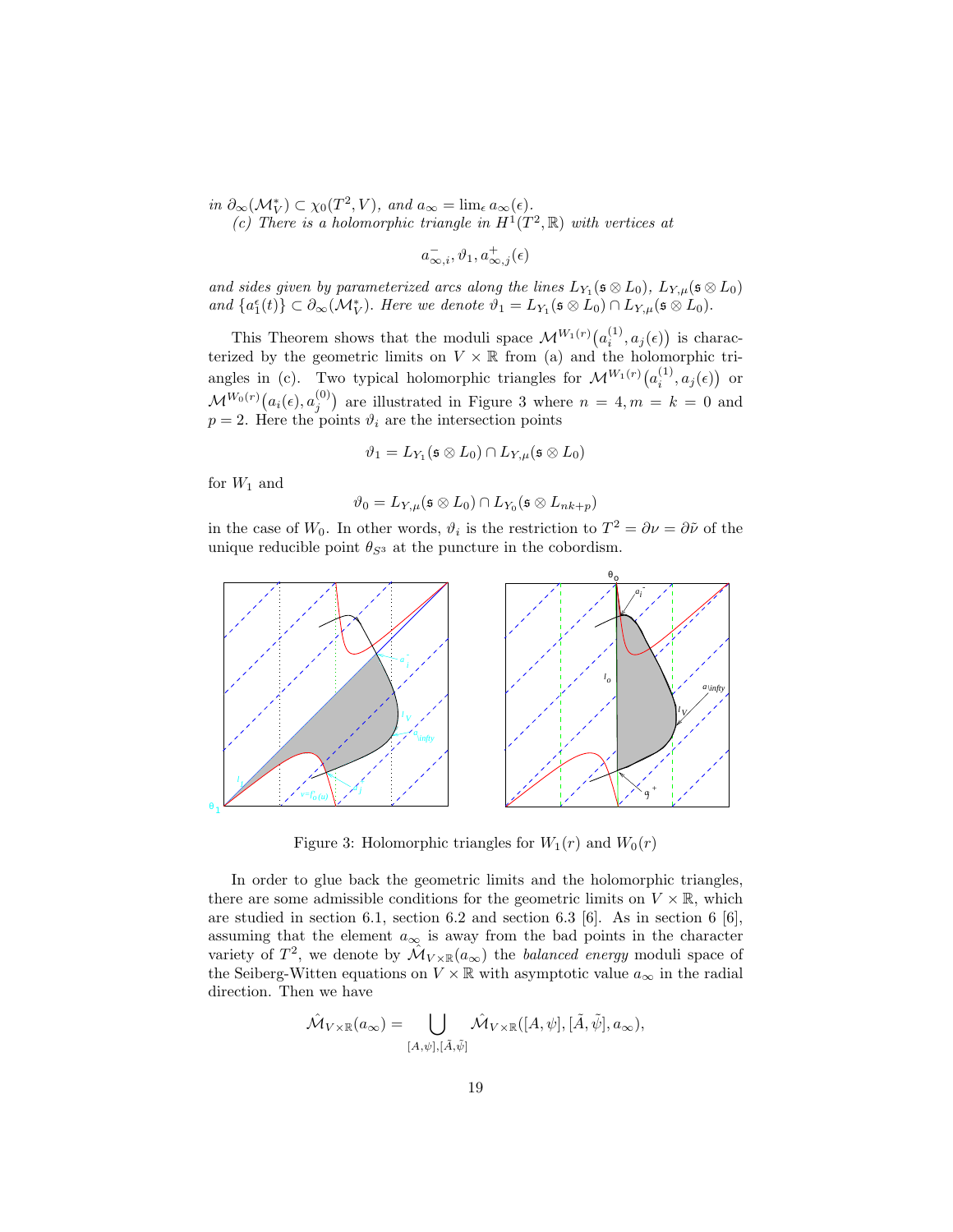*in* $\partial_\infty(\mathcal{M}_V^*) \subset \chi_0(T^2, V)$*, and* $a_\infty = \lim_\epsilon a_\infty(\epsilon)$*.*

*(c) There is a holomorphic triangle in* $H^1(T^2, \mathbb{R})$ *with vertices at*

$$a^-_{\infty,i}, \vartheta_1, a^+_{\infty,j}(\epsilon)$$

*and sides given by parameterized arcs along the lines* $L_{Y_1}(\mathfrak{s} \otimes L_0)$*,* $L_{Y,\mu}(\mathfrak{s} \otimes L_0)$ *and* $\{a_1^\epsilon(t)\} \subset \partial_\infty(\mathcal{M}_V^*)$*. Here we denote* $\vartheta_1 = L_{Y_1}(\mathfrak{s} \otimes L_0) \cap L_{Y,\mu}(\mathfrak{s} \otimes L_0)$*.*

This Theorem shows that the moduli space $\mathcal{M}^{W_1(r)}\big(a_i^{(1)}, a_j(\epsilon)\big)$ is characterized by the geometric limits on $V \times \mathbb{R}$ from (a) and the holomorphic triangles in (c). Two typical holomorphic triangles for $\mathcal{M}^{W_1(r)}\big(a_i^{(1)}, a_j(\epsilon)\big)$ or $\mathcal{M}^{W_0(r)}\big(a_i(\epsilon), a_j^{(0)}\big)$ are illustrated in Figure 3 where $n = 4, m = k = 0$ and $p = 2$. Here the points $\vartheta_i$ are the intersection points

$$\vartheta_1 = L_{Y_1}(\mathfrak{s} \otimes L_0) \cap L_{Y,\mu}(\mathfrak{s} \otimes L_0)$$

for $W_1$ and

$$\vartheta_0 = L_{Y,\mu}(\mathfrak{s} \otimes L_0) \cap L_{Y_0}(\mathfrak{s} \otimes L_{nk+p})$$

in the case of $W_0$. In other words, $\vartheta_i$ is the restriction to $T^2 = \partial\nu = \partial\tilde{\nu}$ of the unique reducible point $\theta_{S^3}$ at the puncture in the cobordism.

Figure 3: Holomorphic triangles for $W_1(r)$ and $W_0(r)$

In order to glue back the geometric limits and the holomorphic triangles, there are some admissible conditions for the geometric limits on $V \times \mathbb{R}$, which are studied in section 6.1, section 6.2 and section 6.3 [6]. As in section 6 [6], assuming that the element $a_\infty$ is away from the bad points in the character variety of $T^2$, we denote by $\hat{\mathcal{M}}_{V\times\mathbb{R}}(a_\infty)$ the *balanced energy* moduli space of the Seiberg-Witten equations on $V \times \mathbb{R}$ with asymptotic value $a_\infty$ in the radial direction. Then we have

$$\hat{\mathcal{M}}_{V\times\mathbb{R}}(a_\infty) = \bigcup_{[A,\psi],[\tilde{A},\tilde{\psi}]} \hat{\mathcal{M}}_{V\times\mathbb{R}}([A,\psi],[\tilde{A},\tilde{\psi}],a_\infty),$$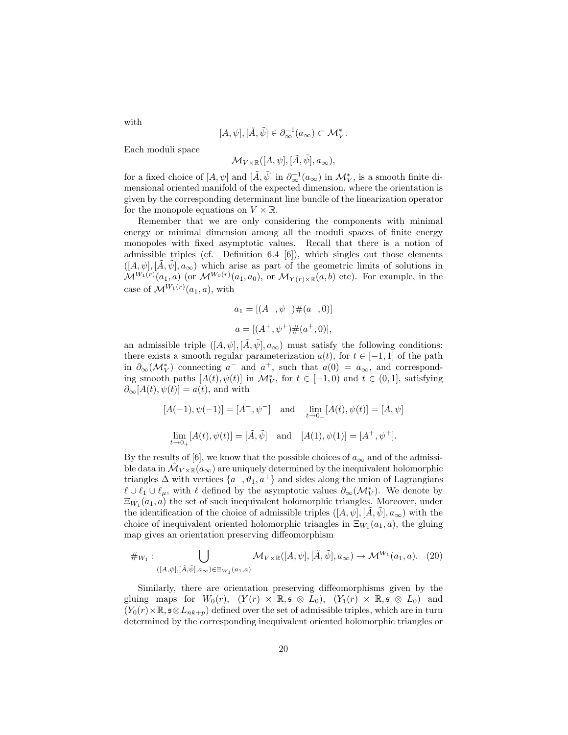with

$$[A,\psi],[\tilde{A},\tilde{\psi}] \in \partial_\infty^{-1}(a_\infty) \subset \mathcal{M}_V^*.$$

Each moduli space

$$\mathcal{M}_{V\times\mathbb{R}}([A,\psi],[\tilde{A},\tilde{\psi}],a_\infty),$$

for a fixed choice of $[A,\psi]$ and $[\tilde{A},\tilde{\psi}]$ in $\partial_\infty^{-1}(a_\infty)$ in $\mathcal{M}_V^*$, is a smooth finite dimensional oriented manifold of the expected dimension, where the orientation is given by the corresponding determinant line bundle of the linearization operator for the monopole equations on $V\times\mathbb{R}$.

Remember that we are only considering the components with minimal energy or minimal dimension among all the moduli spaces of finite energy monopoles with fixed asymptotic values. Recall that there is a notion of admissible triples (cf. Definition 6.4 [6]), which singles out those elements $([A,\psi],[\tilde{A},\tilde{\psi}],a_\infty)$ which arise as part of the geometric limits of solutions in $\mathcal{M}^{W_1(r)}(a_1,a)$ (or $\mathcal{M}^{W_0(r)}(a_1,a_0)$, or $\mathcal{M}_{Y(r)\times\mathbb{R}}(a,b)$ etc). For example, in the case of $\mathcal{M}^{W_1(r)}(a_1,a)$, with

$$a_1 = [(A^-,\psi^-)\#(a^-,0)]$$

$$a = [(A^+,\psi^+)\#(a^+,0)],$$

an admissible triple $([A,\psi],[\tilde{A},\tilde{\psi}],a_\infty)$ must satisfy the following conditions: there exists a smooth regular parameterization $a(t)$, for $t\in[-1,1]$ of the path in $\partial_\infty(\mathcal{M}_V^*)$ connecting $a^-$ and $a^+$, such that $a(0)=a_\infty$, and corresponding smooth paths $[A(t),\psi(t)]$ in $\mathcal{M}_V^*$, for $t\in[-1,0)$ and $t\in(0,1]$, satisfying $\partial_\infty[A(t),\psi(t)]=a(t)$, and with

$$[A(-1),\psi(-1)]=[A^-,\psi^-] \quad \text{and} \quad \lim_{t\to 0_-}[A(t),\psi(t)]=[A,\psi]$$

$$\lim_{t\to 0_+}[A(t),\psi(t)]=[\tilde{A},\tilde{\psi}] \quad \text{and} \quad [A(1),\psi(1)]=[A^+,\psi^+].$$

By the results of [6], we know that the possible choices of $a_\infty$ and of the admissible data in $\hat{\mathcal{M}}_{V\times\mathbb{R}}(a_\infty)$ are uniquely determined by the inequivalent holomorphic triangles $\Delta$ with vertices $\{a^-,\vartheta_1,a^+\}$ and sides along the union of Lagrangians $\ell\cup\ell_1\cup\ell_\mu$, with $\ell$ defined by the asymptotic values $\partial_\infty(\mathcal{M}_V^*)$. We denote by $\Xi_{W_1}(a_1,a)$ the set of such inequivalent holomorphic triangles. Moreover, under the identification of the choice of admissible triples $([A,\psi],[\tilde{A},\tilde{\psi}],a_\infty)$ with the choice of inequivalent oriented holomorphic triangles in $\Xi_{W_1}(a_1,a)$, the gluing map gives an orientation preserving diffeomorphism

$$\#_{W_1}: \bigcup_{([A,\psi],[\tilde{A},\tilde{\psi}],a_\infty)\in\Xi_{W_1}(a_1,a)} \mathcal{M}_{V\times\mathbb{R}}([A,\psi],[\tilde{A},\tilde{\psi}],a_\infty) \to \mathcal{M}^{W_1}(a_1,a). \quad (20)$$

Similarly, there are orientation preserving diffeomorphisms given by the gluing maps for $W_0(r)$, $(Y(r)\times\mathbb{R},\mathfrak{s}\otimes L_0)$, $(Y_1(r)\times\mathbb{R},\mathfrak{s}\otimes L_0)$ and $(Y_0(r)\times\mathbb{R},\mathfrak{s}\otimes L_{nk+p})$ defined over the set of admissible triples, which are in turn determined by the corresponding inequivalent oriented holomorphic triangles or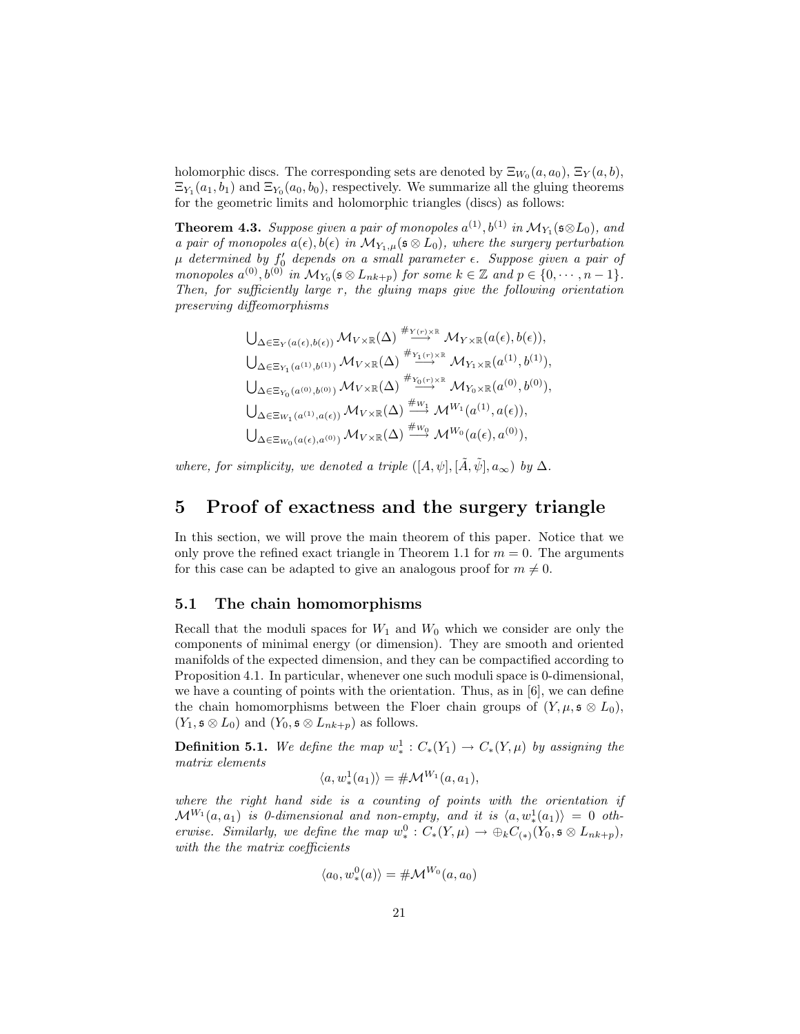holomorphic discs. The corresponding sets are denoted by $\Xi_{W_0}(a, a_0)$, $\Xi_Y(a, b)$, $\Xi_{Y_1}(a_1, b_1)$ and $\Xi_{Y_0}(a_0, b_0)$, respectively. We summarize all the gluing theorems for the geometric limits and holomorphic triangles (discs) as follows:

**Theorem 4.3.** *Suppose given a pair of monopoles $a^{(1)}, b^{(1)}$ in $\mathcal{M}_{Y_1}(\mathfrak{s}\otimes L_0)$, and a pair of monopoles $a(\epsilon), b(\epsilon)$ in $\mathcal{M}_{Y_1,\mu}(\mathfrak{s}\otimes L_0)$, where the surgery perturbation $\mu$ determined by $f_0'$ depends on a small parameter $\epsilon$. Suppose given a pair of monopoles $a^{(0)}, b^{(0)}$ in $\mathcal{M}_{Y_0}(\mathfrak{s}\otimes L_{nk+p})$ for some $k \in \mathbb{Z}$ and $p \in \{0, \cdots, n-1\}$. Then, for sufficiently large $r$, the gluing maps give the following orientation preserving diffeomorphisms*

$$
\begin{aligned}
&\bigcup_{\Delta\in\Xi_Y(a(\epsilon),b(\epsilon))} \mathcal{M}_{V\times\mathbb{R}}(\Delta) \overset{\#_{Y(r)\times\mathbb{R}}}{\longrightarrow} \mathcal{M}_{Y\times\mathbb{R}}(a(\epsilon), b(\epsilon)),\\
&\bigcup_{\Delta\in\Xi_{Y_1}(a^{(1)},b^{(1)})} \mathcal{M}_{V\times\mathbb{R}}(\Delta) \overset{\#_{Y_1(r)\times\mathbb{R}}}{\longrightarrow} \mathcal{M}_{Y_1\times\mathbb{R}}(a^{(1)}, b^{(1)}),\\
&\bigcup_{\Delta\in\Xi_{Y_0}(a^{(0)},b^{(0)})} \mathcal{M}_{V\times\mathbb{R}}(\Delta) \overset{\#_{Y_0(r)\times\mathbb{R}}}{\longrightarrow} \mathcal{M}_{Y_0\times\mathbb{R}}(a^{(0)}, b^{(0)}),\\
&\bigcup_{\Delta\in\Xi_{W_1}(a^{(1)},a(\epsilon))} \mathcal{M}_{V\times\mathbb{R}}(\Delta) \overset{\#_{W_1}}{\longrightarrow} \mathcal{M}^{W_1}(a^{(1)}, a(\epsilon)),\\
&\bigcup_{\Delta\in\Xi_{W_0}(a(\epsilon),a^{(0)})} \mathcal{M}_{V\times\mathbb{R}}(\Delta) \overset{\#_{W_0}}{\longrightarrow} \mathcal{M}^{W_0}(a(\epsilon), a^{(0)}),
\end{aligned}
$$

*where, for simplicity, we denoted a triple $([A,\psi], [\tilde{A},\tilde{\psi}], a_\infty)$ by $\Delta$.*

# 5 Proof of exactness and the surgery triangle

In this section, we will prove the main theorem of this paper. Notice that we only prove the refined exact triangle in Theorem 1.1 for $m = 0$. The arguments for this case can be adapted to give an analogous proof for $m \neq 0$.

## 5.1 The chain homomorphisms

Recall that the moduli spaces for $W_1$ and $W_0$ which we consider are only the components of minimal energy (or dimension). They are smooth and oriented manifolds of the expected dimension, and they can be compactified according to Proposition 4.1. In particular, whenever one such moduli space is 0-dimensional, we have a counting of points with the orientation. Thus, as in [6], we can define the chain homomorphisms between the Floer chain groups of $(Y, \mu, \mathfrak{s}\otimes L_0)$, $(Y_1, \mathfrak{s}\otimes L_0)$ and $(Y_0, \mathfrak{s}\otimes L_{nk+p})$ as follows.

**Definition 5.1.** *We define the map $w_*^1 : C_*(Y_1) \to C_*(Y,\mu)$ by assigning the matrix elements*

$$\langle a, w_*^1(a_1)\rangle = \#\mathcal{M}^{W_1}(a, a_1),$$

*where the right hand side is a counting of points with the orientation if $\mathcal{M}^{W_1}(a, a_1)$ is 0-dimensional and non-empty, and it is $\langle a, w_*^1(a_1)\rangle = 0$ otherwise. Similarly, we define the map $w_*^0 : C_*(Y,\mu) \to \oplus_k C_{(*)}(Y_0, \mathfrak{s}\otimes L_{nk+p})$, with the the matrix coefficients*

$$\langle a_0, w_*^0(a)\rangle = \#\mathcal{M}^{W_0}(a, a_0)$$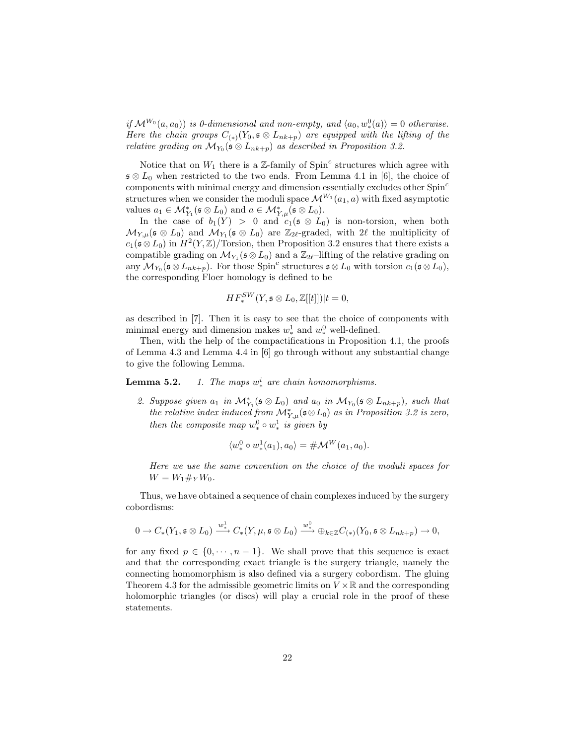*if $\mathcal{M}^{W_0}(a, a_0)$) is 0-dimensional and non-empty, and $\langle a_0, w^0_*(a)\rangle = 0$ otherwise. Here the chain groups $C_{(*)}(Y_0, \mathfrak{s}\otimes L_{nk+p})$ are equipped with the lifting of the relative grading on $\mathcal{M}_{Y_0}(\mathfrak{s}\otimes L_{nk+p})$ as described in Proposition 3.2.*

Notice that on $W_1$ there is a $\mathbb{Z}$-family of $\mathrm{Spin}^c$ structures which agree with $\mathfrak{s}\otimes L_0$ when restricted to the two ends. From Lemma 4.1 in [6], the choice of components with minimal energy and dimension essentially excludes other $\mathrm{Spin}^c$ structures when we consider the moduli space $\mathcal{M}^{W_1}(a_1, a)$ with fixed asymptotic values $a_1 \in \mathcal{M}^*_{Y_1}(\mathfrak{s}\otimes L_0)$ and $a \in \mathcal{M}^*_{Y,\mu}(\mathfrak{s}\otimes L_0)$.

In the case of $b_1(Y) > 0$ and $c_1(\mathfrak{s}\otimes L_0)$ is non-torsion, when both $\mathcal{M}_{Y,\mu}(\mathfrak{s}\otimes L_0)$ and $\mathcal{M}_{Y_1}(\mathfrak{s}\otimes L_0)$ are $\mathbb{Z}_{2\ell}$-graded, with $2\ell$ the multiplicity of $c_1(\mathfrak{s}\otimes L_0)$ in $H^2(Y,\mathbb{Z})/\mathrm{Torsion}$, then Proposition 3.2 ensures that there exists a compatible grading on $\mathcal{M}_{Y_1}(\mathfrak{s}\otimes L_0)$ and a $\mathbb{Z}_{2\ell}$–lifting of the relative grading on any $\mathcal{M}_{Y_0}(\mathfrak{s}\otimes L_{nk+p})$. For those $\mathrm{Spin}^c$ structures $\mathfrak{s}\otimes L_0$ with torsion $c_1(\mathfrak{s}\otimes L_0)$, the corresponding Floer homology is defined to be

$$HF^{SW}_*(Y, \mathfrak{s}\otimes L_0, \mathbb{Z}[[t]])|t = 0,$$

as described in [7]. Then it is easy to see that the choice of components with minimal energy and dimension makes $w^1_*$ and $w^0_*$ well-defined.

Then, with the help of the compactifications in Proposition 4.1, the proofs of Lemma 4.3 and Lemma 4.4 in [6] go through without any substantial change to give the following Lemma.

**Lemma 5.2.** *1. The maps $w^i_*$ are chain homomorphisms.*

*2. Suppose given $a_1$ in $\mathcal{M}^*_{Y_1}(\mathfrak{s}\otimes L_0)$ and $a_0$ in $\mathcal{M}_{Y_0}(\mathfrak{s}\otimes L_{nk+p})$, such that the relative index induced from $\mathcal{M}^*_{Y,\mu}(\mathfrak{s}\otimes L_0)$ as in Proposition 3.2 is zero, then the composite map $w^0_*\circ w^1_*$ is given by*

$$\langle w^0_*\circ w^1_*(a_1), a_0\rangle = \#\mathcal{M}^W(a_1, a_0).$$

*Here we use the same convention on the choice of the moduli spaces for $W = W_1\#_Y W_0$.*

Thus, we have obtained a sequence of chain complexes induced by the surgery cobordisms:

$$0 \to C_*(Y_1, \mathfrak{s}\otimes L_0) \xrightarrow{w^1_*} C_*(Y, \mu, \mathfrak{s}\otimes L_0) \xrightarrow{w^0_*} \oplus_{k\in\mathbb{Z}} C_{(*)}(Y_0, \mathfrak{s}\otimes L_{nk+p}) \to 0,$$

for any fixed $p \in \{0, \cdots, n-1\}$. We shall prove that this sequence is exact and that the corresponding exact triangle is the surgery triangle, namely the connecting homomorphism is also defined via a surgery cobordism. The gluing Theorem 4.3 for the admissible geometric limits on $V\times\mathbb{R}$ and the corresponding holomorphic triangles (or discs) will play a crucial role in the proof of these statements.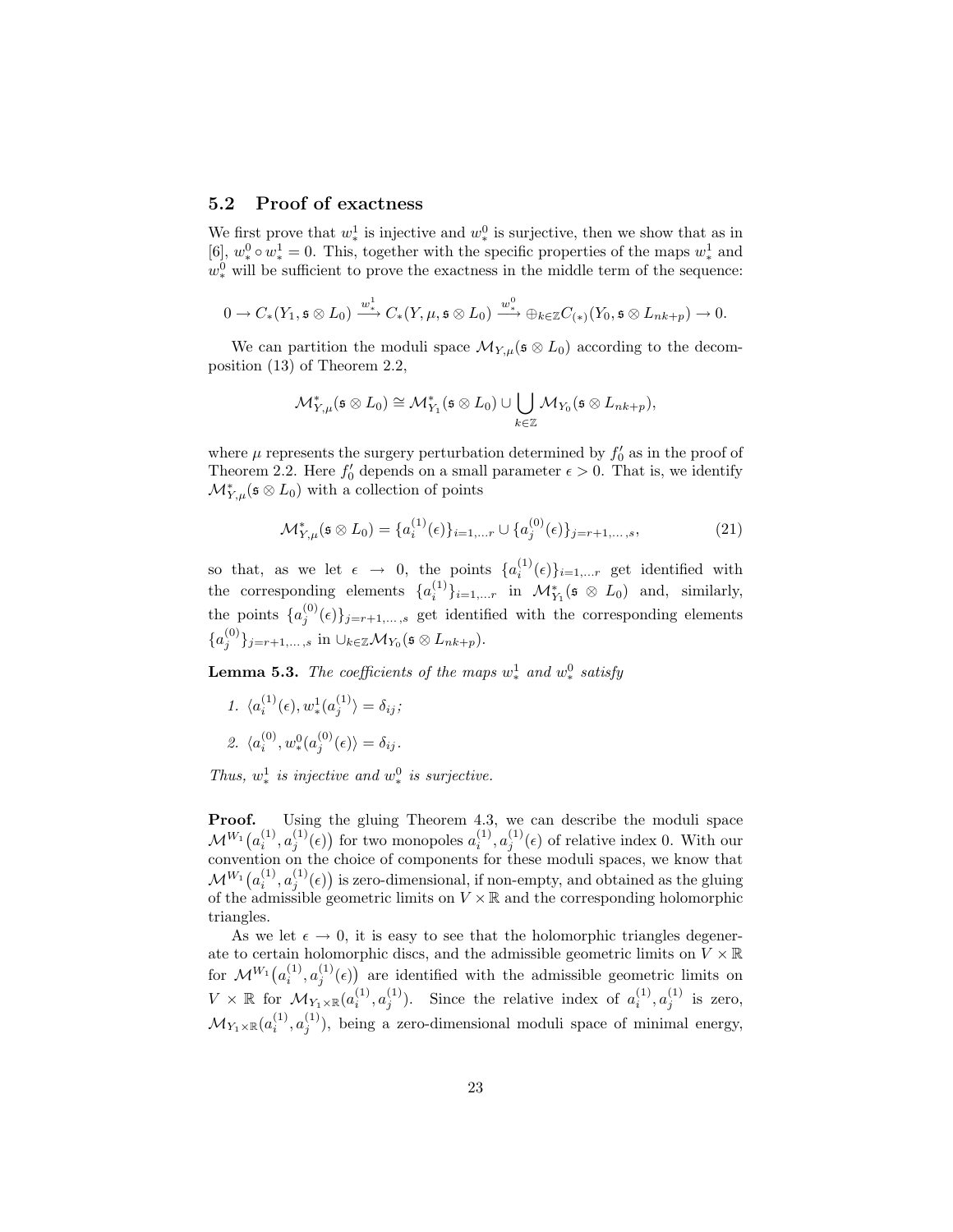### 5.2 Proof of exactness

We first prove that $w^1_*$ is injective and $w^0_*$ is surjective, then we show that as in [6], $w^0_* \circ w^1_* = 0$. This, together with the specific properties of the maps $w^1_*$ and $w^0_*$ will be sufficient to prove the exactness in the middle term of the sequence:

$$0 \to C_*(Y_1, \mathfrak{s} \otimes L_0) \xrightarrow{w^1_*} C_*(Y, \mu, \mathfrak{s} \otimes L_0) \xrightarrow{w^0_*} \oplus_{k \in \mathbb{Z}} C_{(*)}(Y_0, \mathfrak{s} \otimes L_{nk+p}) \to 0.$$

We can partition the moduli space $\mathcal{M}_{Y,\mu}(\mathfrak{s} \otimes L_0)$ according to the decomposition (13) of Theorem 2.2,

$$\mathcal{M}^*_{Y,\mu}(\mathfrak{s} \otimes L_0) \cong \mathcal{M}^*_{Y_1}(\mathfrak{s} \otimes L_0) \cup \bigcup_{k \in \mathbb{Z}} \mathcal{M}_{Y_0}(\mathfrak{s} \otimes L_{nk+p}),$$

where $\mu$ represents the surgery perturbation determined by $f'_0$ as in the proof of Theorem 2.2. Here $f'_0$ depends on a small parameter $\epsilon > 0$. That is, we identify $\mathcal{M}^*_{Y,\mu}(\mathfrak{s} \otimes L_0)$ with a collection of points

$$\mathcal{M}^*_{Y,\mu}(\mathfrak{s} \otimes L_0) = \{a^{(1)}_i(\epsilon)\}_{i=1,\dots r} \cup \{a^{(0)}_j(\epsilon)\}_{j=r+1,\dots,s}, \tag{21}$$

so that, as we let $\epsilon \to 0$, the points $\{a^{(1)}_i(\epsilon)\}_{i=1,\dots r}$ get identified with the corresponding elements $\{a^{(1)}_i\}_{i=1,\dots r}$ in $\mathcal{M}^*_{Y_1}(\mathfrak{s} \otimes L_0)$ and, similarly, the points $\{a^{(0)}_j(\epsilon)\}_{j=r+1,\dots,s}$ get identified with the corresponding elements $\{a^{(0)}_j\}_{j=r+1,\dots,s}$ in $\cup_{k\in\mathbb{Z}} \mathcal{M}_{Y_0}(\mathfrak{s} \otimes L_{nk+p})$.

**Lemma 5.3.** *The coefficients of the maps $w^1_*$ and $w^0_*$ satisfy*

1. $\langle a^{(1)}_i(\epsilon), w^1_*(a^{(1)}_j) \rangle = \delta_{ij}$;
2. $\langle a^{(0)}_i, w^0_*(a^{(0)}_j(\epsilon)) \rangle = \delta_{ij}$.

*Thus, $w^1_*$ is injective and $w^0_*$ is surjective.*

**Proof.** Using the gluing Theorem 4.3, we can describe the moduli space $\mathcal{M}^{W_1}\big(a^{(1)}_i, a^{(1)}_j(\epsilon)\big)$ for two monopoles $a^{(1)}_i, a^{(1)}_j(\epsilon)$ of relative index 0. With our convention on the choice of components for these moduli spaces, we know that $\mathcal{M}^{W_1}\big(a^{(1)}_i, a^{(1)}_j(\epsilon)\big)$ is zero-dimensional, if non-empty, and obtained as the gluing of the admissible geometric limits on $V \times \mathbb{R}$ and the corresponding holomorphic triangles.

As we let $\epsilon \to 0$, it is easy to see that the holomorphic triangles degenerate to certain holomorphic discs, and the admissible geometric limits on $V \times \mathbb{R}$ for $\mathcal{M}^{W_1}\big(a^{(1)}_i, a^{(1)}_j(\epsilon)\big)$ are identified with the admissible geometric limits on $V \times \mathbb{R}$ for $\mathcal{M}_{Y_1\times\mathbb{R}}(a^{(1)}_i, a^{(1)}_j)$. Since the relative index of $a^{(1)}_i, a^{(1)}_j$ is zero, $\mathcal{M}_{Y_1\times\mathbb{R}}(a^{(1)}_i, a^{(1)}_j)$, being a zero-dimensional moduli space of minimal energy,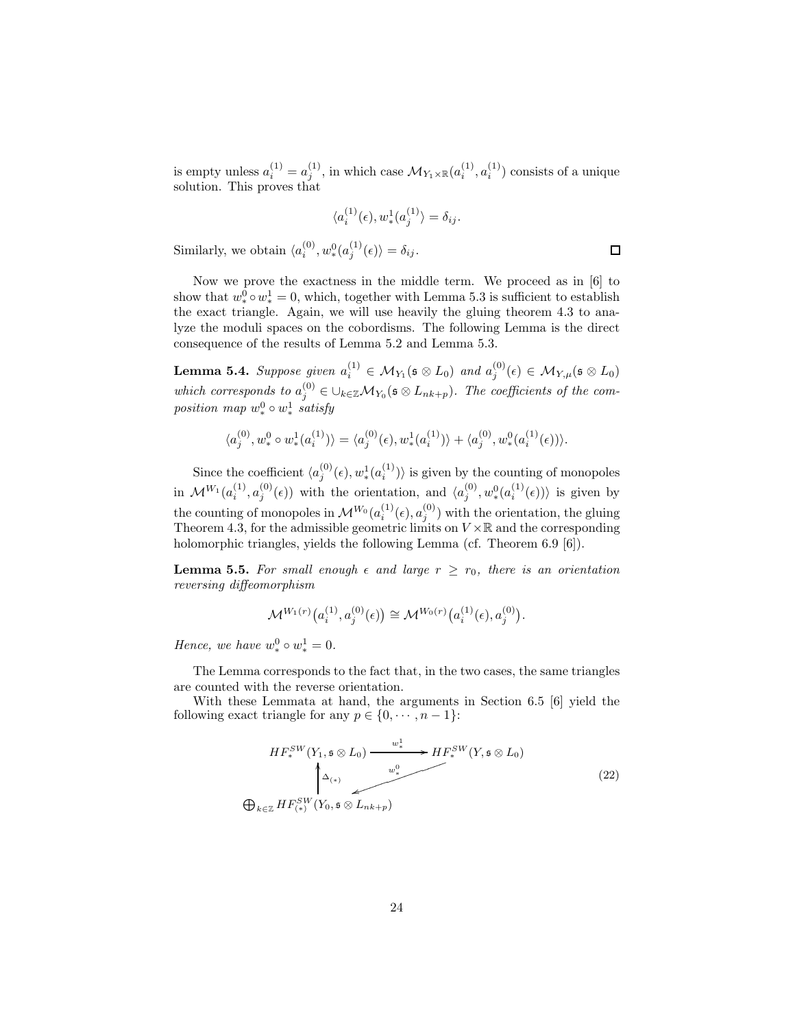is empty unless $a_i^{(1)} = a_j^{(1)}$, in which case $\mathcal{M}_{Y_1\times\mathbb{R}}(a_i^{(1)}, a_i^{(1)})$ consists of a unique solution. This proves that

$$\langle a_i^{(1)}(\epsilon), w_*^1(a_j^{(1)}\rangle = \delta_{ij}.$$

Similarly, we obtain $\langle a_i^{(0)}, w_*^0(a_j^{(1)}(\epsilon)\rangle = \delta_{ij}$. $\square$

Now we prove the exactness in the middle term. We proceed as in [6] to show that $w_*^0 \circ w_*^1 = 0$, which, together with Lemma 5.3 is sufficient to establish the exact triangle. Again, we will use heavily the gluing theorem 4.3 to analyze the moduli spaces on the cobordisms. The following Lemma is the direct consequence of the results of Lemma 5.2 and Lemma 5.3.

**Lemma 5.4.** *Suppose given $a_i^{(1)} \in \mathcal{M}_{Y_1}(\mathfrak{s}\otimes L_0)$ and $a_j^{(0)}(\epsilon) \in \mathcal{M}_{Y,\mu}(\mathfrak{s}\otimes L_0)$ which corresponds to $a_j^{(0)} \in \cup_{k\in\mathbb{Z}}\mathcal{M}_{Y_0}(\mathfrak{s}\otimes L_{nk+p})$. The coefficients of the composition map $w_*^0 \circ w_*^1$ satisfy*

$$\langle a_j^{(0)}, w_*^0 \circ w_*^1(a_i^{(1)})\rangle = \langle a_j^{(0)}(\epsilon), w_*^1(a_i^{(1)})\rangle + \langle a_j^{(0)}, w_*^0(a_i^{(1)}(\epsilon))\rangle.$$

Since the coefficient $\langle a_j^{(0)}(\epsilon), w_*^1(a_i^{(1)})\rangle$ is given by the counting of monopoles in $\mathcal{M}^{W_1}(a_i^{(1)}, a_j^{(0)}(\epsilon))$ with the orientation, and $\langle a_j^{(0)}, w_*^0(a_i^{(1)}(\epsilon))\rangle$ is given by the counting of monopoles in $\mathcal{M}^{W_0}(a_i^{(1)}(\epsilon), a_j^{(0)})$ with the orientation, the gluing Theorem 4.3, for the admissible geometric limits on $V\times\mathbb{R}$ and the corresponding holomorphic triangles, yields the following Lemma (cf. Theorem 6.9 [6]).

**Lemma 5.5.** *For small enough $\epsilon$ and large $r \geq r_0$, there is an orientation reversing diffeomorphism*

$$\mathcal{M}^{W_1(r)}\big(a_i^{(1)}, a_j^{(0)}(\epsilon)\big) \cong \mathcal{M}^{W_0(r)}\big(a_i^{(1)}(\epsilon), a_j^{(0)}\big).$$

*Hence, we have $w_*^0 \circ w_*^1 = 0$.*

The Lemma corresponds to the fact that, in the two cases, the same triangles are counted with the reverse orientation.

With these Lemmata at hand, the arguments in Section 6.5 [6] yield the following exact triangle for any $p \in \{0, \cdots, n-1\}$:

$$\begin{array}{ccc} HF_*^{SW}(Y_1, \mathfrak{s}\otimes L_0) & \xrightarrow{\;w_*^1\;} & HF_*^{SW}(Y, \mathfrak{s}\otimes L_0) \\ \uparrow{\scriptstyle \Delta_{(*)}} & \swarrow{\scriptstyle w_*^0} & \\ \bigoplus_{k\in\mathbb{Z}} HF_{(*)}^{SW}(Y_0, \mathfrak{s}\otimes L_{nk+p}) & & \end{array} \tag{22}$$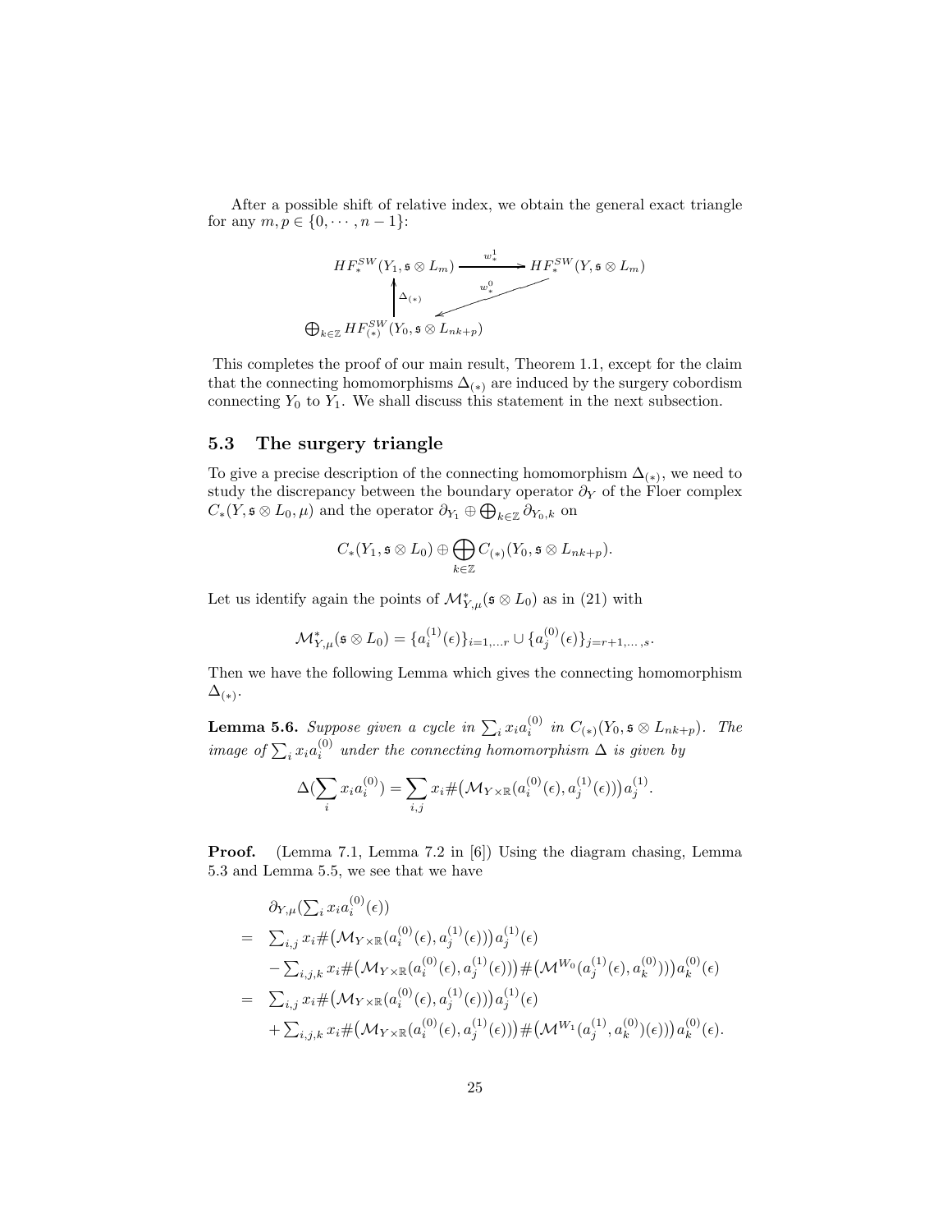After a possible shift of relative index, we obtain the general exact triangle for any $m, p \in \{0, \cdots, n-1\}$:

$$
\begin{array}{ccc}
HF_*^{SW}(Y_1, \mathfrak{s} \otimes L_m) & \xrightarrow{w_*^1} & HF_*^{SW}(Y, \mathfrak{s} \otimes L_m) \\
\uparrow \Delta_{(*)} & \swarrow w_*^0 & \\
\bigoplus_{k \in \mathbb{Z}} HF_{(*)}^{SW}(Y_0, \mathfrak{s} \otimes L_{nk+p}) & &
\end{array}
$$

This completes the proof of our main result, Theorem 1.1, except for the claim that the connecting homomorphisms $\Delta_{(*)}$ are induced by the surgery cobordism connecting $Y_0$ to $Y_1$. We shall discuss this statement in the next subsection.

## 5.3 The surgery triangle

To give a precise description of the connecting homomorphism $\Delta_{(*)}$, we need to study the discrepancy between the boundary operator $\partial_Y$ of the Floer complex $C_*(Y, \mathfrak{s} \otimes L_0, \mu)$ and the operator $\partial_{Y_1} \oplus \bigoplus_{k \in \mathbb{Z}} \partial_{Y_0,k}$ on

$$C_*(Y_1, \mathfrak{s} \otimes L_0) \oplus \bigoplus_{k \in \mathbb{Z}} C_{(*)}(Y_0, \mathfrak{s} \otimes L_{nk+p}).$$

Let us identify again the points of $\mathcal{M}^*_{Y,\mu}(\mathfrak{s} \otimes L_0)$ as in (21) with

$$\mathcal{M}^*_{Y,\mu}(\mathfrak{s} \otimes L_0) = \{a_i^{(1)}(\epsilon)\}_{i=1,\dots r} \cup \{a_j^{(0)}(\epsilon)\}_{j=r+1,\dots,s}.$$

Then we have the following Lemma which gives the connecting homomorphism $\Delta_{(*)}$.

**Lemma 5.6.** *Suppose given a cycle in $\sum_i x_i a_i^{(0)}$ in $C_{(*)}(Y_0, \mathfrak{s} \otimes L_{nk+p})$. The image of $\sum_i x_i a_i^{(0)}$ under the connecting homomorphism $\Delta$ is given by*

$$\Delta(\sum_i x_i a_i^{(0)}) = \sum_{i,j} x_i \#\big(\mathcal{M}_{Y \times \mathbb{R}}(a_i^{(0)}(\epsilon), a_j^{(1)}(\epsilon))\big) a_j^{(1)}.$$

**Proof.** (Lemma 7.1, Lemma 7.2 in [6]) Using the diagram chasing, Lemma 5.3 and Lemma 5.5, we see that we have

$$
\begin{aligned}
& \partial_{Y,\mu}(\textstyle\sum_i x_i a_i^{(0)}(\epsilon)) \\
= \ & \textstyle\sum_{i,j} x_i \#\big(\mathcal{M}_{Y \times \mathbb{R}}(a_i^{(0)}(\epsilon), a_j^{(1)}(\epsilon))\big) a_j^{(1)}(\epsilon) \\
& -\textstyle\sum_{i,j,k} x_i \#\big(\mathcal{M}_{Y \times \mathbb{R}}(a_i^{(0)}(\epsilon), a_j^{(1)}(\epsilon))\big) \#\big(\mathcal{M}^{W_0}(a_j^{(1)}(\epsilon), a_k^{(0)})\big) a_k^{(0)}(\epsilon) \\
= \ & \textstyle\sum_{i,j} x_i \#\big(\mathcal{M}_{Y \times \mathbb{R}}(a_i^{(0)}(\epsilon), a_j^{(1)}(\epsilon))\big) a_j^{(1)}(\epsilon) \\
& +\textstyle\sum_{i,j,k} x_i \#\big(\mathcal{M}_{Y \times \mathbb{R}}(a_i^{(0)}(\epsilon), a_j^{(1)}(\epsilon))\big) \#\big(\mathcal{M}^{W_1}(a_j^{(1)}, a_k^{(0)})(\epsilon)\big) a_k^{(0)}(\epsilon).
\end{aligned}
$$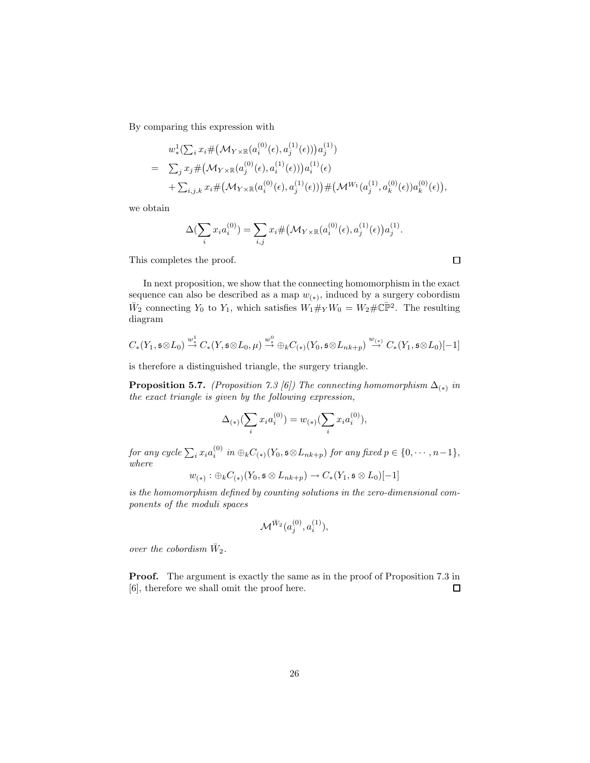By comparing this expression with

$$
\begin{aligned}
& w_*^1(\textstyle\sum_i x_i \#\big(\mathcal{M}_{Y\times\mathbb{R}}(a_i^{(0)}(\epsilon), a_j^{(1)}(\epsilon))\big) a_j^{(1)}) \\
= \;& \textstyle\sum_j x_j \#\big(\mathcal{M}_{Y\times\mathbb{R}}(a_j^{(0)}(\epsilon), a_i^{(1)}(\epsilon))\big) a_i^{(1)}(\epsilon) \\
& + \textstyle\sum_{i,j,k} x_i \#\big(\mathcal{M}_{Y\times\mathbb{R}}(a_i^{(0)}(\epsilon), a_j^{(1)}(\epsilon))\big) \#\big(\mathcal{M}^{W_1}(a_j^{(1)}, a_k^{(0)}(\epsilon)) a_k^{(0)}(\epsilon)\big),
\end{aligned}
$$

we obtain

$$
\Delta(\sum_i x_i a_i^{(0)}) = \sum_{i,j} x_i \#\big(\mathcal{M}_{Y\times\mathbb{R}}(a_i^{(0)}(\epsilon), a_j^{(1)}(\epsilon)\big) a_j^{(1)}.
$$

This completes the proof. ◻

In next proposition, we show that the connecting homomorphism in the exact sequence can also be described as a map $w_{(*)}$, induced by a surgery cobordism $\bar{W}_2$ connecting $Y_0$ to $Y_1$, which satisfies $W_1 \#_Y W_0 = W_2 \# \bar{\mathbb{CP}}^2$. The resulting diagram

$$
C_*(Y_1, \mathfrak{s}\otimes L_0) \stackrel{w_*^1}{\to} C_*(Y, \mathfrak{s}\otimes L_0, \mu) \stackrel{w_*^0}{\to} \oplus_k C_{(*)}(Y_0, \mathfrak{s}\otimes L_{nk+p}) \stackrel{w_{(*)}}{\to} C_*(Y_1, \mathfrak{s}\otimes L_0)[-1]
$$

is therefore a distinguished triangle, the surgery triangle.

**Proposition 5.7.** *(Proposition 7.3 [6]) The connecting homomorphism $\Delta_{(*)}$ in the exact triangle is given by the following expression,*

$$
\Delta_{(*)}(\sum_i x_i a_i^{(0)}) = w_{(*)}(\sum_i x_i a_i^{(0)}),
$$

*for any cycle $\sum_i x_i a_i^{(0)}$ in $\oplus_k C_{(*)}(Y_0, \mathfrak{s}\otimes L_{nk+p})$ for any fixed $p \in \{0, \cdots, n-1\}$, where*

$$
w_{(*)} : \oplus_k C_{(*)}(Y_0, \mathfrak{s}\otimes L_{nk+p}) \to C_*(Y_1, \mathfrak{s}\otimes L_0)[-1]
$$

*is the homomorphism defined by counting solutions in the zero-dimensional components of the moduli spaces*

$$
\mathcal{M}^{\bar{W}_2}(a_j^{(0)}, a_i^{(1)}),
$$

*over the cobordism $\bar{W}_2$.*

**Proof.** The argument is exactly the same as in the proof of Proposition 7.3 in [6], therefore we shall omit the proof here. ◻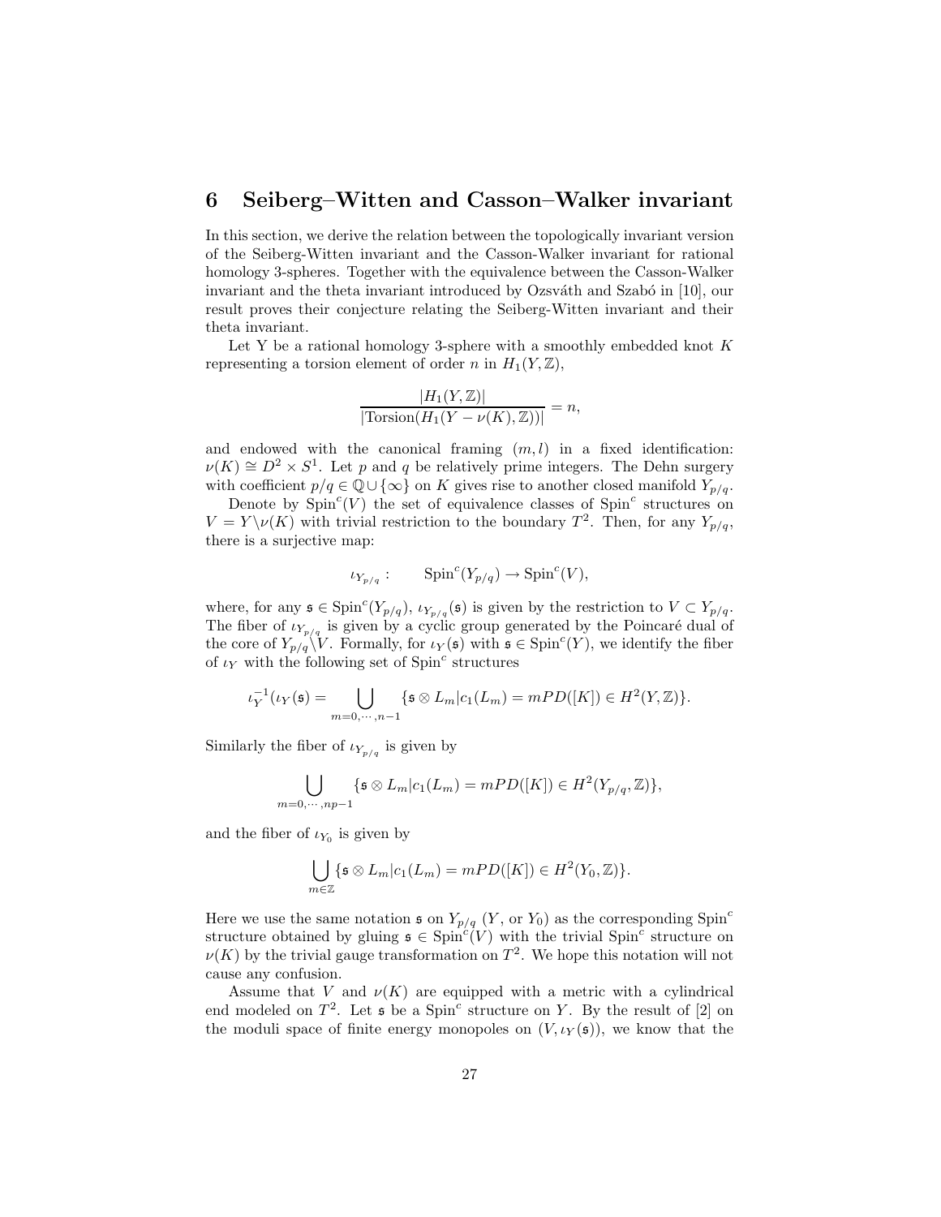## 6 Seiberg–Witten and Casson–Walker invariant

In this section, we derive the relation between the topologically invariant version of the Seiberg-Witten invariant and the Casson-Walker invariant for rational homology 3-spheres. Together with the equivalence between the Casson-Walker invariant and the theta invariant introduced by Ozsváth and Szabó in [10], our result proves their conjecture relating the Seiberg-Witten invariant and their theta invariant.

Let Y be a rational homology 3-sphere with a smoothly embedded knot $K$ representing a torsion element of order $n$ in $H_1(Y, \mathbb{Z})$,

$$\frac{|H_1(Y, \mathbb{Z})|}{|\mathrm{Torsion}(H_1(Y - \nu(K), \mathbb{Z}))|} = n,$$

and endowed with the canonical framing $(m, l)$ in a fixed identification: $\nu(K) \cong D^2 \times S^1$. Let $p$ and $q$ be relatively prime integers. The Dehn surgery with coefficient $p/q \in \mathbb{Q} \cup \{\infty\}$ on $K$ gives rise to another closed manifold $Y_{p/q}$.

Denote by $\mathrm{Spin}^c(V)$ the set of equivalence classes of $\mathrm{Spin}^c$ structures on $V = Y \backslash \nu(K)$ with trivial restriction to the boundary $T^2$. Then, for any $Y_{p/q}$, there is a surjective map:

$$\iota_{Y_{p/q}} : \qquad \mathrm{Spin}^c(Y_{p/q}) \to \mathrm{Spin}^c(V),$$

where, for any $\mathfrak{s} \in \mathrm{Spin}^c(Y_{p/q})$, $\iota_{Y_{p/q}}(\mathfrak{s})$ is given by the restriction to $V \subset Y_{p/q}$. The fiber of $\iota_{Y_{p/q}}$ is given by a cyclic group generated by the Poincaré dual of the core of $Y_{p/q} \backslash V$. Formally, for $\iota_Y(\mathfrak{s})$ with $\mathfrak{s} \in \mathrm{Spin}^c(Y)$, we identify the fiber of $\iota_Y$ with the following set of $\mathrm{Spin}^c$ structures

$$\iota_Y^{-1}(\iota_Y(\mathfrak{s}) = \bigcup_{m=0,\cdots,n-1} \{\mathfrak{s} \otimes L_m | c_1(L_m) = mPD([K]) \in H^2(Y, \mathbb{Z})\}.$$

Similarly the fiber of $\iota_{Y_{p/q}}$ is given by

$$\bigcup_{m=0,\cdots,np-1} \{\mathfrak{s} \otimes L_m | c_1(L_m) = mPD([K]) \in H^2(Y_{p/q}, \mathbb{Z})\},$$

and the fiber of $\iota_{Y_0}$ is given by

$$\bigcup_{m \in \mathbb{Z}} \{\mathfrak{s} \otimes L_m | c_1(L_m) = mPD([K]) \in H^2(Y_0, \mathbb{Z})\}.$$

Here we use the same notation $\mathfrak{s}$ on $Y_{p/q}$ ($Y$, or $Y_0$) as the corresponding $\mathrm{Spin}^c$ structure obtained by gluing $\mathfrak{s} \in \mathrm{Spin}^c(V)$ with the trivial $\mathrm{Spin}^c$ structure on $\nu(K)$ by the trivial gauge transformation on $T^2$. We hope this notation will not cause any confusion.

Assume that $V$ and $\nu(K)$ are equipped with a metric with a cylindrical end modeled on $T^2$. Let $\mathfrak{s}$ be a $\mathrm{Spin}^c$ structure on $Y$. By the result of [2] on the moduli space of finite energy monopoles on $(V, \iota_Y(\mathfrak{s}))$, we know that the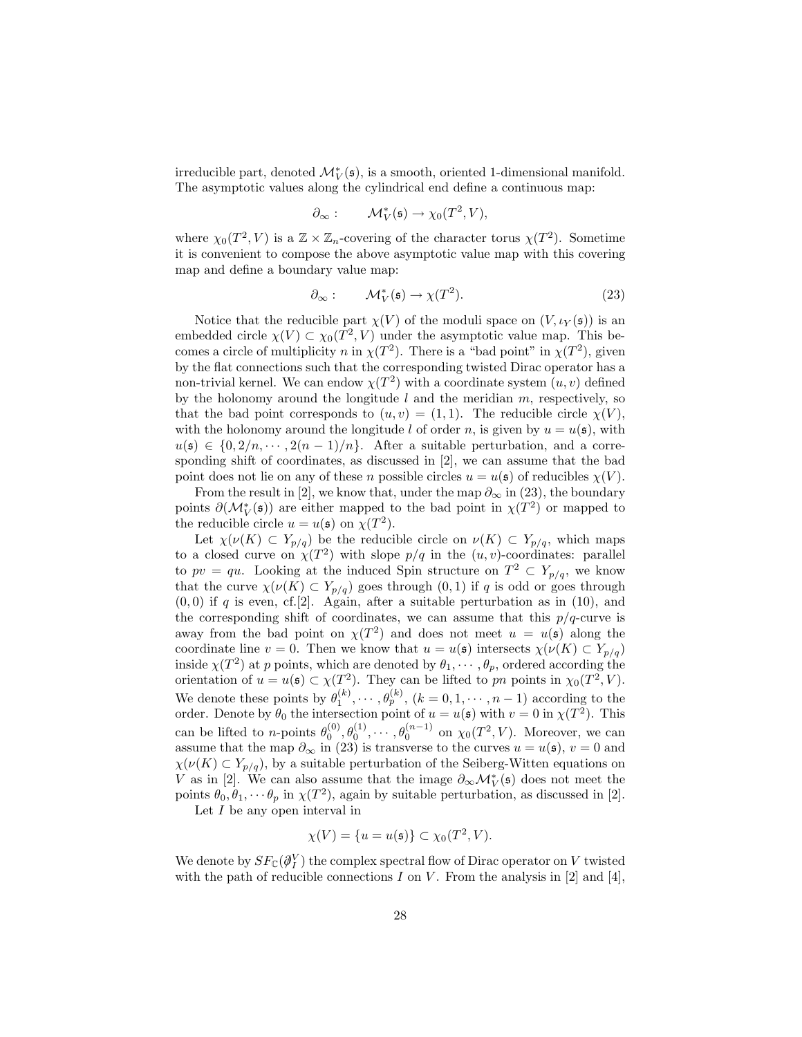irreducible part, denoted $\mathcal{M}_V^*(\mathfrak{s})$, is a smooth, oriented 1-dimensional manifold. The asymptotic values along the cylindrical end define a continuous map:

$$\partial_\infty : \qquad \mathcal{M}_V^*(\mathfrak{s}) \to \chi_0(T^2, V),$$

where $\chi_0(T^2, V)$ is a $\mathbb{Z} \times \mathbb{Z}_n$-covering of the character torus $\chi(T^2)$. Sometime it is convenient to compose the above asymptotic value map with this covering map and define a boundary value map:

$$\partial_\infty : \qquad \mathcal{M}_V^*(\mathfrak{s}) \to \chi(T^2). \tag{23}$$

Notice that the reducible part $\chi(V)$ of the moduli space on $(V, \iota_Y(\mathfrak{s}))$ is an embedded circle $\chi(V) \subset \chi_0(T^2, V)$ under the asymptotic value map. This becomes a circle of multiplicity $n$ in $\chi(T^2)$. There is a "bad point" in $\chi(T^2)$, given by the flat connections such that the corresponding twisted Dirac operator has a non-trivial kernel. We can endow $\chi(T^2)$ with a coordinate system $(u, v)$ defined by the holonomy around the longitude $l$ and the meridian $m$, respectively, so that the bad point corresponds to $(u, v) = (1, 1)$. The reducible circle $\chi(V)$, with the holonomy around the longitude $l$ of order $n$, is given by $u = u(\mathfrak{s})$, with $u(\mathfrak{s}) \in \{0, 2/n, \cdots, 2(n-1)/n\}$. After a suitable perturbation, and a corresponding shift of coordinates, as discussed in [2], we can assume that the bad point does not lie on any of these $n$ possible circles $u = u(\mathfrak{s})$ of reducibles $\chi(V)$.

From the result in [2], we know that, under the map $\partial_\infty$ in (23), the boundary points $\partial(\mathcal{M}_V^*(\mathfrak{s}))$ are either mapped to the bad point in $\chi(T^2)$ or mapped to the reducible circle $u = u(\mathfrak{s})$ on $\chi(T^2)$.

Let $\chi(\nu(K) \subset Y_{p/q})$ be the reducible circle on $\nu(K) \subset Y_{p/q}$, which maps to a closed curve on $\chi(T^2)$ with slope $p/q$ in the $(u, v)$-coordinates: parallel to $pv = qu$. Looking at the induced Spin structure on $T^2 \subset Y_{p/q}$, we know that the curve $\chi(\nu(K) \subset Y_{p/q})$ goes through $(0, 1)$ if $q$ is odd or goes through $(0, 0)$ if $q$ is even, cf.[2]. Again, after a suitable perturbation as in (10), and the corresponding shift of coordinates, we can assume that this $p/q$-curve is away from the bad point on $\chi(T^2)$ and does not meet $u = u(\mathfrak{s})$ along the coordinate line $v = 0$. Then we know that $u = u(\mathfrak{s})$ intersects $\chi(\nu(K) \subset Y_{p/q})$ inside $\chi(T^2)$ at $p$ points, which are denoted by $\theta_1, \cdots, \theta_p$, ordered according the orientation of $u = u(\mathfrak{s}) \subset \chi(T^2)$. They can be lifted to $pn$ points in $\chi_0(T^2, V)$. We denote these points by $\theta_1^{(k)}, \cdots, \theta_p^{(k)}$, $(k = 0, 1, \cdots, n-1)$ according to the order. Denote by $\theta_0$ the intersection point of $u = u(\mathfrak{s})$ with $v = 0$ in $\chi(T^2)$. This can be lifted to $n$-points $\theta_0^{(0)}, \theta_0^{(1)}, \cdots, \theta_0^{(n-1)}$ on $\chi_0(T^2, V)$. Moreover, we can assume that the map $\partial_\infty$ in (23) is transverse to the curves $u = u(\mathfrak{s})$, $v = 0$ and $\chi(\nu(K) \subset Y_{p/q})$, by a suitable perturbation of the Seiberg-Witten equations on $V$ as in [2]. We can also assume that the image $\partial_\infty \mathcal{M}_V^*(\mathfrak{s})$ does not meet the points $\theta_0, \theta_1, \cdots \theta_p$ in $\chi(T^2)$, again by suitable perturbation, as discussed in [2].

Let $I$ be any open interval in

$$\chi(V) = \{u = u(\mathfrak{s})\} \subset \chi_0(T^2, V).$$

We denote by $SF_{\mathbb{C}}(\not{\partial}_I^V)$ the complex spectral flow of Dirac operator on $V$ twisted with the path of reducible connections $I$ on $V$. From the analysis in [2] and [4],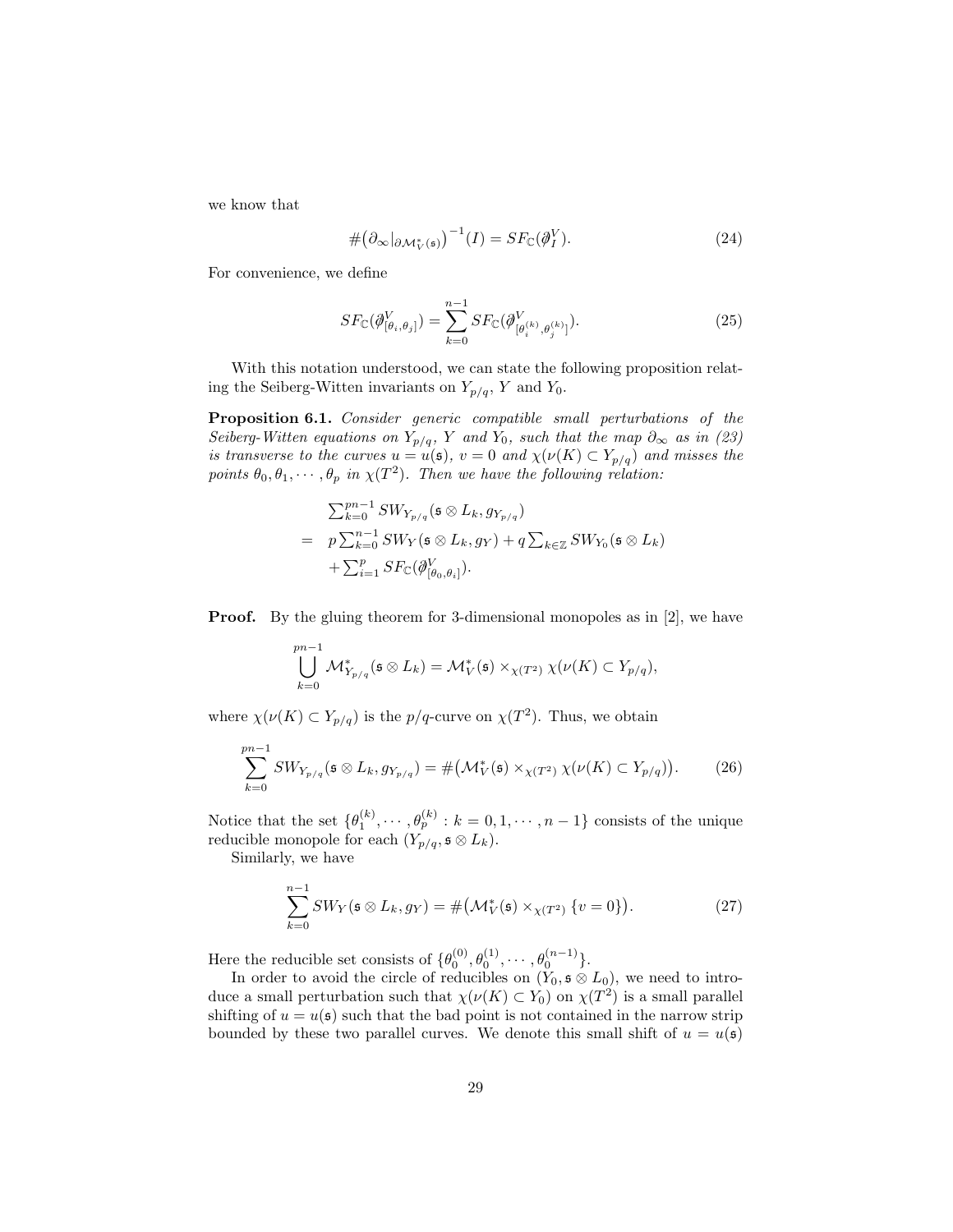we know that

$$\#\big(\partial_\infty|_{\partial\mathcal{M}^*_V(\mathfrak{s})}\big)^{-1}(I) = SF_{\mathbb{C}}(\not\partial^V_I). \tag{24}$$

For convenience, we define

$$SF_{\mathbb{C}}(\not\partial^V_{[\theta_i,\theta_j]}) = \sum_{k=0}^{n-1} SF_{\mathbb{C}}(\not\partial^V_{[\theta_i^{(k)},\theta_j^{(k)}]}). \tag{25}$$

With this notation understood, we can state the following proposition relating the Seiberg-Witten invariants on $Y_{p/q}$, $Y$ and $Y_0$.

**Proposition 6.1.** *Consider generic compatible small perturbations of the Seiberg-Witten equations on $Y_{p/q}$, $Y$ and $Y_0$, such that the map $\partial_\infty$ as in (23) is transverse to the curves $u = u(\mathfrak{s})$, $v = 0$ and $\chi(\nu(K) \subset Y_{p/q})$ and misses the points $\theta_0, \theta_1, \cdots, \theta_p$ in $\chi(T^2)$. Then we have the following relation:*

$$\begin{aligned} & \textstyle\sum_{k=0}^{pn-1} SW_{Y_{p/q}}(\mathfrak{s}\otimes L_k, g_{Y_{p/q}}) \\ = \;& p\textstyle\sum_{k=0}^{n-1} SW_Y(\mathfrak{s}\otimes L_k, g_Y) + q\sum_{k\in\mathbb{Z}} SW_{Y_0}(\mathfrak{s}\otimes L_k) \\ & +\textstyle\sum_{i=1}^{p} SF_{\mathbb{C}}(\not\partial^V_{[\theta_0,\theta_i]}). \end{aligned}$$

**Proof.** By the gluing theorem for 3-dimensional monopoles as in [2], we have

$$\bigcup_{k=0}^{pn-1} \mathcal{M}^*_{Y_{p/q}}(\mathfrak{s}\otimes L_k) = \mathcal{M}^*_V(\mathfrak{s}) \times_{\chi(T^2)} \chi(\nu(K)\subset Y_{p/q}),$$

where $\chi(\nu(K)\subset Y_{p/q})$ is the $p/q$-curve on $\chi(T^2)$. Thus, we obtain

$$\sum_{k=0}^{pn-1} SW_{Y_{p/q}}(\mathfrak{s}\otimes L_k, g_{Y_{p/q}}) = \#\big(\mathcal{M}^*_V(\mathfrak{s}) \times_{\chi(T^2)} \chi(\nu(K)\subset Y_{p/q})\big). \tag{26}$$

Notice that the set $\{\theta_1^{(k)}, \cdots, \theta_p^{(k)} : k = 0, 1, \cdots, n-1\}$ consists of the unique reducible monopole for each $(Y_{p/q}, \mathfrak{s}\otimes L_k)$.

Similarly, we have

$$\sum_{k=0}^{n-1} SW_Y(\mathfrak{s}\otimes L_k, g_Y) = \#\big(\mathcal{M}^*_V(\mathfrak{s}) \times_{\chi(T^2)} \{v=0\}\big). \tag{27}$$

Here the reducible set consists of $\{\theta_0^{(0)}, \theta_0^{(1)}, \cdots, \theta_0^{(n-1)}\}$.

In order to avoid the circle of reducibles on $(Y_0, \mathfrak{s}\otimes L_0)$, we need to introduce a small perturbation such that $\chi(\nu(K)\subset Y_0)$ on $\chi(T^2)$ is a small parallel shifting of $u = u(\mathfrak{s})$ such that the bad point is not contained in the narrow strip bounded by these two parallel curves. We denote this small shift of $u = u(\mathfrak{s})$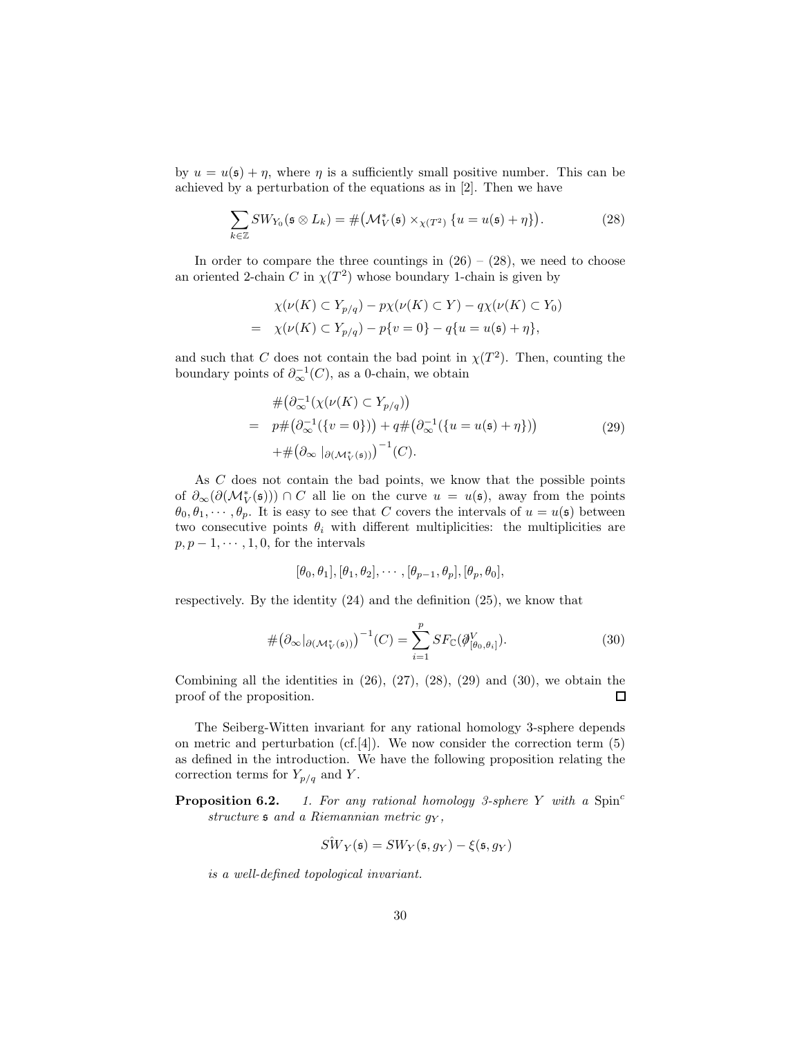by $u = u(\mathfrak{s}) + \eta$, where $\eta$ is a sufficiently small positive number. This can be achieved by a perturbation of the equations as in [2]. Then we have

$$\sum_{k\in\mathbb{Z}} SW_{Y_0}(\mathfrak{s}\otimes L_k) = \#\big(\mathcal{M}^*_V(\mathfrak{s}) \times_{\chi(T^2)} \{u = u(\mathfrak{s})+\eta\}\big). \tag{28}$$

In order to compare the three countings in (26) – (28), we need to choose an oriented 2-chain $C$ in $\chi(T^2)$ whose boundary 1-chain is given by

$$\begin{aligned} & \chi(\nu(K) \subset Y_{p/q}) - p\chi(\nu(K)\subset Y) - q\chi(\nu(K)\subset Y_0) \\ = \quad & \chi(\nu(K)\subset Y_{p/q}) - p\{v=0\} - q\{u = u(\mathfrak{s})+\eta\}, \end{aligned}$$

and such that $C$ does not contain the bad point in $\chi(T^2)$. Then, counting the boundary points of $\partial_\infty^{-1}(C)$, as a 0-chain, we obtain

$$\begin{aligned} & \#\big(\partial_\infty^{-1}(\chi(\nu(K)\subset Y_{p/q})\big) \\ = \quad & p\#\big(\partial_\infty^{-1}(\{v=0\})\big) + q\#\big(\partial_\infty^{-1}(\{u=u(\mathfrak{s})+\eta\})\big) \\ & +\#\big(\partial_\infty\,|_{\partial(\mathcal{M}^*_V(\mathfrak{s}))}\big)^{-1}(C). \end{aligned} \tag{29}$$

As $C$ does not contain the bad points, we know that the possible points of $\partial_\infty(\partial(\mathcal{M}^*_V(\mathfrak{s})))\cap C$ all lie on the curve $u = u(\mathfrak{s})$, away from the points $\theta_0, \theta_1, \cdots, \theta_p$. It is easy to see that $C$ covers the intervals of $u = u(\mathfrak{s})$ between two consecutive points $\theta_i$ with different multiplicities: the multiplicities are $p, p-1, \cdots, 1, 0$, for the intervals

$$[\theta_0,\theta_1], [\theta_1,\theta_2], \cdots, [\theta_{p-1},\theta_p], [\theta_p,\theta_0],$$

respectively. By the identity (24) and the definition (25), we know that

$$\#\big(\partial_\infty|_{\partial(\mathcal{M}^*_V(\mathfrak{s}))}\big)^{-1}(C) = \sum_{i=1}^{p} SF_{\mathbb{C}}(\not{\partial}^V_{[\theta_0,\theta_i]}). \tag{30}$$

Combining all the identities in (26), (27), (28), (29) and (30), we obtain the proof of the proposition. □

The Seiberg-Witten invariant for any rational homology 3-sphere depends on metric and perturbation (cf.[4]). We now consider the correction term (5) as defined in the introduction. We have the following proposition relating the correction terms for $Y_{p/q}$ and $Y$.

**Proposition 6.2.** *1. For any rational homology 3-sphere $Y$ with a* Spin$^c$ *structure $\mathfrak{s}$ and a Riemannian metric $g_Y$,*

$$\hat{SW}_Y(\mathfrak{s}) = SW_Y(\mathfrak{s}, g_Y) - \xi(\mathfrak{s}, g_Y)$$

*is a well-defined topological invariant.*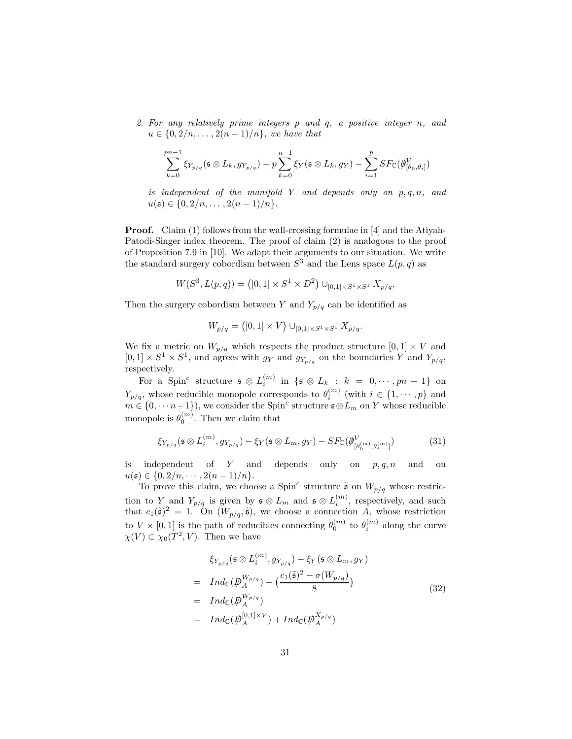2. *For any relatively prime integers $p$ and $q$, a positive integer $n$, and $u \in \{0, 2/n, \ldots, 2(n-1)/n\}$, we have that*

$$\sum_{k=0}^{pn-1} \xi_{Y_{p/q}}(\mathfrak{s} \otimes L_k, g_{Y_{p/q}}) - p \sum_{k=0}^{n-1} \xi_Y(\mathfrak{s} \otimes L_k, g_Y) - \sum_{i=1}^{p} SF_{\mathbb{C}}(\not{\partial}^V_{[\theta_0, \theta_i]})$$

*is independent of the manifold $Y$ and depends only on $p, q, n$, and $u(\mathfrak{s}) \in \{0, 2/n, \ldots, 2(n-1)/n\}$.*

**Proof.** Claim (1) follows from the wall-crossing formulae in [4] and the Atiyah-Patodi-Singer index theorem. The proof of claim (2) is analogous to the proof of Proposition 7.9 in [10]. We adapt their arguments to our situation. We write the standard surgery cobordism between $S^3$ and the Lens space $L(p,q)$ as

$$W(S^3, L(p,q)) = \big([0,1] \times S^1 \times D^2\big) \cup_{[0,1]\times S^1 \times S^1} X_{p/q},$$

Then the surgery cobordism between $Y$ and $Y_{p/q}$ can be identified as

$$W_{p/q} = \big([0,1] \times V\big) \cup_{[0,1]\times S^1 \times S^1} X_{p/q}.$$

We fix a metric on $W_{p/q}$ which respects the product structure $[0,1] \times V$ and $[0,1] \times S^1 \times S^1$, and agrees with $g_Y$ and $g_{Y_{p/q}}$ on the boundaries $Y$ and $Y_{p/q}$, respectively.

For a Spin$^c$ structure $\mathfrak{s} \otimes L_i^{(m)}$ in $\{\mathfrak{s} \otimes L_k : k = 0, \cdots, pn-1\}$ on $Y_{p/q}$, whose reducible monopole corresponds to $\theta_i^{(m)}$ (with $i \in \{1, \cdots, p\}$ and $m \in \{0, \cdots n-1\}$), we consider the Spin$^c$ structure $\mathfrak{s} \otimes L_m$ on $Y$ whose reducible monopole is $\theta_0^{(m)}$. Then we claim that

$$\xi_{Y_{p/q}}(\mathfrak{s} \otimes L_i^{(m)}, g_{Y_{p/q}}) - \xi_Y(\mathfrak{s} \otimes L_m, g_Y) - SF_{\mathbb{C}}(\not{\partial}^V_{[\theta_0^{(m)}, \theta_i^{(m)}]}) \tag{31}$$

is independent of $Y$ and depends only on $p, q, n$ and on $u(\mathfrak{s}) \in \{0, 2/n, \cdots, 2(n-1)/n\}$.

To prove this claim, we choose a Spin$^c$ structure $\tilde{\mathfrak{s}}$ on $W_{p/q}$ whose restriction to $Y$ and $Y_{p/q}$ is given by $\mathfrak{s} \otimes L_m$ and $\mathfrak{s} \otimes L_i^{(m)}$, respectively, and such that $c_1(\tilde{\mathfrak{s}})^2 = 1$. On $(W_{p/q}, \tilde{\mathfrak{s}})$, we choose a connection $A$, whose restriction to $V \times [0,1]$ is the path of reducibles connecting $\theta_0^{(m)}$ to $\theta_i^{(m)}$ along the curve $\chi(V) \subset \chi_0(T^2, V)$. Then we have

$$\begin{aligned}
& \xi_{Y_{p/q}}(\mathfrak{s} \otimes L_i^{(m)}, g_{Y_{p/q}}) - \xi_Y(\mathfrak{s} \otimes L_m, g_Y) \\
= \;& Ind_{\mathbb{C}}(\not{D}_A^{W_{p/q}}) - \big(\frac{c_1(\tilde{\mathfrak{s}})^2 - \sigma(W_{p/q})}{8}\big) \\
= \;& Ind_{\mathbb{C}}(\not{D}_A^{W_{p/q}}) \\
= \;& Ind_{\mathbb{C}}(\not{D}_A^{[0,1]\times V}) + Ind_{\mathbb{C}}(\not{D}_A^{X_{p/q}})
\end{aligned} \tag{32}$$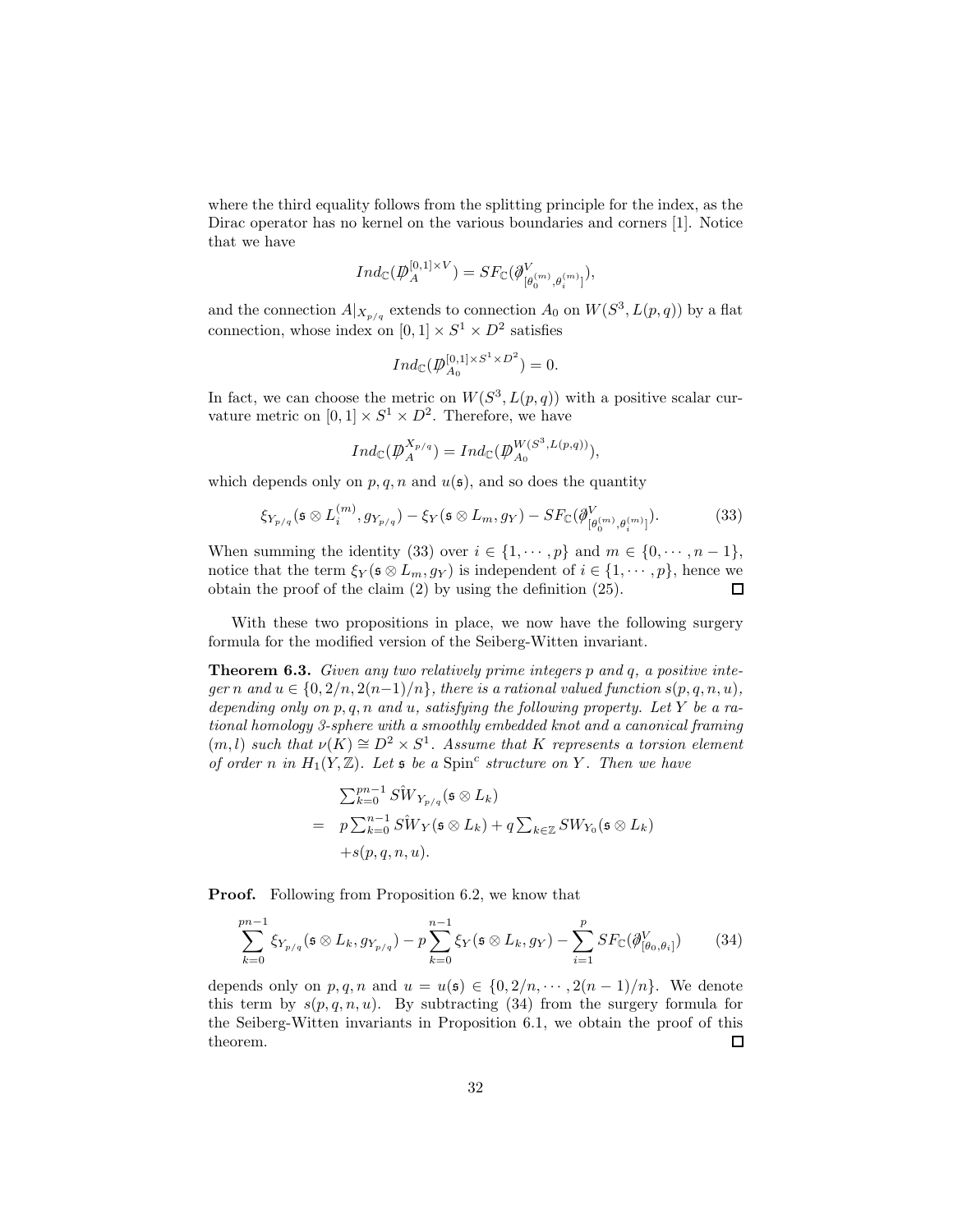where the third equality follows from the splitting principle for the index, as the Dirac operator has no kernel on the various boundaries and corners [1]. Notice that we have

$$Ind_{\mathbb{C}}(\not{D}_A^{[0,1]\times V}) = SF_{\mathbb{C}}(\not{\partial}^V_{[\theta_0^{(m)},\theta_i^{(m)}]}),$$

and the connection $A|_{X_{p/q}}$ extends to connection $A_0$ on $W(S^3, L(p,q))$ by a flat connection, whose index on $[0,1]\times S^1 \times D^2$ satisfies

$$Ind_{\mathbb{C}}(\not{D}_{A_0}^{[0,1]\times S^1\times D^2}) = 0.$$

In fact, we can choose the metric on $W(S^3, L(p,q))$ with a positive scalar curvature metric on $[0,1]\times S^1 \times D^2$. Therefore, we have

$$Ind_{\mathbb{C}}(\not{D}_A^{X_{p/q}}) = Ind_{\mathbb{C}}(\not{D}_{A_0}^{W(S^3,L(p,q))}),$$

which depends only on $p, q, n$ and $u(\mathfrak{s})$, and so does the quantity

$$\xi_{Y_{p/q}}(\mathfrak{s}\otimes L_i^{(m)}, g_{Y_{p/q}}) - \xi_Y(\mathfrak{s}\otimes L_m, g_Y) - SF_{\mathbb{C}}(\not{\partial}^V_{[\theta_0^{(m)},\theta_i^{(m)}]}). \tag{33}$$

When summing the identity (33) over $i \in \{1,\cdots,p\}$ and $m \in \{0,\cdots,n-1\}$, notice that the term $\xi_Y(\mathfrak{s}\otimes L_m, g_Y)$ is independent of $i \in \{1,\cdots,p\}$, hence we obtain the proof of the claim (2) by using the definition (25). ☐

With these two propositions in place, we now have the following surgery formula for the modified version of the Seiberg-Witten invariant.

**Theorem 6.3.** *Given any two relatively prime integers $p$ and $q$, a positive integer $n$ and $u \in \{0, 2/n, 2(n-1)/n\}$, there is a rational valued function $s(p,q,n,u)$, depending only on $p, q, n$ and $u$, satisfying the following property. Let $Y$ be a rational homology 3-sphere with a smoothly embedded knot and a canonical framing $(m,l)$ such that $\nu(K) \cong D^2\times S^1$. Assume that $K$ represents a torsion element of order $n$ in $H_1(Y,\mathbb{Z})$. Let $\mathfrak{s}$ be a $\mathrm{Spin}^c$ structure on $Y$. Then we have*

$$\begin{aligned} &\textstyle\sum_{k=0}^{pn-1} S\hat{W}_{Y_{p/q}}(\mathfrak{s}\otimes L_k) \\ =\;& p\textstyle\sum_{k=0}^{n-1} S\hat{W}_Y(\mathfrak{s}\otimes L_k) + q\sum_{k\in\mathbb{Z}} SW_{Y_0}(\mathfrak{s}\otimes L_k) \\ &+ s(p,q,n,u). \end{aligned}$$

**Proof.** Following from Proposition 6.2, we know that

$$\sum_{k=0}^{pn-1} \xi_{Y_{p/q}}(\mathfrak{s}\otimes L_k, g_{Y_{p/q}}) - p\sum_{k=0}^{n-1} \xi_Y(\mathfrak{s}\otimes L_k, g_Y) - \sum_{i=1}^{p} SF_{\mathbb{C}}(\not{\partial}^V_{[\theta_0,\theta_i]}) \tag{34}$$

depends only on $p, q, n$ and $u = u(\mathfrak{s}) \in \{0, 2/n, \cdots, 2(n-1)/n\}$. We denote this term by $s(p,q,n,u)$. By subtracting (34) from the surgery formula for the Seiberg-Witten invariants in Proposition 6.1, we obtain the proof of this theorem. ☐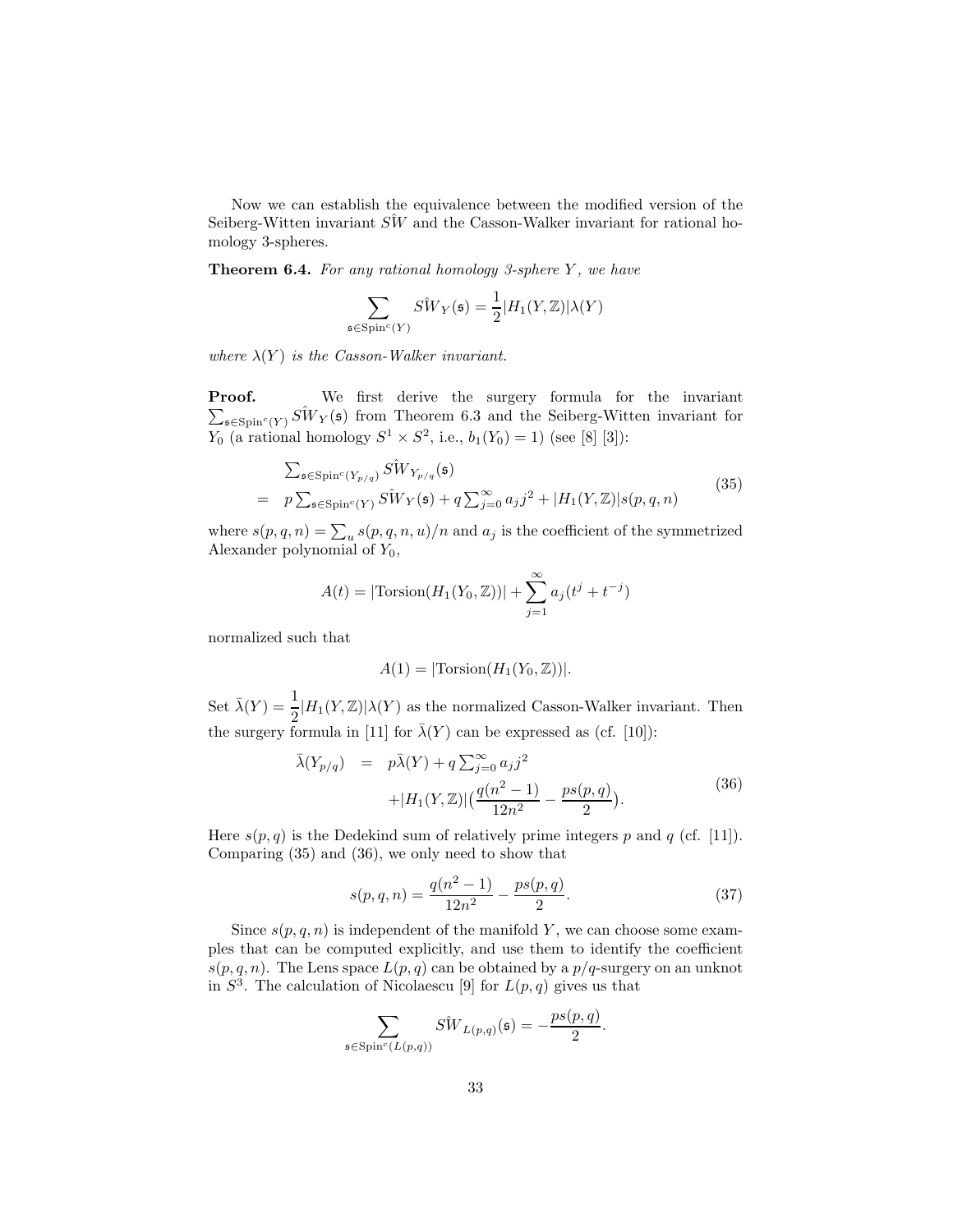Now we can establish the equivalence between the modified version of the Seiberg-Witten invariant $S\hat{W}$ and the Casson-Walker invariant for rational homology 3-spheres.

**Theorem 6.4.** *For any rational homology 3-sphere $Y$, we have*

$$\sum_{\mathfrak{s}\in \mathrm{Spin}^c(Y)} S\hat{W}_Y(\mathfrak{s}) = \frac{1}{2}|H_1(Y,\mathbb{Z})|\lambda(Y)$$

*where $\lambda(Y)$ is the Casson-Walker invariant.*

**Proof.** We first derive the surgery formula for the invariant $\sum_{\mathfrak{s}\in \mathrm{Spin}^c(Y)} S\hat{W}_Y(\mathfrak{s})$ from Theorem 6.3 and the Seiberg-Witten invariant for $Y_0$ (a rational homology $S^1\times S^2$, i.e., $b_1(Y_0)=1$) (see [8] [3]):

$$\begin{aligned}
&\textstyle\sum_{\mathfrak{s}\in \mathrm{Spin}^c(Y_{p/q})} S\hat{W}_{Y_{p/q}}(\mathfrak{s}) \\
= \;& p\textstyle\sum_{\mathfrak{s}\in \mathrm{Spin}^c(Y)} S\hat{W}_Y(\mathfrak{s}) + q\sum_{j=0}^{\infty} a_j j^2 + |H_1(Y,\mathbb{Z})| s(p,q,n)
\end{aligned} \tag{35}$$

where $s(p,q,n)=\sum_u s(p,q,n,u)/n$ and $a_j$ is the coefficient of the symmetrized Alexander polynomial of $Y_0$,

$$A(t) = |\mathrm{Torsion}(H_1(Y_0,\mathbb{Z}))| + \sum_{j=1}^{\infty} a_j(t^j + t^{-j})$$

normalized such that

$$A(1) = |\mathrm{Torsion}(H_1(Y_0,\mathbb{Z}))|.$$

Set $\bar{\lambda}(Y) = \dfrac{1}{2}|H_1(Y,\mathbb{Z})|\lambda(Y)$ as the normalized Casson-Walker invariant. Then the surgery formula in [11] for $\bar{\lambda}(Y)$ can be expressed as (cf. [10]):

$$\begin{aligned}
\bar{\lambda}(Y_{p/q}) \;=\;& p\bar{\lambda}(Y) + q\textstyle\sum_{j=0}^{\infty} a_j j^2 \\
&+|H_1(Y,\mathbb{Z})|\big(\dfrac{q(n^2-1)}{12n^2} - \dfrac{ps(p,q)}{2}\big).
\end{aligned} \tag{36}$$

Here $s(p,q)$ is the Dedekind sum of relatively prime integers $p$ and $q$ (cf. [11]). Comparing (35) and (36), we only need to show that

$$s(p,q,n) = \frac{q(n^2-1)}{12n^2} - \frac{ps(p,q)}{2}. \tag{37}$$

Since $s(p,q,n)$ is independent of the manifold $Y$, we can choose some examples that can be computed explicitly, and use them to identify the coefficient $s(p,q,n)$. The Lens space $L(p,q)$ can be obtained by a $p/q$-surgery on an unknot in $S^3$. The calculation of Nicolaescu [9] for $L(p,q)$ gives us that

$$\sum_{\mathfrak{s}\in \mathrm{Spin}^c(L(p,q))} S\hat{W}_{L(p,q)}(\mathfrak{s}) = -\frac{ps(p,q)}{2}.$$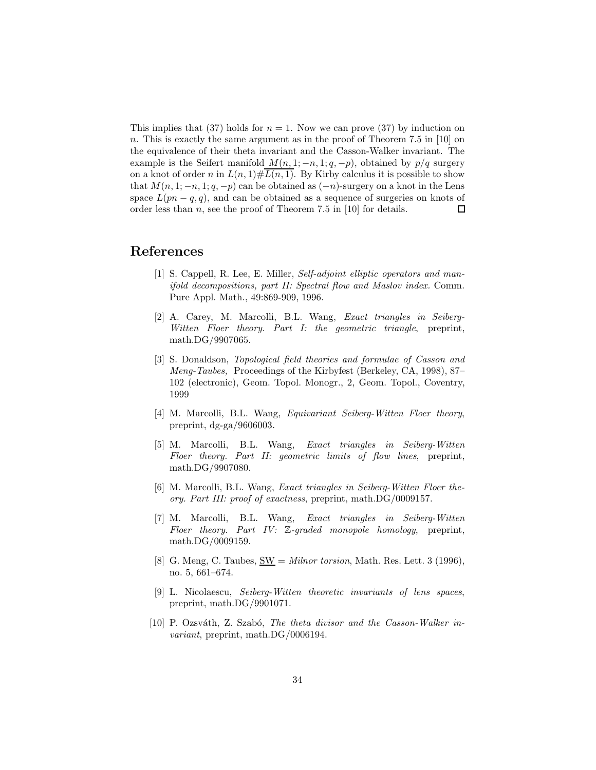This implies that (37) holds for $n = 1$. Now we can prove (37) by induction on $n$. This is exactly the same argument as in the proof of Theorem 7.5 in [10] on the equivalence of their theta invariant and the Casson-Walker invariant. The example is the Seifert manifold $M(n, 1; -n, 1; q, -p)$, obtained by $p/q$ surgery on a knot of order $n$ in $L(n, 1)\#\overline{L(n, 1)}$. By Kirby calculus it is possible to show that $M(n, 1; -n, 1; q, -p)$ can be obtained as $(-n)$-surgery on a knot in the Lens space $L(pn - q, q)$, and can be obtained as a sequence of surgeries on knots of order less than $n$, see the proof of Theorem 7.5 in [10] for details. $\square$

# References

[1] S. Cappell, R. Lee, E. Miller, *Self-adjoint elliptic operators and manifold decompositions, part II: Spectral flow and Maslov index.* Comm. Pure Appl. Math., 49:869-909, 1996.

[2] A. Carey, M. Marcolli, B.L. Wang, *Exact triangles in Seiberg-Witten Floer theory. Part I: the geometric triangle*, preprint, math.DG/9907065.

[3] S. Donaldson, *Topological field theories and formulae of Casson and Meng-Taubes,* Proceedings of the Kirbyfest (Berkeley, CA, 1998), 87–102 (electronic), Geom. Topol. Monogr., 2, Geom. Topol., Coventry, 1999

[4] M. Marcolli, B.L. Wang, *Equivariant Seiberg-Witten Floer theory*, preprint, dg-ga/9606003.

[5] M. Marcolli, B.L. Wang, *Exact triangles in Seiberg-Witten Floer theory. Part II: geometric limits of flow lines*, preprint, math.DG/9907080.

[6] M. Marcolli, B.L. Wang, *Exact triangles in Seiberg-Witten Floer theory. Part III: proof of exactness*, preprint, math.DG/0009157.

[7] M. Marcolli, B.L. Wang, *Exact triangles in Seiberg-Witten Floer theory. Part IV: $\mathbb{Z}$-graded monopole homology*, preprint, math.DG/0009159.

[8] G. Meng, C. Taubes, $\underline{\mathrm{SW}}$ = *Milnor torsion*, Math. Res. Lett. 3 (1996), no. 5, 661–674.

[9] L. Nicolaescu, *Seiberg-Witten theoretic invariants of lens spaces*, preprint, math.DG/9901071.

[10] P. Ozsváth, Z. Szabó, *The theta divisor and the Casson-Walker invariant*, preprint, math.DG/0006194.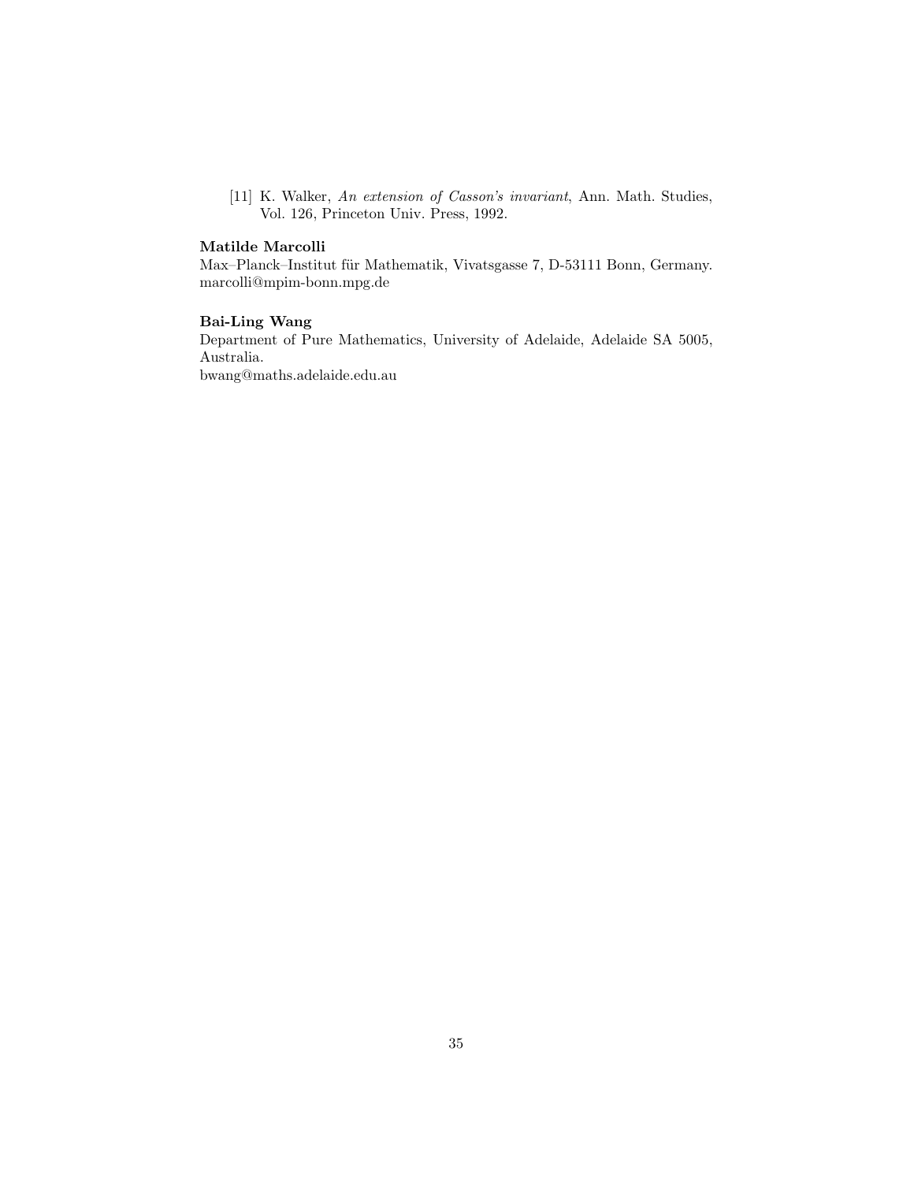[11] K. Walker, *An extension of Casson's invariant*, Ann. Math. Studies, Vol. 126, Princeton Univ. Press, 1992.

**Matilde Marcolli**
Max–Planck–Institut für Mathematik, Vivatsgasse 7, D-53111 Bonn, Germany.
marcolli@mpim-bonn.mpg.de

**Bai-Ling Wang**
Department of Pure Mathematics, University of Adelaide, Adelaide SA 5005, Australia.
bwang@maths.adelaide.edu.au